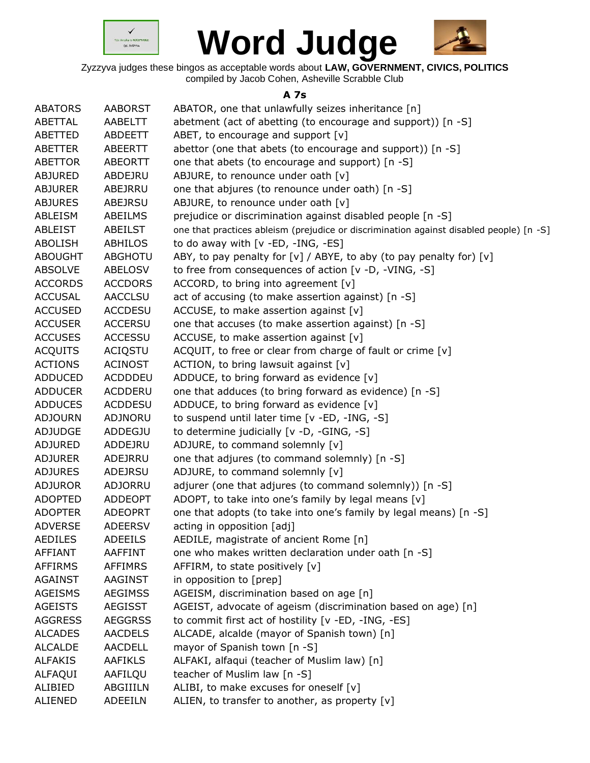# Word Judge

Zyzzyva judges these bingos as acceptable words about **LAW, GOVERNMENT, CIVICS, POLITICS**
compiled by Jacob Cohen, Asheville Scrabble Club

### A 7s

| | | |
|---|---|---|
| ABATORS | AABORST | ABATOR, one that unlawfully seizes inheritance [n] |
| ABETTAL | AABELTT | abetment (act of abetting (to encourage and support)) [n -S] |
| ABETTED | ABDEETT | ABET, to encourage and support [v] |
| ABETTER | ABEERTT | abettor (one that abets (to encourage and support)) [n -S] |
| ABETTOR | ABEORTT | one that abets (to encourage and support) [n -S] |
| ABJURED | ABDEJRU | ABJURE, to renounce under oath [v] |
| ABJURER | ABEJRRU | one that abjures (to renounce under oath) [n -S] |
| ABJURES | ABEJRSU | ABJURE, to renounce under oath [v] |
| ABLEISM | ABEILMS | prejudice or discrimination against disabled people [n -S] |
| ABLEIST | ABEILST | one that practices ableism (prejudice or discrimination against disabled people) [n -S] |
| ABOLISH | ABHILOS | to do away with [v -ED, -ING, -ES] |
| ABOUGHT | ABGHOTU | ABY, to pay penalty for [v] / ABYE, to aby (to pay penalty for) [v] |
| ABSOLVE | ABELOSV | to free from consequences of action [v -D, -VING, -S] |
| ACCORDS | ACCDORS | ACCORD, to bring into agreement [v] |
| ACCUSAL | AACCLSU | act of accusing (to make assertion against) [n -S] |
| ACCUSED | ACCDESU | ACCUSE, to make assertion against [v] |
| ACCUSER | ACCERSU | one that accuses (to make assertion against) [n -S] |
| ACCUSES | ACCESSU | ACCUSE, to make assertion against [v] |
| ACQUITS | ACIQSTU | ACQUIT, to free or clear from charge of fault or crime [v] |
| ACTIONS | ACINOST | ACTION, to bring lawsuit against [v] |
| ADDUCED | ACDDDEU | ADDUCE, to bring forward as evidence [v] |
| ADDUCER | ACDDERU | one that adduces (to bring forward as evidence) [n -S] |
| ADDUCES | ACDDESU | ADDUCE, to bring forward as evidence [v] |
| ADJOURN | ADJNORU | to suspend until later time [v -ED, -ING, -S] |
| ADJUDGE | ADDEGJU | to determine judicially [v -D, -GING, -S] |
| ADJURED | ADDEJRU | ADJURE, to command solemnly [v] |
| ADJURER | ADEJRRU | one that adjures (to command solemnly) [n -S] |
| ADJURES | ADEJRSU | ADJURE, to command solemnly [v] |
| ADJUROR | ADJORRU | adjurer (one that adjures (to command solemnly)) [n -S] |
| ADOPTED | ADDEOPT | ADOPT, to take into one's family by legal means [v] |
| ADOPTER | ADEOPRT | one that adopts (to take into one's family by legal means) [n -S] |
| ADVERSE | ADEERSV | acting in opposition [adj] |
| AEDILES | ADEEILS | AEDILE, magistrate of ancient Rome [n] |
| AFFIANT | AAFFINT | one who makes written declaration under oath [n -S] |
| AFFIRMS | AFFIMRS | AFFIRM, to state positively [v] |
| AGAINST | AAGINST | in opposition to [prep] |
| AGEISMS | AEGIMSS | AGEISM, discrimination based on age [n] |
| AGEISTS | AEGISST | AGEIST, advocate of ageism (discrimination based on age) [n] |
| AGGRESS | AEGGRSS | to commit first act of hostility [v -ED, -ING, -ES] |
| ALCADES | AACDELS | ALCADE, alcalde (mayor of Spanish town) [n] |
| ALCALDE | AACDELL | mayor of Spanish town [n -S] |
| ALFAKIS | AAFIKLS | ALFAKI, alfaqui (teacher of Muslim law) [n] |
| ALFAQUI | AAFILQU | teacher of Muslim law [n -S] |
| ALIBIED | ABGIIILN | ALIBI, to make excuses for oneself [v] |
| ALIENED | ADEEILN | ALIEN, to transfer to another, as property [v] |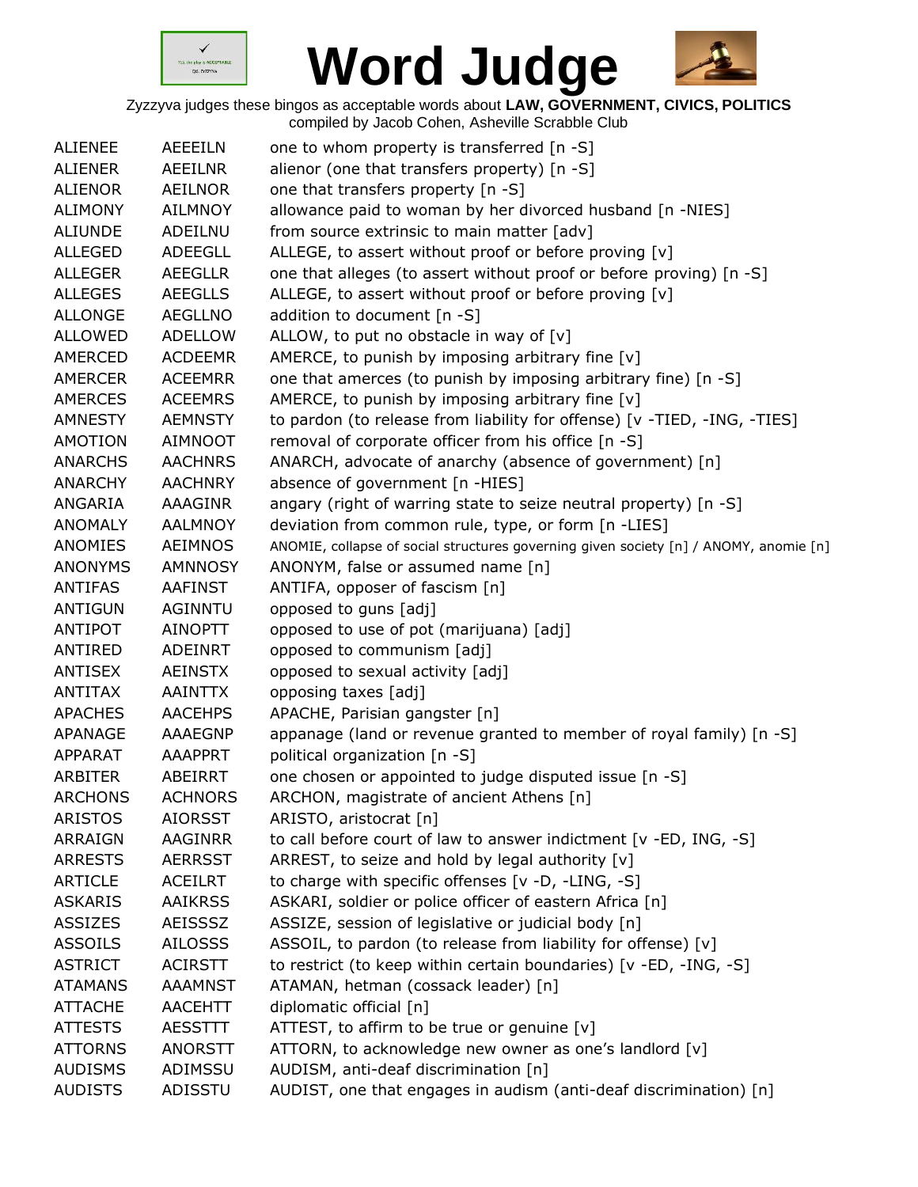# Word Judge

Zyzzyva judges these bingos as acceptable words about **LAW, GOVERNMENT, CIVICS, POLITICS**
compiled by Jacob Cohen, Asheville Scrabble Club

| | | |
|---|---|---|
| ALIENEE | AEEEILN | one to whom property is transferred [n -S] |
| ALIENER | AEEILNR | alienor (one that transfers property) [n -S] |
| ALIENOR | AEILNOR | one that transfers property [n -S] |
| ALIMONY | AILMNOY | allowance paid to woman by her divorced husband [n -NIES] |
| ALIUNDE | ADEILNU | from source extrinsic to main matter [adv] |
| ALLEGED | ADEEGLL | ALLEGE, to assert without proof or before proving [v] |
| ALLEGER | AEEGLLR | one that alleges (to assert without proof or before proving) [n -S] |
| ALLEGES | AEEGLLS | ALLEGE, to assert without proof or before proving [v] |
| ALLONGE | AEGLLNO | addition to document [n -S] |
| ALLOWED | ADELLOW | ALLOW, to put no obstacle in way of [v] |
| AMERCED | ACDEEMR | AMERCE, to punish by imposing arbitrary fine [v] |
| AMERCER | ACEEMRR | one that amerces (to punish by imposing arbitrary fine) [n -S] |
| AMERCES | ACEEMRS | AMERCE, to punish by imposing arbitrary fine [v] |
| AMNESTY | AEMNSTY | to pardon (to release from liability for offense) [v -TIED, -ING, -TIES] |
| AMOTION | AIMNOOT | removal of corporate officer from his office [n -S] |
| ANARCHS | AACHNRS | ANARCH, advocate of anarchy (absence of government) [n] |
| ANARCHY | AACHNRY | absence of government [n -HIES] |
| ANGARIA | AAAGINR | angary (right of warring state to seize neutral property) [n -S] |
| ANOMALY | AALMNOY | deviation from common rule, type, or form [n -LIES] |
| ANOMIES | AEIMNOS | ANOMIE, collapse of social structures governing given society [n] / ANOMY, anomie [n] |
| ANONYMS | AMNNOSY | ANONYM, false or assumed name [n] |
| ANTIFAS | AAFINST | ANTIFA, opposer of fascism [n] |
| ANTIGUN | AGINNTU | opposed to guns [adj] |
| ANTIPOT | AINOPTT | opposed to use of pot (marijuana) [adj] |
| ANTIRED | ADEINRT | opposed to communism [adj] |
| ANTISEX | AEINSTX | opposed to sexual activity [adj] |
| ANTITAX | AAINTTX | opposing taxes [adj] |
| APACHES | AACEHPS | APACHE, Parisian gangster [n] |
| APANAGE | AAAEGNP | appanage (land or revenue granted to member of royal family) [n -S] |
| APPARAT | AAAPPRT | political organization [n -S] |
| ARBITER | ABEIRRT | one chosen or appointed to judge disputed issue [n -S] |
| ARCHONS | ACHNORS | ARCHON, magistrate of ancient Athens [n] |
| ARISTOS | AIORSST | ARISTO, aristocrat [n] |
| ARRAIGN | AAGINRR | to call before court of law to answer indictment [v -ED, ING, -S] |
| ARRESTS | AERRSST | ARREST, to seize and hold by legal authority [v] |
| ARTICLE | ACEILRT | to charge with specific offenses [v -D, -LING, -S] |
| ASKARIS | AAIKRSS | ASKARI, soldier or police officer of eastern Africa [n] |
| ASSIZES | AEISSSZ | ASSIZE, session of legislative or judicial body [n] |
| ASSOILS | AILOSSS | ASSOIL, to pardon (to release from liability for offense) [v] |
| ASTRICT | ACIRSTT | to restrict (to keep within certain boundaries) [v -ED, -ING, -S] |
| ATAMANS | AAAMNST | ATAMAN, hetman (cossack leader) [n] |
| ATTACHE | AACEHTT | diplomatic official [n] |
| ATTESTS | AESSTTT | ATTEST, to affirm to be true or genuine [v] |
| ATTORNS | ANORSTT | ATTORN, to acknowledge new owner as one's landlord [v] |
| AUDISMS | ADIMSSU | AUDISM, anti-deaf discrimination [n] |
| AUDISTS | ADISSTU | AUDIST, one that engages in audism (anti-deaf discrimination) [n] |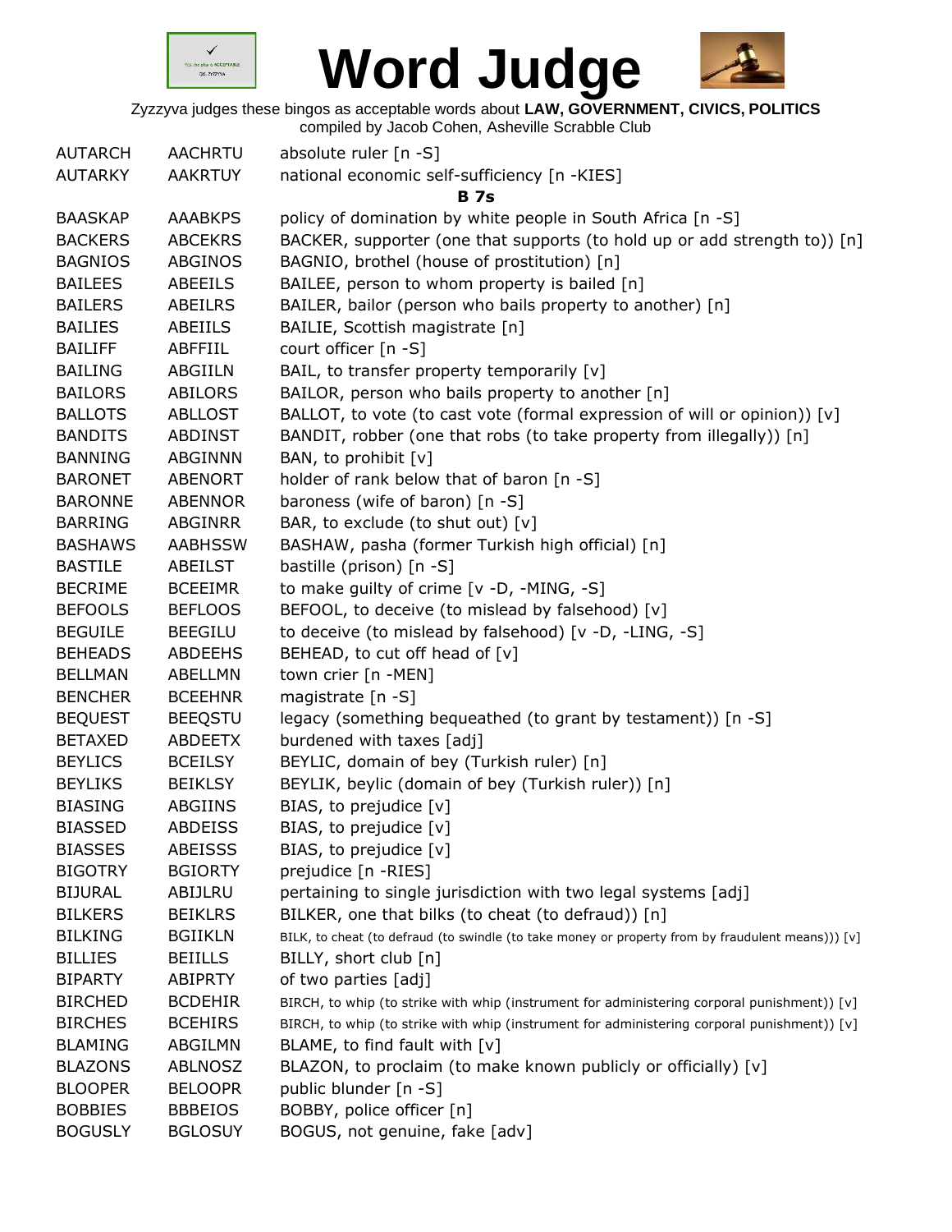# Word Judge

Zyzzyva judges these bingos as acceptable words about **LAW, GOVERNMENT, CIVICS, POLITICS**
compiled by Jacob Cohen, Asheville Scrabble Club

| | | |
|---|---|---|
| AUTARCH | AACHRTU | absolute ruler [n -S] |
| AUTARKY | AAKRTUY | national economic self-sufficiency [n -KIES] |

**B 7s**

| | | |
|---|---|---|
| BAASKAP | AAABKPS | policy of domination by white people in South Africa [n -S] |
| BACKERS | ABCEKRS | BACKER, supporter (one that supports (to hold up or add strength to)) [n] |
| BAGNIOS | ABGINOS | BAGNIO, brothel (house of prostitution) [n] |
| BAILEES | ABEEILS | BAILEE, person to whom property is bailed [n] |
| BAILERS | ABEILRS | BAILER, bailor (person who bails property to another) [n] |
| BAILIES | ABEIILS | BAILIE, Scottish magistrate [n] |
| BAILIFF | ABFFIIL | court officer [n -S] |
| BAILING | ABGIILN | BAIL, to transfer property temporarily [v] |
| BAILORS | ABILORS | BAILOR, person who bails property to another [n] |
| BALLOTS | ABLLOST | BALLOT, to vote (to cast vote (formal expression of will or opinion)) [v] |
| BANDITS | ABDINST | BANDIT, robber (one that robs (to take property from illegally)) [n] |
| BANNING | ABGINNN | BAN, to prohibit [v] |
| BARONET | ABENORT | holder of rank below that of baron [n -S] |
| BARONNE | ABENNOR | baroness (wife of baron) [n -S] |
| BARRING | ABGINRR | BAR, to exclude (to shut out) [v] |
| BASHAWS | AABHSSW | BASHAW, pasha (former Turkish high official) [n] |
| BASTILE | ABEILST | bastille (prison) [n -S] |
| BECRIME | BCEEIMR | to make guilty of crime [v -D, -MING, -S] |
| BEFOOLS | BEFLOOS | BEFOOL, to deceive (to mislead by falsehood) [v] |
| BEGUILE | BEEGILU | to deceive (to mislead by falsehood) [v -D, -LING, -S] |
| BEHEADS | ABDEEHS | BEHEAD, to cut off head of [v] |
| BELLMAN | ABELLMN | town crier [n -MEN] |
| BENCHER | BCEEHNR | magistrate [n -S] |
| BEQUEST | BEEQSTU | legacy (something bequeathed (to grant by testament)) [n -S] |
| BETAXED | ABDEETX | burdened with taxes [adj] |
| BEYLICS | BCEILSY | BEYLIC, domain of bey (Turkish ruler) [n] |
| BEYLIKS | BEIKLSY | BEYLIK, beylic (domain of bey (Turkish ruler)) [n] |
| BIASING | ABGIINS | BIAS, to prejudice [v] |
| BIASSED | ABDEISS | BIAS, to prejudice [v] |
| BIASSES | ABEISSS | BIAS, to prejudice [v] |
| BIGOTRY | BGIORTY | prejudice [n -RIES] |
| BIJURAL | ABIJLRU | pertaining to single jurisdiction with two legal systems [adj] |
| BILKERS | BEIKLRS | BILKER, one that bilks (to cheat (to defraud)) [n] |
| BILKING | BGIIKLN | BILK, to cheat (to defraud (to swindle (to take money or property from by fraudulent means))) [v] |
| BILLIES | BEIILLS | BILLY, short club [n] |
| BIPARTY | ABIPRTY | of two parties [adj] |
| BIRCHED | BCDEHIR | BIRCH, to whip (to strike with whip (instrument for administering corporal punishment)) [v] |
| BIRCHES | BCEHIRS | BIRCH, to whip (to strike with whip (instrument for administering corporal punishment)) [v] |
| BLAMING | ABGILMN | BLAME, to find fault with [v] |
| BLAZONS | ABLNOSZ | BLAZON, to proclaim (to make known publicly or officially) [v] |
| BLOOPER | BELOOPR | public blunder [n -S] |
| BOBBIES | BBBEIOS | BOBBY, police officer [n] |
| BOGUSLY | BGLOSUY | BOGUS, not genuine, fake [adv] |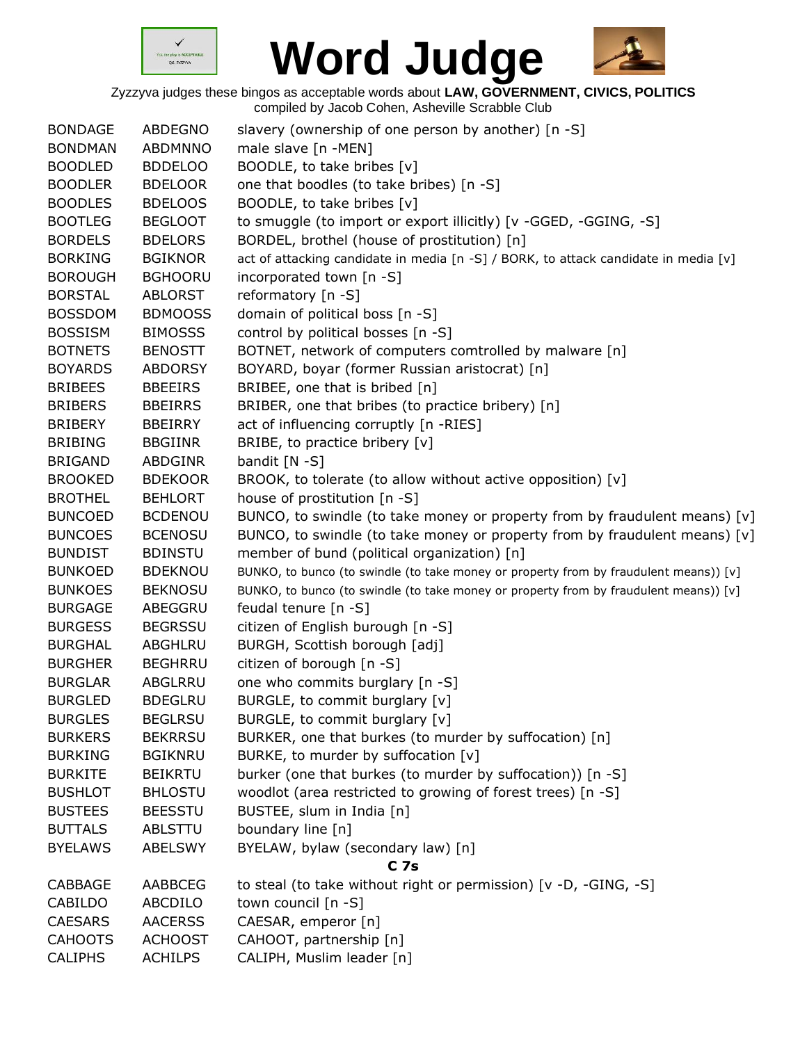# Word Judge

Zyzzyva judges these bingos as acceptable words about **LAW, GOVERNMENT, CIVICS, POLITICS**
compiled by Jacob Cohen, Asheville Scrabble Club

| | | |
|---|---|---|
| BONDAGE | ABDEGNO | slavery (ownership of one person by another) [n -S] |
| BONDMAN | ABDMNNO | male slave [n -MEN] |
| BOODLED | BDDELOO | BOODLE, to take bribes [v] |
| BOODLER | BDELOOR | one that boodles (to take bribes) [n -S] |
| BOODLES | BDELOOS | BOODLE, to take bribes [v] |
| BOOTLEG | BEGLOOT | to smuggle (to import or export illicitly) [v -GGED, -GGING, -S] |
| BORDELS | BDELORS | BORDEL, brothel (house of prostitution) [n] |
| BORKING | BGIKNOR | act of attacking candidate in media [n -S] / BORK, to attack candidate in media [v] |
| BOROUGH | BGHOORU | incorporated town [n -S] |
| BORSTAL | ABLORST | reformatory [n -S] |
| BOSSDOM | BDMOOSS | domain of political boss [n -S] |
| BOSSISM | BIMOSSS | control by political bosses [n -S] |
| BOTNETS | BENOSTT | BOTNET, network of computers comtrolled by malware [n] |
| BOYARDS | ABDORSY | BOYARD, boyar (former Russian aristocrat) [n] |
| BRIBEES | BBEEIRS | BRIBEE, one that is bribed [n] |
| BRIBERS | BBEIRRS | BRIBER, one that bribes (to practice bribery) [n] |
| BRIBERY | BBEIRRY | act of influencing corruptly [n -RIES] |
| BRIBING | BBGIINR | BRIBE, to practice bribery [v] |
| BRIGAND | ABDGINR | bandit [N -S] |
| BROOKED | BDEKOOR | BROOK, to tolerate (to allow without active opposition) [v] |
| BROTHEL | BEHLORT | house of prostitution [n -S] |
| BUNCOED | BCDENOU | BUNCO, to swindle (to take money or property from by fraudulent means) [v] |
| BUNCOES | BCENOSU | BUNCO, to swindle (to take money or property from by fraudulent means) [v] |
| BUNDIST | BDINSTU | member of bund (political organization) [n] |
| BUNKOED | BDEKNOU | BUNKO, to bunco (to swindle (to take money or property from by fraudulent means)) [v] |
| BUNKOES | BEKNOSU | BUNKO, to bunco (to swindle (to take money or property from by fraudulent means)) [v] |
| BURGAGE | ABEGGRU | feudal tenure [n -S] |
| BURGESS | BEGRSSU | citizen of English burough [n -S] |
| BURGHAL | ABGHLRU | BURGH, Scottish borough [adj] |
| BURGHER | BEGHRRU | citizen of borough [n -S] |
| BURGLAR | ABGLRRU | one who commits burglary [n -S] |
| BURGLED | BDEGLRU | BURGLE, to commit burglary [v] |
| BURGLES | BEGLRSU | BURGLE, to commit burglary [v] |
| BURKERS | BEKRRSU | BURKER, one that burkes (to murder by suffocation) [n] |
| BURKING | BGIKNRU | BURKE, to murder by suffocation [v] |
| BURKITE | BEIKRTU | burker (one that burkes (to murder by suffocation)) [n -S] |
| BUSHLOT | BHLOSTU | woodlot (area restricted to growing of forest trees) [n -S] |
| BUSTEES | BEESSTU | BUSTEE, slum in India [n] |
| BUTTALS | ABLSTTU | boundary line [n] |
| BYELAWS | ABELSWY | BYELAW, bylaw (secondary law) [n] |

## C 7s

| | | |
|---|---|---|
| CABBAGE | AABBCEG | to steal (to take without right or permission) [v -D, -GING, -S] |
| CABILDO | ABCDILO | town council [n -S] |
| CAESARS | AACERSS | CAESAR, emperor [n] |
| CAHOOTS | ACHOOST | CAHOOT, partnership [n] |
| CALIPHS | ACHILPS | CALIPH, Muslim leader [n] |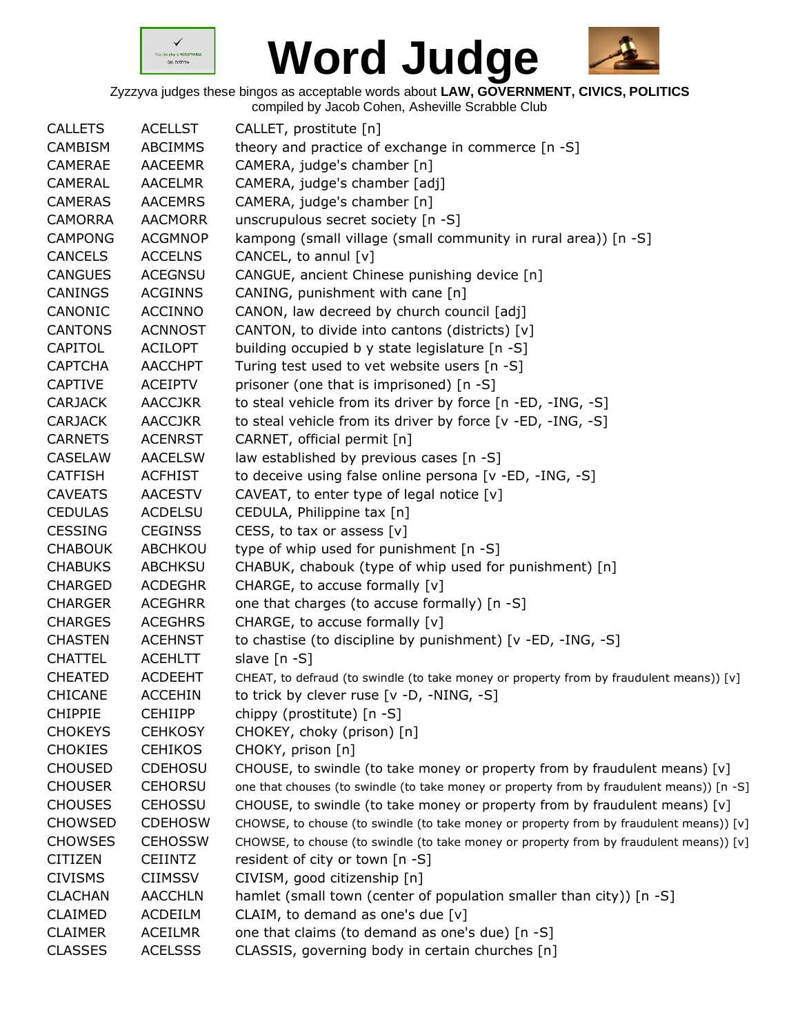# Word Judge

Zyzzyva judges these bingos as acceptable words about **LAW, GOVERNMENT, CIVICS, POLITICS**
compiled by Jacob Cohen, Asheville Scrabble Club

| | | |
|---|---|---|
| CALLETS | ACELLST | CALLET, prostitute [n] |
| CAMBISM | ABCIMMS | theory and practice of exchange in commerce [n -S] |
| CAMERAE | AACEEMR | CAMERA, judge's chamber [n] |
| CAMERAL | AACELMR | CAMERA, judge's chamber [adj] |
| CAMERAS | AACEMRS | CAMERA, judge's chamber [n] |
| CAMORRA | AACMORR | unscrupulous secret society [n -S] |
| CAMPONG | ACGMNOP | kampong (small village (small community in rural area)) [n -S] |
| CANCELS | ACCELNS | CANCEL, to annul [v] |
| CANGUES | ACEGNSU | CANGUE, ancient Chinese punishing device [n] |
| CANINGS | ACGINNS | CANING, punishment with cane [n] |
| CANONIC | ACCINNO | CANON, law decreed by church council [adj] |
| CANTONS | ACNNOST | CANTON, to divide into cantons (districts) [v] |
| CAPITOL | ACILOPT | building occupied b y state legislature [n -S] |
| CAPTCHA | AACCHPT | Turing test used to vet website users [n -S] |
| CAPTIVE | ACEIPTV | prisoner (one that is imprisoned) [n -S] |
| CARJACK | AACCJKR | to steal vehicle from its driver by force [n -ED, -ING, -S] |
| CARJACK | AACCJKR | to steal vehicle from its driver by force [v -ED, -ING, -S] |
| CARNETS | ACENRST | CARNET, official permit [n] |
| CASELAW | AACELSW | law established by previous cases [n -S] |
| CATFISH | ACFHIST | to deceive using false online persona [v -ED, -ING, -S] |
| CAVEATS | AACESTV | CAVEAT, to enter type of legal notice [v] |
| CEDULAS | ACDELSU | CEDULA, Philippine tax [n] |
| CESSING | CEGINSS | CESS, to tax or assess [v] |
| CHABOUK | ABCHKOU | type of whip used for punishment [n -S] |
| CHABUKS | ABCHKSU | CHABUK, chabouk (type of whip used for punishment) [n] |
| CHARGED | ACDEGHR | CHARGE, to accuse formally [v] |
| CHARGER | ACEGHRR | one that charges (to accuse formally) [n -S] |
| CHARGES | ACEGHRS | CHARGE, to accuse formally [v] |
| CHASTEN | ACEHNST | to chastise (to discipline by punishment) [v -ED, -ING, -S] |
| CHATTEL | ACEHLTT | slave [n -S] |
| CHEATED | ACDEEHT | CHEAT, to defraud (to swindle (to take money or property from by fraudulent means)) [v] |
| CHICANE | ACCEHIN | to trick by clever ruse [v -D, -NING, -S] |
| CHIPPIE | CEHIIPP | chippy (prostitute) [n -S] |
| CHOKEYS | CEHKOSY | CHOKEY, choky (prison) [n] |
| CHOKIES | CEHIKOS | CHOKY, prison [n] |
| CHOUSED | CDEHOSU | CHOUSE, to swindle (to take money or property from by fraudulent means) [v] |
| CHOUSER | CEHORSU | one that chouses (to swindle (to take money or property from by fraudulent means)) [n -S] |
| CHOUSES | CEHOSSU | CHOUSE, to swindle (to take money or property from by fraudulent means) [v] |
| CHOWSED | CDEHOSW | CHOWSE, to chouse (to swindle (to take money or property from by fraudulent means)) [v] |
| CHOWSES | CEHOSSW | CHOWSE, to chouse (to swindle (to take money or property from by fraudulent means)) [v] |
| CITIZEN | CEIINTZ | resident of city or town [n -S] |
| CIVISMS | CIIMSSV | CIVISM, good citizenship [n] |
| CLACHAN | AACCHLN | hamlet (small town (center of population smaller than city)) [n -S] |
| CLAIMED | ACDEILM | CLAIM, to demand as one's due [v] |
| CLAIMER | ACEILMR | one that claims (to demand as one's due) [n -S] |
| CLASSES | ACELSSS | CLASSIS, governing body in certain churches [n] |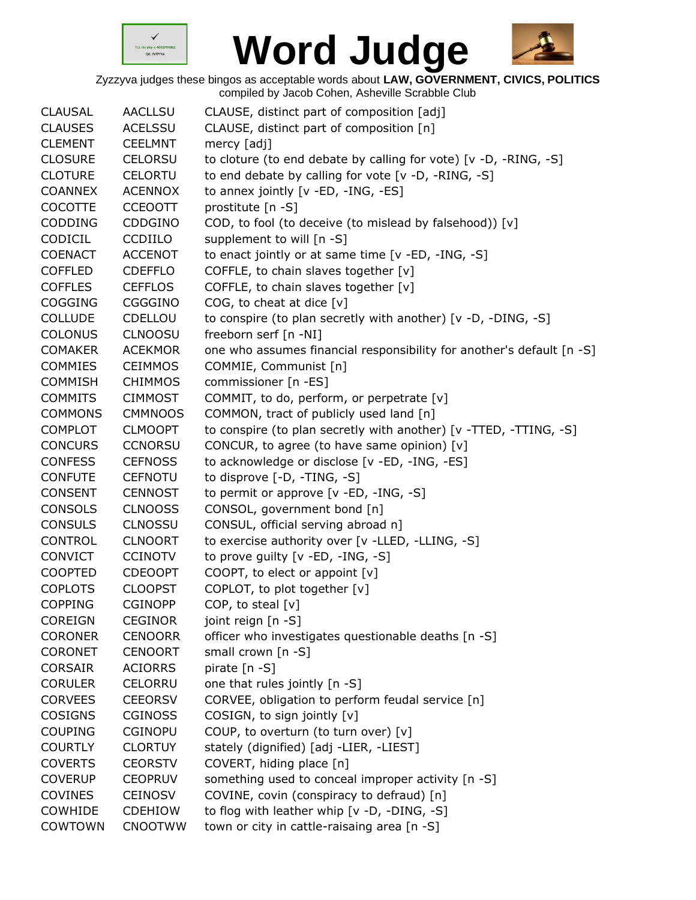# Word Judge

Zyzzyva judges these bingos as acceptable words about **LAW, GOVERNMENT, CIVICS, POLITICS**
compiled by Jacob Cohen, Asheville Scrabble Club

| | | |
|---|---|---|
| CLAUSAL | AACLLSU | CLAUSE, distinct part of composition [adj] |
| CLAUSES | ACELSSU | CLAUSE, distinct part of composition [n] |
| CLEMENT | CEELMNT | mercy [adj] |
| CLOSURE | CELORSU | to cloture (to end debate by calling for vote) [v -D, -RING, -S] |
| CLOTURE | CELORTU | to end debate by calling for vote [v -D, -RING, -S] |
| COANNEX | ACENNOX | to annex jointly [v -ED, -ING, -ES] |
| COCOTTE | CCEOOTT | prostitute [n -S] |
| CODDING | CDDGINO | COD, to fool (to deceive (to mislead by falsehood)) [v] |
| CODICIL | CCDIILO | supplement to will [n -S] |
| COENACT | ACCENOT | to enact jointly or at same time [v -ED, -ING, -S] |
| COFFLED | CDEFFLO | COFFLE, to chain slaves together [v] |
| COFFLES | CEFFLOS | COFFLE, to chain slaves together [v] |
| COGGING | CGGGINO | COG, to cheat at dice [v] |
| COLLUDE | CDELLOU | to conspire (to plan secretly with another) [v -D, -DING, -S] |
| COLONUS | CLNOOSU | freeborn serf [n -NI] |
| COMAKER | ACEKMOR | one who assumes financial responsibility for another's default [n -S] |
| COMMIES | CEIMMOS | COMMIE, Communist [n] |
| COMMISH | CHIMMOS | commissioner [n -ES] |
| COMMITS | CIMMOST | COMMIT, to do, perform, or perpetrate [v] |
| COMMONS | CMMNOOS | COMMON, tract of publicly used land [n] |
| COMPLOT | CLMOOPT | to conspire (to plan secretly with another) [v -TTED, -TTING, -S] |
| CONCURS | CCNORSU | CONCUR, to agree (to have same opinion) [v] |
| CONFESS | CEFNOSS | to acknowledge or disclose [v -ED, -ING, -ES] |
| CONFUTE | CEFNOTU | to disprove [-D, -TING, -S] |
| CONSENT | CENNOST | to permit or approve [v -ED, -ING, -S] |
| CONSOLS | CLNOOSS | CONSOL, government bond [n] |
| CONSULS | CLNOSSU | CONSUL, official serving abroad n] |
| CONTROL | CLNOORT | to exercise authority over [v -LLED, -LLING, -S] |
| CONVICT | CCINOTV | to prove guilty [v -ED, -ING, -S] |
| COOPTED | CDEOOPT | COOPT, to elect or appoint [v] |
| COPLOTS | CLOOPST | COPLOT, to plot together [v] |
| COPPING | CGINOPP | COP, to steal [v] |
| COREIGN | CEGINOR | joint reign [n -S] |
| CORONER | CENOORR | officer who investigates questionable deaths [n -S] |
| CORONET | CENOORT | small crown [n -S] |
| CORSAIR | ACIORRS | pirate [n -S] |
| CORULER | CELORRU | one that rules jointly [n -S] |
| CORVEES | CEEORSV | CORVEE, obligation to perform feudal service [n] |
| COSIGNS | CGINOSS | COSIGN, to sign jointly [v] |
| COUPING | CGINOPU | COUP, to overturn (to turn over) [v] |
| COURTLY | CLORTUY | stately (dignified) [adj -LIER, -LIEST] |
| COVERTS | CEORSTV | COVERT, hiding place [n] |
| COVERUP | CEOPRUV | something used to conceal improper activity [n -S] |
| COVINES | CEINOSV | COVINE, covin (conspiracy to defraud) [n] |
| COWHIDE | CDEHIOW | to flog with leather whip [v -D, -DING, -S] |
| COWTOWN | CNOOTWW | town or city in cattle-raisaing area [n -S] |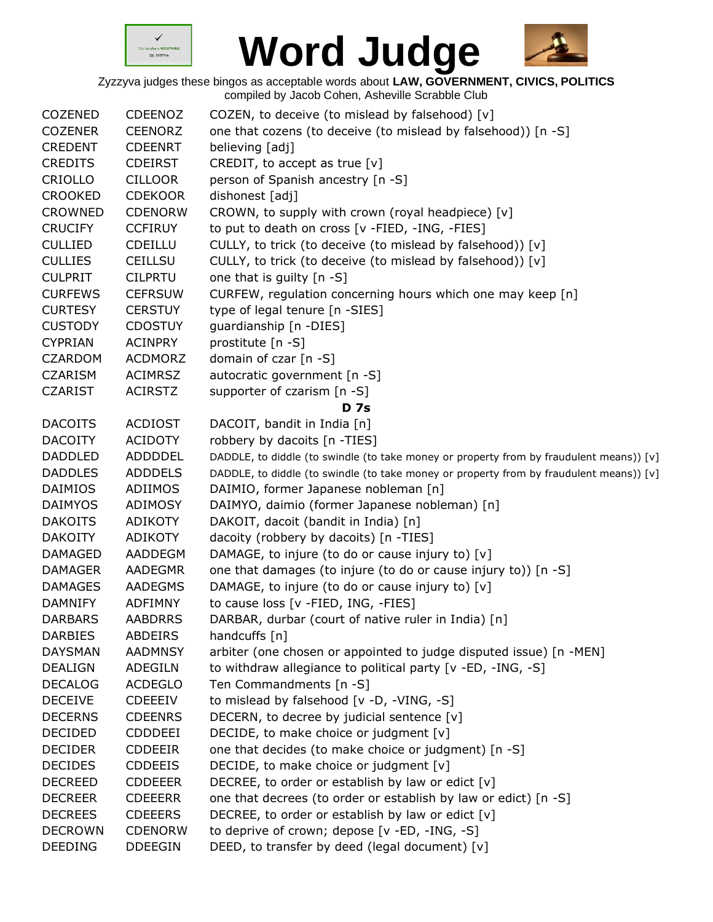# Word Judge

Zyzzyva judges these bingos as acceptable words about **LAW, GOVERNMENT, CIVICS, POLITICS**
compiled by Jacob Cohen, Asheville Scrabble Club

| | | |
|---|---|---|
| COZENED | CDEENOZ | COZEN, to deceive (to mislead by falsehood) [v] |
| COZENER | CEENORZ | one that cozens (to deceive (to mislead by falsehood)) [n -S] |
| CREDENT | CDEENRT | believing [adj] |
| CREDITS | CDEIRST | CREDIT, to accept as true [v] |
| CRIOLLO | CILLOOR | person of Spanish ancestry [n -S] |
| CROOKED | CDEKOOR | dishonest [adj] |
| CROWNED | CDENORW | CROWN, to supply with crown (royal headpiece) [v] |
| CRUCIFY | CCFIRUY | to put to death on cross [v -FIED, -ING, -FIES] |
| CULLIED | CDEILLU | CULLY, to trick (to deceive (to mislead by falsehood)) [v] |
| CULLIES | CEILLSU | CULLY, to trick (to deceive (to mislead by falsehood)) [v] |
| CULPRIT | CILPRTU | one that is guilty [n -S] |
| CURFEWS | CEFRSUW | CURFEW, regulation concerning hours which one may keep [n] |
| CURTESY | CERSTUY | type of legal tenure [n -SIES] |
| CUSTODY | CDOSTUY | guardianship [n -DIES] |
| CYPRIAN | ACINPRY | prostitute [n -S] |
| CZARDOM | ACDMORZ | domain of czar [n -S] |
| CZARISM | ACIMRSZ | autocratic government [n -S] |
| CZARIST | ACIRSTZ | supporter of czarism [n -S] |

**D 7s**

| | | |
|---|---|---|
| DACOITS | ACDIOST | DACOIT, bandit in India [n] |
| DACOITY | ACIDOTY | robbery by dacoits [n -TIES] |
| DADDLED | ADDDDEL | DADDLE, to diddle (to swindle (to take money or property from by fraudulent means)) [v] |
| DADDLES | ADDDELS | DADDLE, to diddle (to swindle (to take money or property from by fraudulent means)) [v] |
| DAIMIOS | ADIIMOS | DAIMIO, former Japanese nobleman [n] |
| DAIMYOS | ADIMOSY | DAIMYO, daimio (former Japanese nobleman) [n] |
| DAKOITS | ADIKOTS | DAKOIT, dacoit (bandit in India) [n] |
| DAKOITY | ADIKOTY | dacoity (robbery by dacoits) [n -TIES] |
| DAMAGED | AADDEGM | DAMAGE, to injure (to do or cause injury to) [v] |
| DAMAGER | AADEGMR | one that damages (to injure (to do or cause injury to)) [n -S] |
| DAMAGES | AADEGMS | DAMAGE, to injure (to do or cause injury to) [v] |
| DAMNIFY | ADFIMNY | to cause loss [v -FIED, ING, -FIES] |
| DARBARS | AABDRRS | DARBAR, durbar (court of native ruler in India) [n] |
| DARBIES | ABDEIRS | handcuffs [n] |
| DAYSMAN | AADMNSY | arbiter (one chosen or appointed to judge disputed issue) [n -MEN] |
| DEALIGN | ADEGILN | to withdraw allegiance to political party [v -ED, -ING, -S] |
| DECALOG | ACDEGLO | Ten Commandments [n -S] |
| DECEIVE | CDEEEIV | to mislead by falsehood [v -D, -VING, -S] |
| DECERNS | CDEENRS | DECERN, to decree by judicial sentence [v] |
| DECIDED | CDDDEEI | DECIDE, to make choice or judgment [v] |
| DECIDER | CDDEEIR | one that decides (to make choice or judgment) [n -S] |
| DECIDES | CDDEEIS | DECIDE, to make choice or judgment [v] |
| DECREED | CDDEEER | DECREE, to order or establish by law or edict [v] |
| DECREER | CDEEERR | one that decrees (to order or establish by law or edict) [n -S] |
| DECREES | CDEEERS | DECREE, to order or establish by law or edict [v] |
| DECROWN | CDENORW | to deprive of crown; depose [v -ED, -ING, -S] |
| DEEDING | DDEEGIN | DEED, to transfer by deed (legal document) [v] |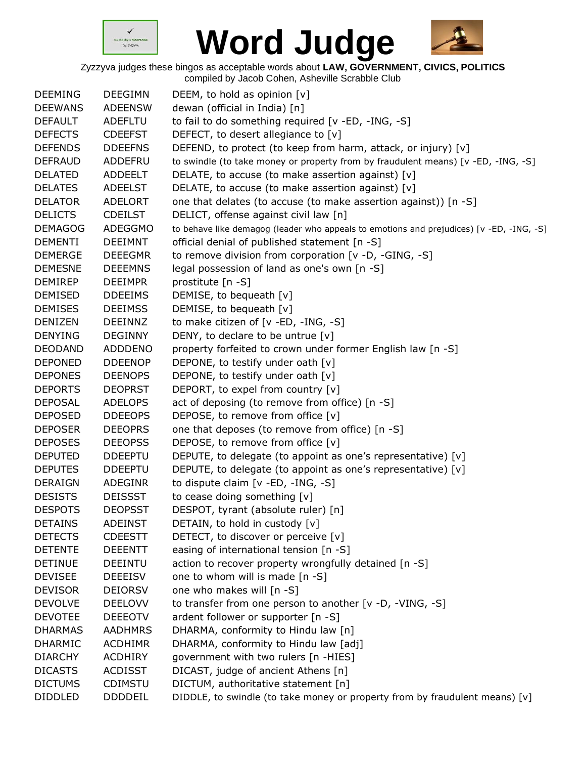# Word Judge

Zyzzyva judges these bingos as acceptable words about **LAW, GOVERNMENT, CIVICS, POLITICS**
compiled by Jacob Cohen, Asheville Scrabble Club

| | | |
|---|---|---|
| DEEMING | DEEGIMN | DEEM, to hold as opinion [v] |
| DEEWANS | ADEENSW | dewan (official in India) [n] |
| DEFAULT | ADEFLTU | to fail to do something required [v -ED, -ING, -S] |
| DEFECTS | CDEEFST | DEFECT, to desert allegiance to [v] |
| DEFENDS | DDEEFNS | DEFEND, to protect (to keep from harm, attack, or injury) [v] |
| DEFRAUD | ADDEFRU | to swindle (to take money or property from by fraudulent means) [v -ED, -ING, -S] |
| DELATED | ADDEELT | DELATE, to accuse (to make assertion against) [v] |
| DELATES | ADEELST | DELATE, to accuse (to make assertion against) [v] |
| DELATOR | ADELORT | one that delates (to accuse (to make assertion against)) [n -S] |
| DELICTS | CDEILST | DELICT, offense against civil law [n] |
| DEMAGOG | ADEGGMO | to behave like demagog (leader who appeals to emotions and prejudices) [v -ED, -ING, -S] |
| DEMENTI | DEEIMNT | official denial of published statement [n -S] |
| DEMERGE | DEEEGMR | to remove division from corporation [v -D, -GING, -S] |
| DEMESNE | DEEEMNS | legal possession of land as one's own [n -S] |
| DEMIREP | DEEIMPR | prostitute [n -S] |
| DEMISED | DDEEIMS | DEMISE, to bequeath [v] |
| DEMISES | DEEIMSS | DEMISE, to bequeath [v] |
| DENIZEN | DEEINNZ | to make citizen of [v -ED, -ING, -S] |
| DENYING | DEGINNY | DENY, to declare to be untrue [v] |
| DEODAND | ADDDENO | property forfeited to crown under former English law [n -S] |
| DEPONED | DDEENOP | DEPONE, to testify under oath [v] |
| DEPONES | DEENOPS | DEPONE, to testify under oath [v] |
| DEPORTS | DEOPRST | DEPORT, to expel from country [v] |
| DEPOSAL | ADELOPS | act of deposing (to remove from office) [n -S] |
| DEPOSED | DDEEOPS | DEPOSE, to remove from office [v] |
| DEPOSER | DEEOPRS | one that deposes (to remove from office) [n -S] |
| DEPOSES | DEEOPSS | DEPOSE, to remove from office [v] |
| DEPUTED | DDEEPTU | DEPUTE, to delegate (to appoint as one's representative) [v] |
| DEPUTES | DDEEPTU | DEPUTE, to delegate (to appoint as one's representative) [v] |
| DERAIGN | ADEGINR | to dispute claim [v -ED, -ING, -S] |
| DESISTS | DEISSST | to cease doing something [v] |
| DESPOTS | DEOPSST | DESPOT, tyrant (absolute ruler) [n] |
| DETAINS | ADEINST | DETAIN, to hold in custody [v] |
| DETECTS | CDEESTT | DETECT, to discover or perceive [v] |
| DETENTE | DEEENTT | easing of international tension [n -S] |
| DETINUE | DEEINTU | action to recover property wrongfully detained [n -S] |
| DEVISEE | DEEEISV | one to whom will is made [n -S] |
| DEVISOR | DEIORSV | one who makes will [n -S] |
| DEVOLVE | DEELOVV | to transfer from one person to another [v -D, -VING, -S] |
| DEVOTEE | DEEEOTV | ardent follower or supporter [n -S] |
| DHARMAS | AADHMRS | DHARMA, conformity to Hindu law [n] |
| DHARMIC | ACDHIMR | DHARMA, conformity to Hindu law [adj] |
| DIARCHY | ACDHIRY | government with two rulers [n -HIES] |
| DICASTS | ACDISST | DICAST, judge of ancient Athens [n] |
| DICTUMS | CDIMSTU | DICTUM, authoritative statement [n] |
| DIDDLED | DDDDEIL | DIDDLE, to swindle (to take money or property from by fraudulent means) [v] |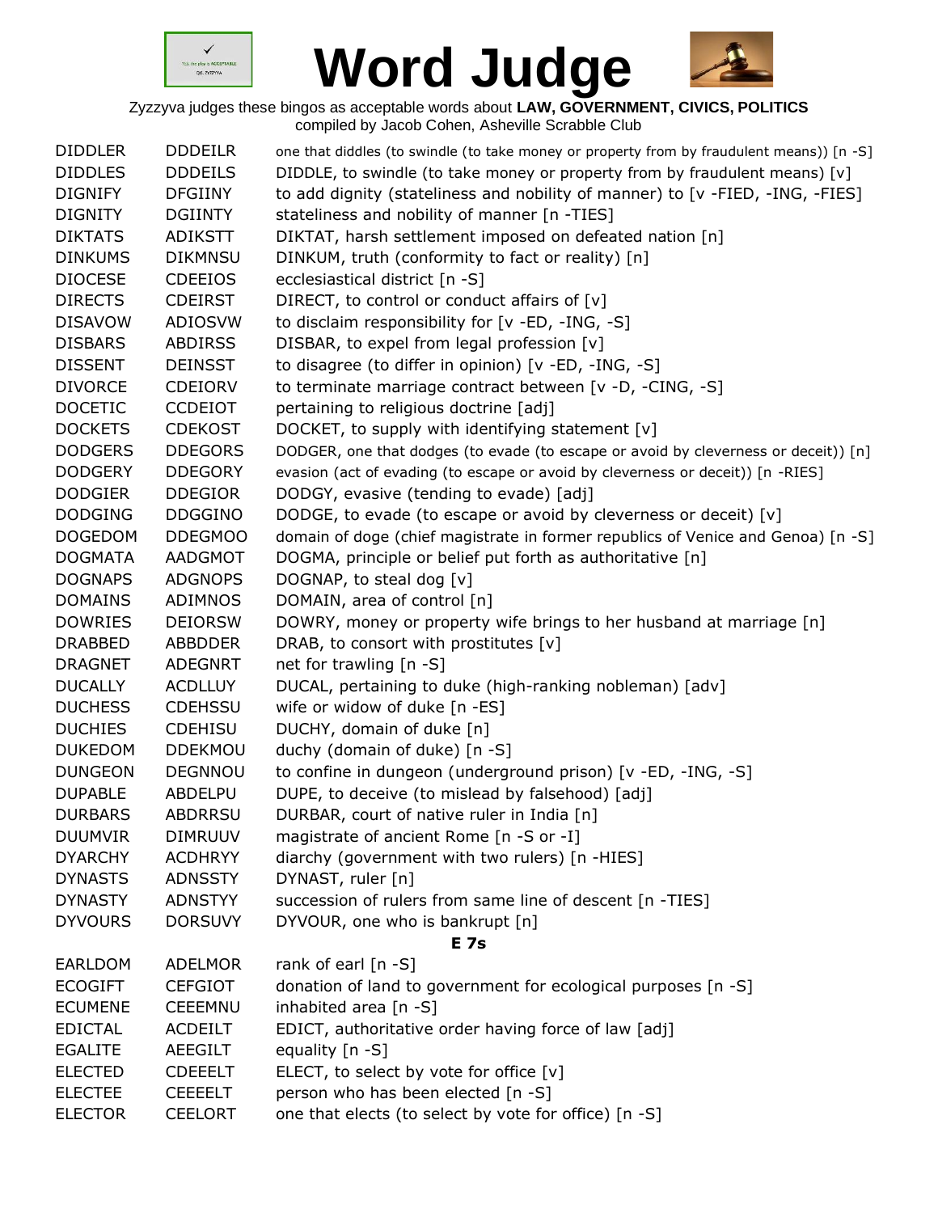# Word Judge

Zyzzyva judges these bingos as acceptable words about **LAW, GOVERNMENT, CIVICS, POLITICS**
compiled by Jacob Cohen, Asheville Scrabble Club

| | | |
|---|---|---|
| DIDDLER | DDDEILR | one that diddles (to swindle (to take money or property from by fraudulent means)) [n -S] |
| DIDDLES | DDDEILS | DIDDLE, to swindle (to take money or property from by fraudulent means) [v] |
| DIGNIFY | DFGIINY | to add dignity (stateliness and nobility of manner) to [v -FIED, -ING, -FIES] |
| DIGNITY | DGIINTY | stateliness and nobility of manner [n -TIES] |
| DIKTATS | ADIKSTT | DIKTAT, harsh settlement imposed on defeated nation [n] |
| DINKUMS | DIKMNSU | DINKUM, truth (conformity to fact or reality) [n] |
| DIOCESE | CDEEIOS | ecclesiastical district [n -S] |
| DIRECTS | CDEIRST | DIRECT, to control or conduct affairs of [v] |
| DISAVOW | ADIOSVW | to disclaim responsibility for [v -ED, -ING, -S] |
| DISBARS | ABDIRSS | DISBAR, to expel from legal profession [v] |
| DISSENT | DEINSST | to disagree (to differ in opinion) [v -ED, -ING, -S] |
| DIVORCE | CDEIORV | to terminate marriage contract between [v -D, -CING, -S] |
| DOCETIC | CCDEIOT | pertaining to religious doctrine [adj] |
| DOCKETS | CDEKOST | DOCKET, to supply with identifying statement [v] |
| DODGERS | DDEGORS | DODGER, one that dodges (to evade (to escape or avoid by cleverness or deceit)) [n] |
| DODGERY | DDEGORY | evasion (act of evading (to escape or avoid by cleverness or deceit)) [n -RIES] |
| DODGIER | DDEGIOR | DODGY, evasive (tending to evade) [adj] |
| DODGING | DDGGINO | DODGE, to evade (to escape or avoid by cleverness or deceit) [v] |
| DOGEDOM | DDEGMOO | domain of doge (chief magistrate in former republics of Venice and Genoa) [n -S] |
| DOGMATA | AADGMOT | DOGMA, principle or belief put forth as authoritative [n] |
| DOGNAPS | ADGNOPS | DOGNAP, to steal dog [v] |
| DOMAINS | ADIMNOS | DOMAIN, area of control [n] |
| DOWRIES | DEIORSW | DOWRY, money or property wife brings to her husband at marriage [n] |
| DRABBED | ABBDDER | DRAB, to consort with prostitutes [v] |
| DRAGNET | ADEGNRT | net for trawling [n -S] |
| DUCALLY | ACDLLUY | DUCAL, pertaining to duke (high-ranking nobleman) [adv] |
| DUCHESS | CDEHSSU | wife or widow of duke [n -ES] |
| DUCHIES | CDEHISU | DUCHY, domain of duke [n] |
| DUKEDOM | DDEKMOU | duchy (domain of duke) [n -S] |
| DUNGEON | DEGNNOU | to confine in dungeon (underground prison) [v -ED, -ING, -S] |
| DUPABLE | ABDELPU | DUPE, to deceive (to mislead by falsehood) [adj] |
| DURBARS | ABDRRSU | DURBAR, court of native ruler in India [n] |
| DUUMVIR | DIMRUUV | magistrate of ancient Rome [n -S or -I] |
| DYARCHY | ACDHRYY | diarchy (government with two rulers) [n -HIES] |
| DYNASTS | ADNSSTY | DYNAST, ruler [n] |
| DYNASTY | ADNSTYY | succession of rulers from same line of descent [n -TIES] |
| DYVOURS | DORSUVY | DYVOUR, one who is bankrupt [n] |

**E 7s**

| | | |
|---|---|---|
| EARLDOM | ADELMOR | rank of earl [n -S] |
| ECOGIFT | CEFGIOT | donation of land to government for ecological purposes [n -S] |
| ECUMENE | CEEEMNU | inhabited area [n -S] |
| EDICTAL | ACDEILT | EDICT, authoritative order having force of law [adj] |
| EGALITE | AEEGILT | equality [n -S] |
| ELECTED | CDEEELT | ELECT, to select by vote for office [v] |
| ELECTEE | CEEEELT | person who has been elected [n -S] |
| ELECTOR | CEELORT | one that elects (to select by vote for office) [n -S] |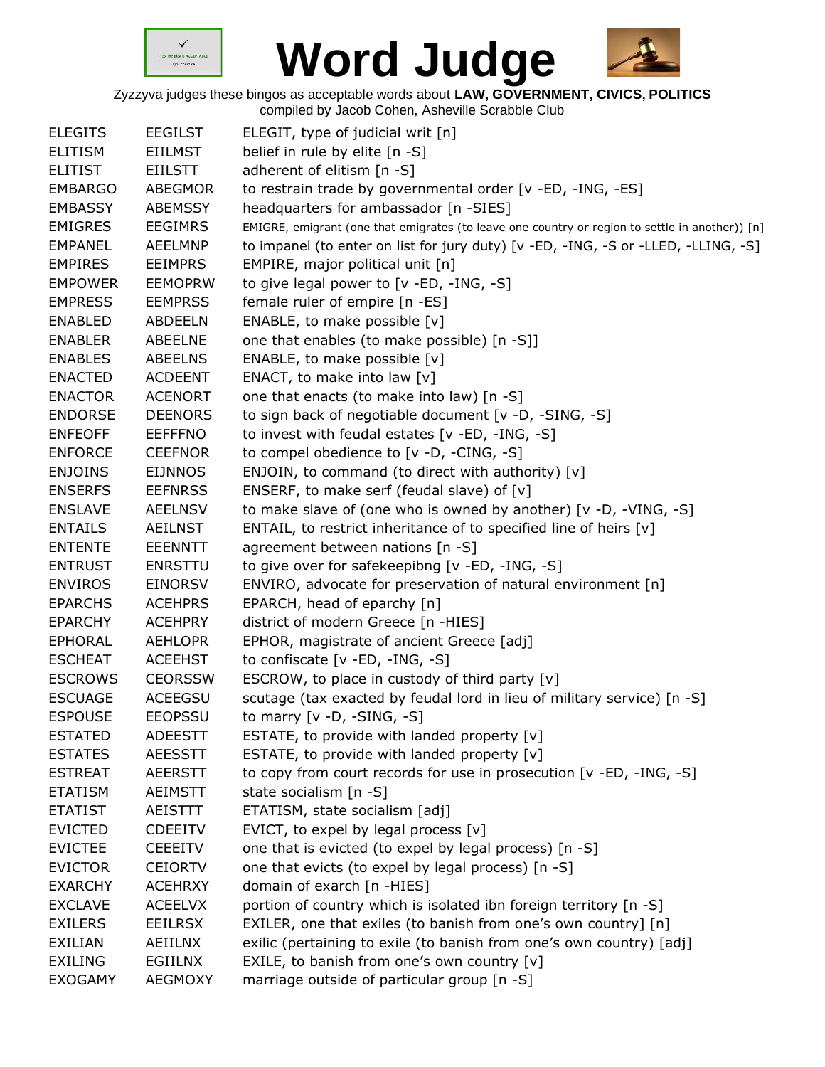# Word Judge

Zyzzyva judges these bingos as acceptable words about **LAW, GOVERNMENT, CIVICS, POLITICS**
compiled by Jacob Cohen, Asheville Scrabble Club

| | | |
|---|---|---|
| ELEGITS | EEGILST | ELEGIT, type of judicial writ [n] |
| ELITISM | EIILMST | belief in rule by elite [n -S] |
| ELITIST | EIILSTT | adherent of elitism [n -S] |
| EMBARGO | ABEGMOR | to restrain trade by governmental order [v -ED, -ING, -ES] |
| EMBASSY | ABEMSSY | headquarters for ambassador [n -SIES] |
| EMIGRES | EEGIMRS | EMIGRE, emigrant (one that emigrates (to leave one country or region to settle in another)) [n] |
| EMPANEL | AEELMNP | to impanel (to enter on list for jury duty) [v -ED, -ING, -S or -LLED, -LLING, -S] |
| EMPIRES | EEIMPRS | EMPIRE, major political unit [n] |
| EMPOWER | EEMOPRW | to give legal power to [v -ED, -ING, -S] |
| EMPRESS | EEMPRSS | female ruler of empire [n -ES] |
| ENABLED | ABDEELN | ENABLE, to make possible [v] |
| ENABLER | ABEELNE | one that enables (to make possible) [n -S]] |
| ENABLES | ABEELNS | ENABLE, to make possible [v] |
| ENACTED | ACDEENT | ENACT, to make into law [v] |
| ENACTOR | ACENORT | one that enacts (to make into law) [n -S] |
| ENDORSE | DEENORS | to sign back of negotiable document [v -D, -SING, -S] |
| ENFEOFF | EEFFFNO | to invest with feudal estates [v -ED, -ING, -S] |
| ENFORCE | CEEFNOR | to compel obedience to [v -D, -CING, -S] |
| ENJOINS | EIJNNOS | ENJOIN, to command (to direct with authority) [v] |
| ENSERFS | EEFNRSS | ENSERF, to make serf (feudal slave) of [v] |
| ENSLAVE | AEELNSV | to make slave of (one who is owned by another) [v -D, -VING, -S] |
| ENTAILS | AEILNST | ENTAIL, to restrict inheritance of to specified line of heirs [v] |
| ENTENTE | EEENNTT | agreement between nations [n -S] |
| ENTRUST | ENRSTTU | to give over for safekeepibng [v -ED, -ING, -S] |
| ENVIROS | EINORSV | ENVIRO, advocate for preservation of natural environment [n] |
| EPARCHS | ACEHPRS | EPARCH, head of eparchy [n] |
| EPARCHY | ACEHPRY | district of modern Greece [n -HIES] |
| EPHORAL | AEHLOPR | EPHOR, magistrate of ancient Greece [adj] |
| ESCHEAT | ACEEHST | to confiscate [v -ED, -ING, -S] |
| ESCROWS | CEORSSW | ESCROW, to place in custody of third party [v] |
| ESCUAGE | ACEEGSU | scutage (tax exacted by feudal lord in lieu of military service) [n -S] |
| ESPOUSE | EEOPSSU | to marry [v -D, -SING, -S] |
| ESTATED | ADEESTT | ESTATE, to provide with landed property [v] |
| ESTATES | AEESSTT | ESTATE, to provide with landed property [v] |
| ESTREAT | AEERSTT | to copy from court records for use in prosecution [v -ED, -ING, -S] |
| ETATISM | AEIMSTT | state socialism [n -S] |
| ETATIST | AEISTTT | ETATISM, state socialism [adj] |
| EVICTED | CDEEITV | EVICT, to expel by legal process [v] |
| EVICTEE | CEEEITV | one that is evicted (to expel by legal process) [n -S] |
| EVICTOR | CEIORTV | one that evicts (to expel by legal process) [n -S] |
| EXARCHY | ACEHRXY | domain of exarch [n -HIES] |
| EXCLAVE | ACEELVX | portion of country which is isolated ibn foreign territory [n -S] |
| EXILERS | EEILRSX | EXILER, one that exiles (to banish from one's own country] [n] |
| EXILIAN | AEIILNX | exilic (pertaining to exile (to banish from one's own country) [adj] |
| EXILING | EGIILNX | EXILE, to banish from one's own country [v] |
| EXOGAMY | AEGMOXY | marriage outside of particular group [n -S] |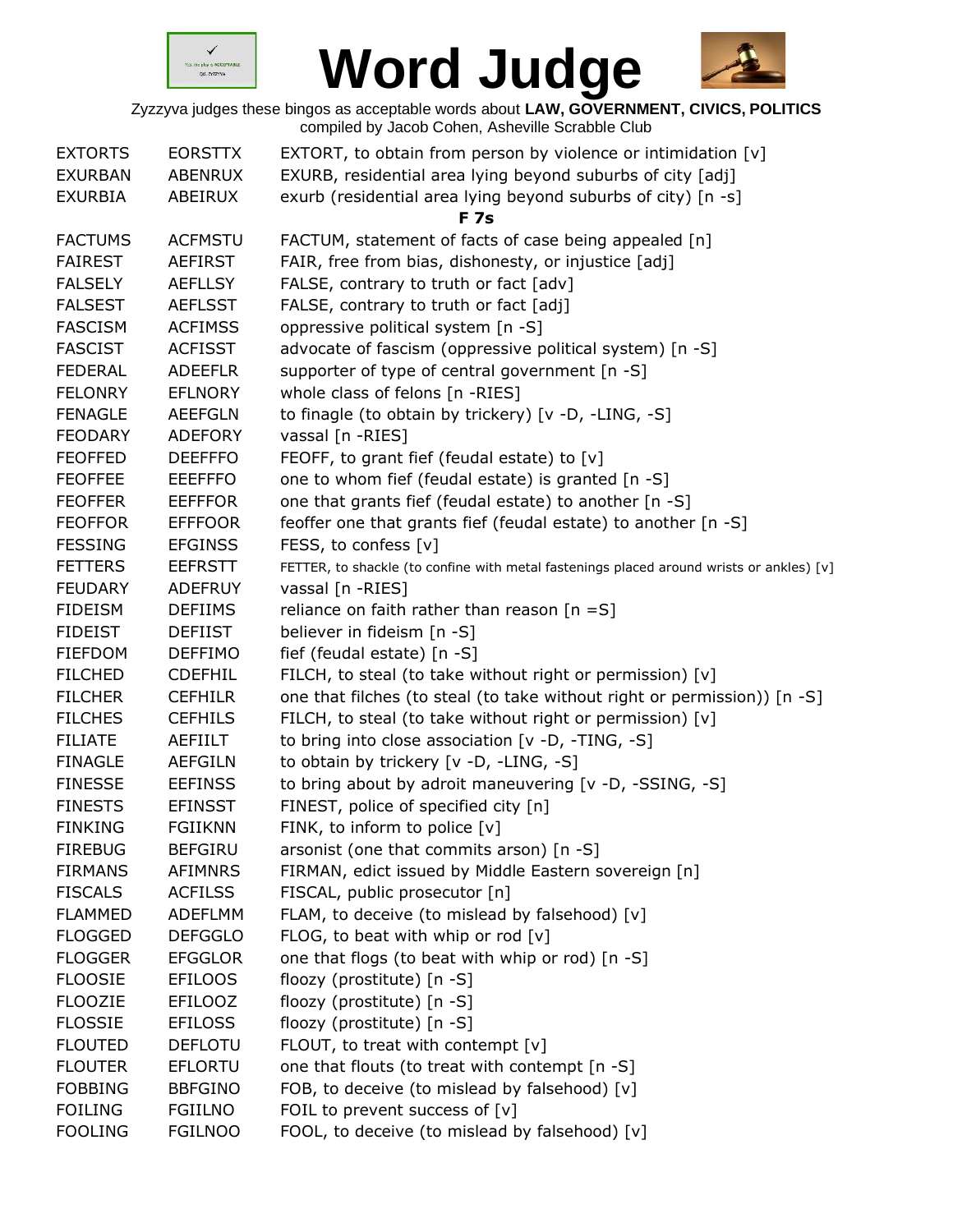# Word Judge

Zyzzyva judges these bingos as acceptable words about **LAW, GOVERNMENT, CIVICS, POLITICS**
compiled by Jacob Cohen, Asheville Scrabble Club

| | | |
|---|---|---|
| EXTORTS | EORSTTX | EXTORT, to obtain from person by violence or intimidation [v] |
| EXURBAN | ABENRUX | EXURB, residential area lying beyond suburbs of city [adj] |
| EXURBIA | ABEIRUX | exurb (residential area lying beyond suburbs of city) [n -s] |

**F 7s**

| | | |
|---|---|---|
| FACTUMS | ACFMSTU | FACTUM, statement of facts of case being appealed [n] |
| FAIREST | AEFIRST | FAIR, free from bias, dishonesty, or injustice [adj] |
| FALSELY | AEFLLSY | FALSE, contrary to truth or fact [adv] |
| FALSEST | AEFLSST | FALSE, contrary to truth or fact [adj] |
| FASCISM | ACFIMSS | oppressive political system [n -S] |
| FASCIST | ACFISST | advocate of fascism (oppressive political system) [n -S] |
| FEDERAL | ADEEFLR | supporter of type of central government [n -S] |
| FELONRY | EFLNORY | whole class of felons [n -RIES] |
| FENAGLE | AEEFGLN | to finagle (to obtain by trickery) [v -D, -LING, -S] |
| FEODARY | ADEFORY | vassal [n -RIES] |
| FEOFFED | DEEFFFO | FEOFF, to grant fief (feudal estate) to [v] |
| FEOFFEE | EEEFFFO | one to whom fief (feudal estate) is granted [n -S] |
| FEOFFER | EEFFFOR | one that grants fief (feudal estate) to another [n -S] |
| FEOFFOR | EFFFOOR | feoffer one that grants fief (feudal estate) to another [n -S] |
| FESSING | EFGINSS | FESS, to confess [v] |
| FETTERS | EEFRSTT | FETTER, to shackle (to confine with metal fastenings placed around wrists or ankles) [v] |
| FEUDARY | ADEFRUY | vassal [n -RIES] |
| FIDEISM | DEFIIMS | reliance on faith rather than reason [n =S] |
| FIDEIST | DEFIIST | believer in fideism [n -S] |
| FIEFDOM | DEFFIMO | fief (feudal estate) [n -S] |
| FILCHED | CDEFHIL | FILCH, to steal (to take without right or permission) [v] |
| FILCHER | CEFHILR | one that filches (to steal (to take without right or permission)) [n -S] |
| FILCHES | CEFHILS | FILCH, to steal (to take without right or permission) [v] |
| FILIATE | AEFIILT | to bring into close association [v -D, -TING, -S] |
| FINAGLE | AEFGILN | to obtain by trickery [v -D, -LING, -S] |
| FINESSE | EEFINSS | to bring about by adroit maneuvering [v -D, -SSING, -S] |
| FINESTS | EFINSST | FINEST, police of specified city [n] |
| FINKING | FGIIKNN | FINK, to inform to police [v] |
| FIREBUG | BEFGIRU | arsonist (one that commits arson) [n -S] |
| FIRMANS | AFIMNRS | FIRMAN, edict issued by Middle Eastern sovereign [n] |
| FISCALS | ACFILSS | FISCAL, public prosecutor [n] |
| FLAMMED | ADEFLMM | FLAM, to deceive (to mislead by falsehood) [v] |
| FLOGGED | DEFGGLO | FLOG, to beat with whip or rod [v] |
| FLOGGER | EFGGLOR | one that flogs (to beat with whip or rod) [n -S] |
| FLOOSIE | EFILOOS | floozy (prostitute) [n -S] |
| FLOOZIE | EFILOOZ | floozy (prostitute) [n -S] |
| FLOSSIE | EFILOSS | floozy (prostitute) [n -S] |
| FLOUTED | DEFLOTU | FLOUT, to treat with contempt [v] |
| FLOUTER | EFLORTU | one that flouts (to treat with contempt [n -S] |
| FOBBING | BBFGINO | FOB, to deceive (to mislead by falsehood) [v] |
| FOILING | FGIILNO | FOIL to prevent success of [v] |
| FOOLING | FGILNOO | FOOL, to deceive (to mislead by falsehood) [v] |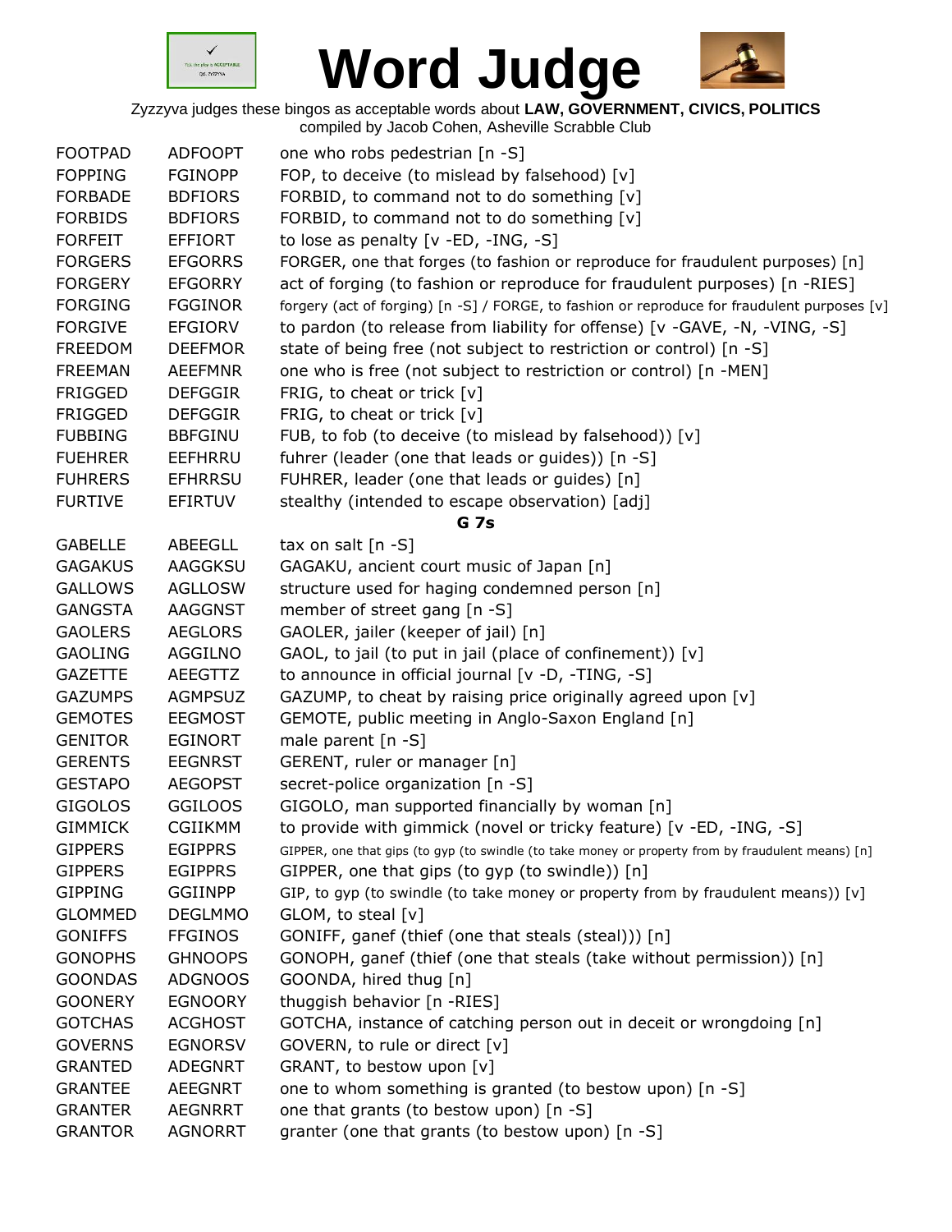# Word Judge

Zyzzyva judges these bingos as acceptable words about **LAW, GOVERNMENT, CIVICS, POLITICS**
compiled by Jacob Cohen, Asheville Scrabble Club

| | | |
|---|---|---|
| FOOTPAD | ADFOOPT | one who robs pedestrian [n -S] |
| FOPPING | FGINOPP | FOP, to deceive (to mislead by falsehood) [v] |
| FORBADE | BDFIORS | FORBID, to command not to do something [v] |
| FORBIDS | BDFIORS | FORBID, to command not to do something [v] |
| FORFEIT | EFFIORT | to lose as penalty [v -ED, -ING, -S] |
| FORGERS | EFGORRS | FORGER, one that forges (to fashion or reproduce for fraudulent purposes) [n] |
| FORGERY | EFGORRY | act of forging (to fashion or reproduce for fraudulent purposes) [n -RIES] |
| FORGING | FGGINOR | forgery (act of forging) [n -S] / FORGE, to fashion or reproduce for fraudulent purposes [v] |
| FORGIVE | EFGIORV | to pardon (to release from liability for offense) [v -GAVE, -N, -VING, -S] |
| FREEDOM | DEEFMOR | state of being free (not subject to restriction or control) [n -S] |
| FREEMAN | AEEFMNR | one who is free (not subject to restriction or control) [n -MEN] |
| FRIGGED | DEFGGIR | FRIG, to cheat or trick [v] |
| FRIGGED | DEFGGIR | FRIG, to cheat or trick [v] |
| FUBBING | BBFGINU | FUB, to fob (to deceive (to mislead by falsehood)) [v] |
| FUEHRER | EEFHRRU | fuhrer (leader (one that leads or guides)) [n -S] |
| FUHRERS | EFHRRSU | FUHRER, leader (one that leads or guides) [n] |
| FURTIVE | EFIRTUV | stealthy (intended to escape observation) [adj] |

## G 7s

| | | |
|---|---|---|
| GABELLE | ABEEGLL | tax on salt [n -S] |
| GAGAKUS | AAGGKSU | GAGAKU, ancient court music of Japan [n] |
| GALLOWS | AGLLOSW | structure used for haging condemned person [n] |
| GANGSTA | AAGGNST | member of street gang [n -S] |
| GAOLERS | AEGLORS | GAOLER, jailer (keeper of jail) [n] |
| GAOLING | AGGILNO | GAOL, to jail (to put in jail (place of confinement)) [v] |
| GAZETTE | AEEGTTZ | to announce in official journal [v -D, -TING, -S] |
| GAZUMPS | AGMPSUZ | GAZUMP, to cheat by raising price originally agreed upon [v] |
| GEMOTES | EEGMOST | GEMOTE, public meeting in Anglo-Saxon England [n] |
| GENITOR | EGINORT | male parent [n -S] |
| GERENTS | EEGNRST | GERENT, ruler or manager [n] |
| GESTAPO | AEGOPST | secret-police organization [n -S] |
| GIGOLOS | GGILOOS | GIGOLO, man supported financially by woman [n] |
| GIMMICK | CGIIKMM | to provide with gimmick (novel or tricky feature) [v -ED, -ING, -S] |
| GIPPERS | EGIPPRS | GIPPER, one that gips (to gyp (to swindle (to take money or property from by fraudulent means) [n] |
| GIPPERS | EGIPPRS | GIPPER, one that gips (to gyp (to swindle)) [n] |
| GIPPING | GGIINPP | GIP, to gyp (to swindle (to take money or property from by fraudulent means)) [v] |
| GLOMMED | DEGLMMO | GLOM, to steal [v] |
| GONIFFS | FFGINOS | GONIFF, ganef (thief (one that steals (steal))) [n] |
| GONOPHS | GHNOOPS | GONOPH, ganef (thief (one that steals (take without permission)) [n] |
| GOONDAS | ADGNOOS | GOONDA, hired thug [n] |
| GOONERY | EGNOORY | thuggish behavior [n -RIES] |
| GOTCHAS | ACGHOST | GOTCHA, instance of catching person out in deceit or wrongdoing [n] |
| GOVERNS | EGNORSV | GOVERN, to rule or direct [v] |
| GRANTED | ADEGNRT | GRANT, to bestow upon [v] |
| GRANTEE | AEEGNRT | one to whom something is granted (to bestow upon) [n -S] |
| GRANTER | AEGNRRT | one that grants (to bestow upon) [n -S] |
| GRANTOR | AGNORRT | granter (one that grants (to bestow upon) [n -S] |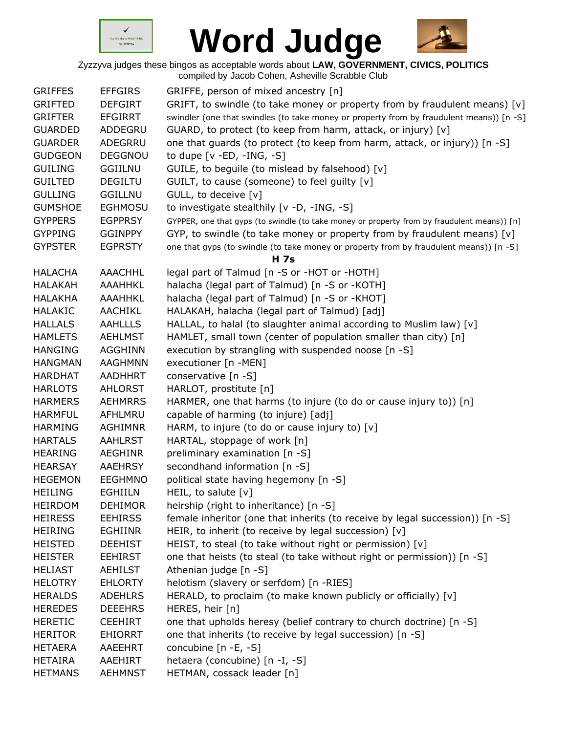# Word Judge

Zyzzyva judges these bingos as acceptable words about **LAW, GOVERNMENT, CIVICS, POLITICS**
compiled by Jacob Cohen, Asheville Scrabble Club

| | | |
|---|---|---|
| GRIFFES | EFFGIRS | GRIFFE, person of mixed ancestry [n] |
| GRIFTED | DEFGIRT | GRIFT, to swindle (to take money or property from by fraudulent means) [v] |
| GRIFTER | EFGIRRT | swindler (one that swindles (to take money or property from by fraudulent means)) [n -S] |
| GUARDED | ADDEGRU | GUARD, to protect (to keep from harm, attack, or injury) [v] |
| GUARDER | ADEGRRU | one that guards (to protect (to keep from harm, attack, or injury)) [n -S] |
| GUDGEON | DEGGNOU | to dupe [v -ED, -ING, -S] |
| GUILING | GGIILNU | GUILE, to beguile (to mislead by falsehood) [v] |
| GUILTED | DEGILTU | GUILT, to cause (someone) to feel guilty [v] |
| GULLING | GGILLNU | GULL, to deceive [v] |
| GUMSHOE | EGHMOSU | to investigate stealthily [v -D, -ING, -S] |
| GYPPERS | EGPPRSY | GYPPER, one that gyps (to swindle (to take money or property from by fraudulent means)) [n] |
| GYPPING | GGINPPY | GYP, to swindle (to take money or property from by fraudulent means) [v] |
| GYPSTER | EGPRSTY | one that gyps (to swindle (to take money or property from by fraudulent means)) [n -S] |
| | | **H 7s** |
| HALACHA | AAACHHL | legal part of Talmud [n -S or -HOT or -HOTH] |
| HALAKAH | AAAHHKL | halacha (legal part of Talmud) [n -S or -KOTH] |
| HALAKHA | AAAHHKL | halacha (legal part of Talmud) [n -S or -KHOT] |
| HALAKIC | AACHIKL | HALAKAH, halacha (legal part of Talmud) [adj] |
| HALLALS | AAHLLLS | HALLAL, to halal (to slaughter animal according to Muslim law) [v] |
| HAMLETS | AEHLMST | HAMLET, small town (center of population smaller than city) [n] |
| HANGING | AGGHINN | execution by strangling with suspended noose [n -S] |
| HANGMAN | AAGHMNN | executioner [n -MEN] |
| HARDHAT | AADHHRT | conservative [n -S] |
| HARLOTS | AHLORST | HARLOT, prostitute [n] |
| HARMERS | AEHMRRS | HARMER, one that harms (to injure (to do or cause injury to)) [n] |
| HARMFUL | AFHLMRU | capable of harming (to injure) [adj] |
| HARMING | AGHIMNR | HARM, to injure (to do or cause injury to) [v] |
| HARTALS | AAHLRST | HARTAL, stoppage of work [n] |
| HEARING | AEGHINR | preliminary examination [n -S] |
| HEARSAY | AAEHRSY | secondhand information [n -S] |
| HEGEMON | EEGHMNO | political state having hegemony [n -S] |
| HEILING | EGHIILN | HEIL, to salute [v] |
| HEIRDOM | DEHIMOR | heirship (right to inheritance) [n -S] |
| HEIRESS | EEHIRSS | female inheritor (one that inherits (to receive by legal succession)) [n -S] |
| HEIRING | EGHIINR | HEIR, to inherit (to receive by legal succession) [v] |
| HEISTED | DEEHIST | HEIST, to steal (to take without right or permission) [v] |
| HEISTER | EEHIRST | one that heists (to steal (to take without right or permission)) [n -S] |
| HELIAST | AEHILST | Athenian judge [n -S] |
| HELOTRY | EHLORTY | helotism (slavery or serfdom) [n -RIES] |
| HERALDS | ADEHLRS | HERALD, to proclaim (to make known publicly or officially) [v] |
| HEREDES | DEEEHRS | HERES, heir [n] |
| HERETIC | CEEHIRT | one that upholds heresy (belief contrary to church doctrine) [n -S] |
| HERITOR | EHIORRT | one that inherits (to receive by legal succession) [n -S] |
| HETAERA | AAEEHRT | concubine [n -E, -S] |
| HETAIRA | AAEHIRT | hetaera (concubine) [n -I, -S] |
| HETMANS | AEHMNST | HETMAN, cossack leader [n] |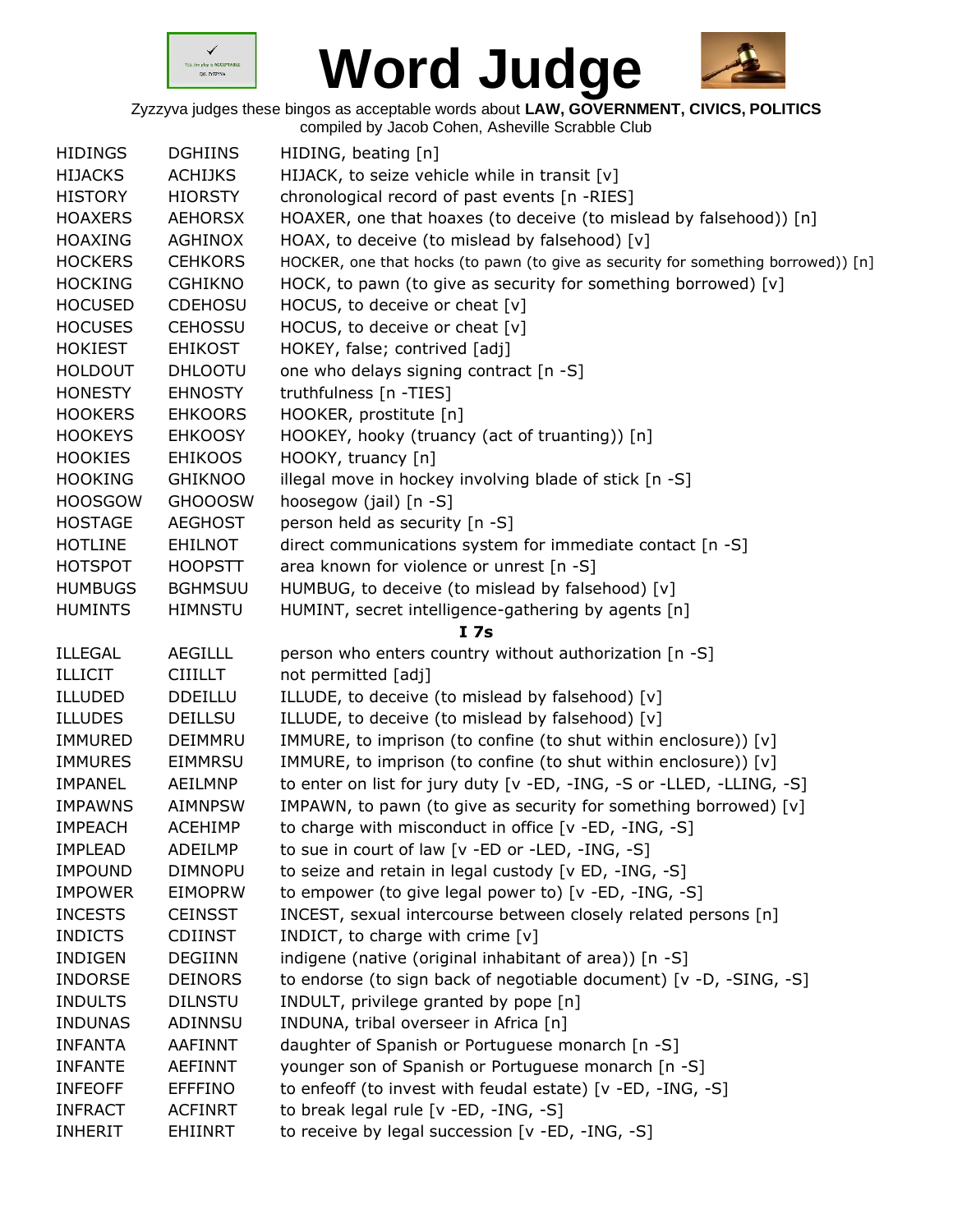# Word Judge

Zyzzyva judges these bingos as acceptable words about **LAW, GOVERNMENT, CIVICS, POLITICS**
compiled by Jacob Cohen, Asheville Scrabble Club

| | | |
|---|---|---|
| HIDINGS | DGHIINS | HIDING, beating [n] |
| HIJACKS | ACHIJKS | HIJACK, to seize vehicle while in transit [v] |
| HISTORY | HIORSTY | chronological record of past events [n -RIES] |
| HOAXERS | AEHORSX | HOAXER, one that hoaxes (to deceive (to mislead by falsehood)) [n] |
| HOAXING | AGHINOX | HOAX, to deceive (to mislead by falsehood) [v] |
| HOCKERS | CEHKORS | HOCKER, one that hocks (to pawn (to give as security for something borrowed)) [n] |
| HOCKING | CGHIKNO | HOCK, to pawn (to give as security for something borrowed) [v] |
| HOCUSED | CDEHOSU | HOCUS, to deceive or cheat [v] |
| HOCUSES | CEHOSSU | HOCUS, to deceive or cheat [v] |
| HOKIEST | EHIKOST | HOKEY, false; contrived [adj] |
| HOLDOUT | DHLOOTU | one who delays signing contract [n -S] |
| HONESTY | EHNOSTY | truthfulness [n -TIES] |
| HOOKERS | EHKOORS | HOOKER, prostitute [n] |
| HOOKEYS | EHKOOSY | HOOKEY, hooky (truancy (act of truanting)) [n] |
| HOOKIES | EHIKOOS | HOOKY, truancy [n] |
| HOOKING | GHIKNOO | illegal move in hockey involving blade of stick [n -S] |
| HOOSGOW | GHOOOSW | hoosegow (jail) [n -S] |
| HOSTAGE | AEGHOST | person held as security [n -S] |
| HOTLINE | EHILNOT | direct communications system for immediate contact [n -S] |
| HOTSPOT | HOOPSTT | area known for violence or unrest [n -S] |
| HUMBUGS | BGHMSUU | HUMBUG, to deceive (to mislead by falsehood) [v] |
| HUMINTS | HIMNSTU | HUMINT, secret intelligence-gathering by agents [n] |

**I 7s**

| | | |
|---|---|---|
| ILLEGAL | AEGILLL | person who enters country without authorization [n -S] |
| ILLICIT | CIIILLT | not permitted [adj] |
| ILLUDED | DDEILLU | ILLUDE, to deceive (to mislead by falsehood) [v] |
| ILLUDES | DEILLSU | ILLUDE, to deceive (to mislead by falsehood) [v] |
| IMMURED | DEIMMRU | IMMURE, to imprison (to confine (to shut within enclosure)) [v] |
| IMMURES | EIMMRSU | IMMURE, to imprison (to confine (to shut within enclosure)) [v] |
| IMPANEL | AEILMNP | to enter on list for jury duty [v -ED, -ING, -S or -LLED, -LLING, -S] |
| IMPAWNS | AIMNPSW | IMPAWN, to pawn (to give as security for something borrowed) [v] |
| IMPEACH | ACEHIMP | to charge with misconduct in office [v -ED, -ING, -S] |
| IMPLEAD | ADEILMP | to sue in court of law [v -ED or -LED, -ING, -S] |
| IMPOUND | DIMNOPU | to seize and retain in legal custody [v ED, -ING, -S] |
| IMPOWER | EIMOPRW | to empower (to give legal power to) [v -ED, -ING, -S] |
| INCESTS | CEINSST | INCEST, sexual intercourse between closely related persons [n] |
| INDICTS | CDIINST | INDICT, to charge with crime [v] |
| INDIGEN | DEGIINN | indigene (native (original inhabitant of area)) [n -S] |
| INDORSE | DEINORS | to endorse (to sign back of negotiable document) [v -D, -SING, -S] |
| INDULTS | DILNSTU | INDULT, privilege granted by pope [n] |
| INDUNAS | ADINNSU | INDUNA, tribal overseer in Africa [n] |
| INFANTA | AAFINNT | daughter of Spanish or Portuguese monarch [n -S] |
| INFANTE | AEFINNT | younger son of Spanish or Portuguese monarch [n -S] |
| INFEOFF | EFFFINO | to enfeoff (to invest with feudal estate) [v -ED, -ING, -S] |
| INFRACT | ACFINRT | to break legal rule [v -ED, -ING, -S] |
| INHERIT | EHIINRT | to receive by legal succession [v -ED, -ING, -S] |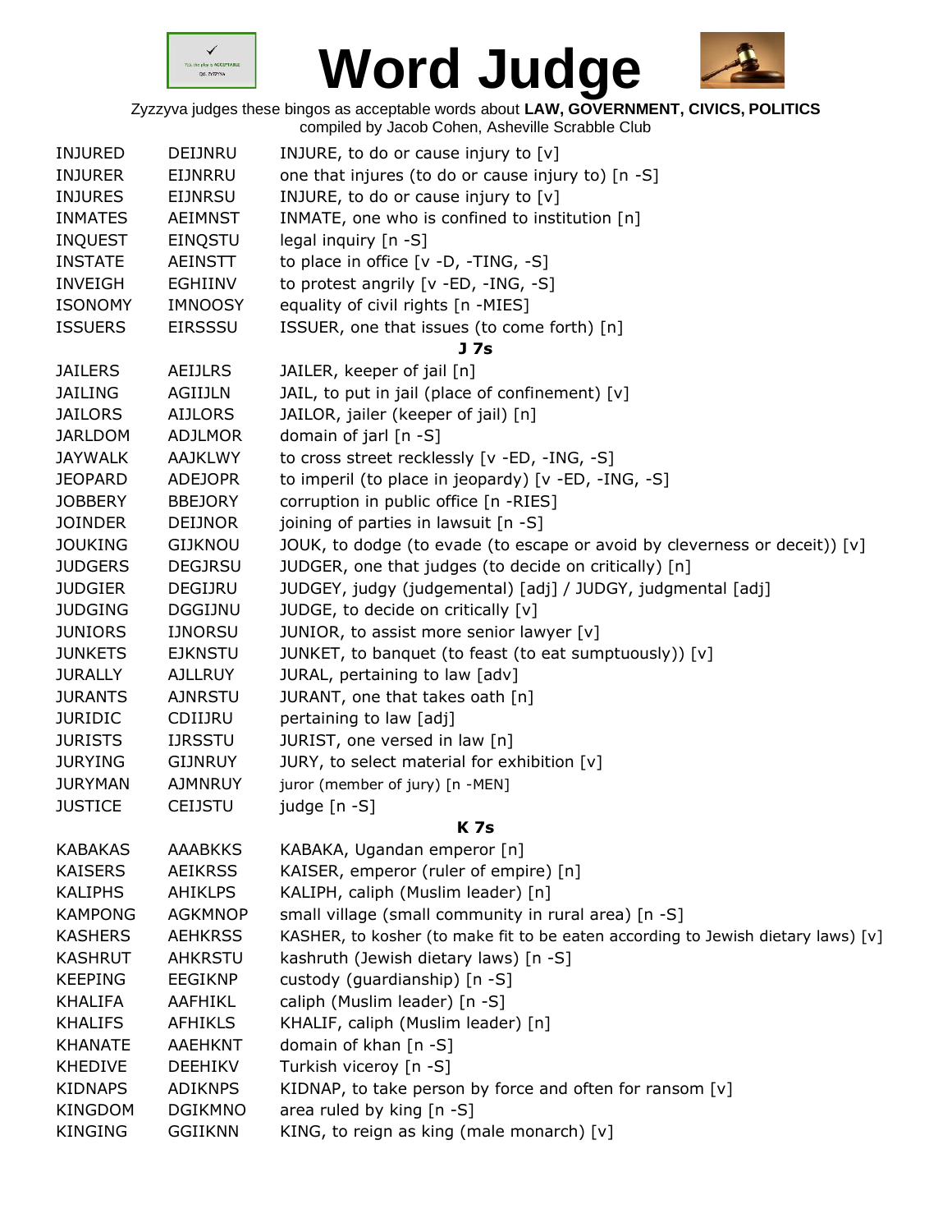# Word Judge

Zyzzyva judges these bingos as acceptable words about **LAW, GOVERNMENT, CIVICS, POLITICS**
compiled by Jacob Cohen, Asheville Scrabble Club

| | | |
|---|---|---|
| INJURED | DEIJNRU | INJURE, to do or cause injury to [v] |
| INJURER | EIJNRRU | one that injures (to do or cause injury to) [n -S] |
| INJURES | EIJNRSU | INJURE, to do or cause injury to [v] |
| INMATES | AEIMNST | INMATE, one who is confined to institution [n] |
| INQUEST | EINQSTU | legal inquiry [n -S] |
| INSTATE | AEINSTT | to place in office [v -D, -TING, -S] |
| INVEIGH | EGHIINV | to protest angrily [v -ED, -ING, -S] |
| ISONOMY | IMNOOSY | equality of civil rights [n -MIES] |
| ISSUERS | EIRSSSU | ISSUER, one that issues (to come forth) [n] |

**J 7s**

| | | |
|---|---|---|
| JAILERS | AEIJLRS | JAILER, keeper of jail [n] |
| JAILING | AGIIJLN | JAIL, to put in jail (place of confinement) [v] |
| JAILORS | AIJLORS | JAILOR, jailer (keeper of jail) [n] |
| JARLDOM | ADJLMOR | domain of jarl [n -S] |
| JAYWALK | AAJKLWY | to cross street recklessly [v -ED, -ING, -S] |
| JEOPARD | ADEJOPR | to imperil (to place in jeopardy) [v -ED, -ING, -S] |
| JOBBERY | BBEJORY | corruption in public office [n -RIES] |
| JOINDER | DEIJNOR | joining of parties in lawsuit [n -S] |
| JOUKING | GIJKNOU | JOUK, to dodge (to evade (to escape or avoid by cleverness or deceit)) [v] |
| JUDGERS | DEGJRSU | JUDGER, one that judges (to decide on critically) [n] |
| JUDGIER | DEGIJRU | JUDGEY, judgy (judgemental) [adj] / JUDGY, judgmental [adj] |
| JUDGING | DGGIJNU | JUDGE, to decide on critically [v] |
| JUNIORS | IJNORSU | JUNIOR, to assist more senior lawyer [v] |
| JUNKETS | EJKNSTU | JUNKET, to banquet (to feast (to eat sumptuously)) [v] |
| JURALLY | AJLLRUY | JURAL, pertaining to law [adv] |
| JURANTS | AJNRSTU | JURANT, one that takes oath [n] |
| JURIDIC | CDIIJRU | pertaining to law [adj] |
| JURISTS | IJRSSTU | JURIST, one versed in law [n] |
| JURYING | GIJNRUY | JURY, to select material for exhibition [v] |
| JURYMAN | AJMNRUY | juror (member of jury) [n -MEN] |
| JUSTICE | CEIJSTU | judge [n -S] |

**K 7s**

| | | |
|---|---|---|
| KABAKAS | AAABKKS | KABAKA, Ugandan emperor [n] |
| KAISERS | AEIKRSS | KAISER, emperor (ruler of empire) [n] |
| KALIPHS | AHIKLPS | KALIPH, caliph (Muslim leader) [n] |
| KAMPONG | AGKMNOP | small village (small community in rural area) [n -S] |
| KASHERS | AEHKRSS | KASHER, to kosher (to make fit to be eaten according to Jewish dietary laws) [v] |
| KASHRUT | AHKRSTU | kashruth (Jewish dietary laws) [n -S] |
| KEEPING | EEGIKNP | custody (guardianship) [n -S] |
| KHALIFA | AAFHIKL | caliph (Muslim leader) [n -S] |
| KHALIFS | AFHIKLS | KHALIF, caliph (Muslim leader) [n] |
| KHANATE | AAEHKNT | domain of khan [n -S] |
| KHEDIVE | DEEHIKV | Turkish viceroy [n -S] |
| KIDNAPS | ADIKNPS | KIDNAP, to take person by force and often for ransom [v] |
| KINGDOM | DGIKMNO | area ruled by king [n -S] |
| KINGING | GGIIKNN | KING, to reign as king (male monarch) [v] |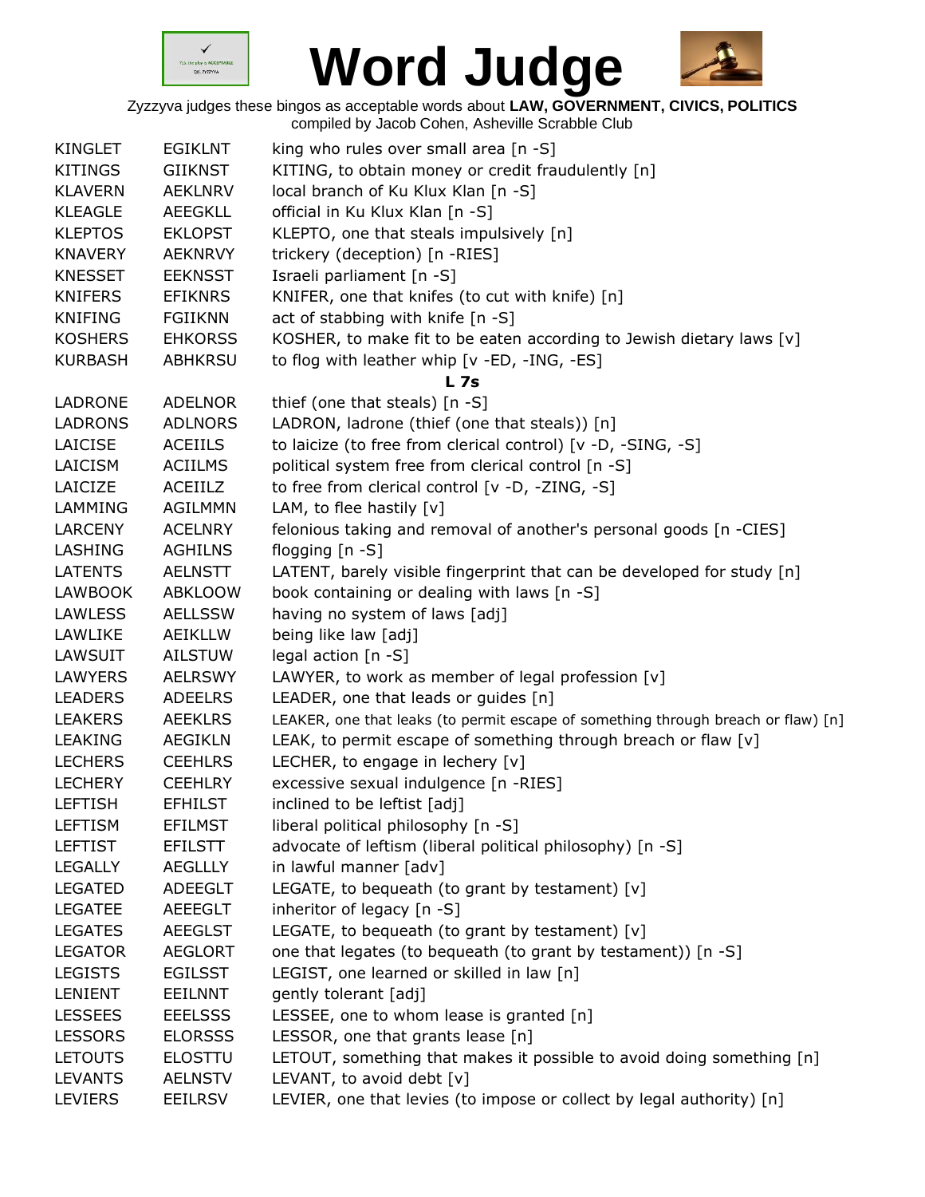# Word Judge

Zyzzyva judges these bingos as acceptable words about **LAW, GOVERNMENT, CIVICS, POLITICS**
compiled by Jacob Cohen, Asheville Scrabble Club

| | | |
|---|---|---|
| KINGLET | EGIKLNT | king who rules over small area [n -S] |
| KITINGS | GIIKNST | KITING, to obtain money or credit fraudulently [n] |
| KLAVERN | AEKLNRV | local branch of Ku Klux Klan [n -S] |
| KLEAGLE | AEEGKLL | official in Ku Klux Klan [n -S] |
| KLEPTOS | EKLOPST | KLEPTO, one that steals impulsively [n] |
| KNAVERY | AEKNRVY | trickery (deception) [n -RIES] |
| KNESSET | EEKNSST | Israeli parliament [n -S] |
| KNIFERS | EFIKNRS | KNIFER, one that knifes (to cut with knife) [n] |
| KNIFING | FGIIKNN | act of stabbing with knife [n -S] |
| KOSHERS | EHKORSS | KOSHER, to make fit to be eaten according to Jewish dietary laws [v] |
| KURBASH | ABHKRSU | to flog with leather whip [v -ED, -ING, -ES] |

**L 7s**

| | | |
|---|---|---|
| LADRONE | ADELNOR | thief (one that steals) [n -S] |
| LADRONS | ADLNORS | LADRON, ladrone (thief (one that steals)) [n] |
| LAICISE | ACEIILS | to laicize (to free from clerical control) [v -D, -SING, -S] |
| LAICISM | ACIILMS | political system free from clerical control [n -S] |
| LAICIZE | ACEIILZ | to free from clerical control [v -D, -ZING, -S] |
| LAMMING | AGILMMN | LAM, to flee hastily [v] |
| LARCENY | ACELNRY | felonious taking and removal of another's personal goods [n -CIES] |
| LASHING | AGHILNS | flogging [n -S] |
| LATENTS | AELNSTT | LATENT, barely visible fingerprint that can be developed for study [n] |
| LAWBOOK | ABKLOOW | book containing or dealing with laws [n -S] |
| LAWLESS | AELLSSW | having no system of laws [adj] |
| LAWLIKE | AEIKLLW | being like law [adj] |
| LAWSUIT | AILSTUW | legal action [n -S] |
| LAWYERS | AELRSWY | LAWYER, to work as member of legal profession [v] |
| LEADERS | ADEELRS | LEADER, one that leads or guides [n] |
| LEAKERS | AEEKLRS | LEAKER, one that leaks (to permit escape of something through breach or flaw) [n] |
| LEAKING | AEGIKLN | LEAK, to permit escape of something through breach or flaw [v] |
| LECHERS | CEEHLRS | LECHER, to engage in lechery [v] |
| LECHERY | CEEHLRY | excessive sexual indulgence [n -RIES] |
| LEFTISH | EFHILST | inclined to be leftist [adj] |
| LEFTISM | EFILMST | liberal political philosophy [n -S] |
| LEFTIST | EFILSTT | advocate of leftism (liberal political philosophy) [n -S] |
| LEGALLY | AEGLLLY | in lawful manner [adv] |
| LEGATED | ADEEGLT | LEGATE, to bequeath (to grant by testament) [v] |
| LEGATEE | AEEEGLT | inheritor of legacy [n -S] |
| LEGATES | AEEGLST | LEGATE, to bequeath (to grant by testament) [v] |
| LEGATOR | AEGLORT | one that legates (to bequeath (to grant by testament)) [n -S] |
| LEGISTS | EGILSST | LEGIST, one learned or skilled in law [n] |
| LENIENT | EEILNNT | gently tolerant [adj] |
| LESSEES | EEELSSS | LESSEE, one to whom lease is granted [n] |
| LESSORS | ELORSSS | LESSOR, one that grants lease [n] |
| LETOUTS | ELOSTTU | LETOUT, something that makes it possible to avoid doing something [n] |
| LEVANTS | AELNSTV | LEVANT, to avoid debt [v] |
| LEVIERS | EEILRSV | LEVIER, one that levies (to impose or collect by legal authority) [n] |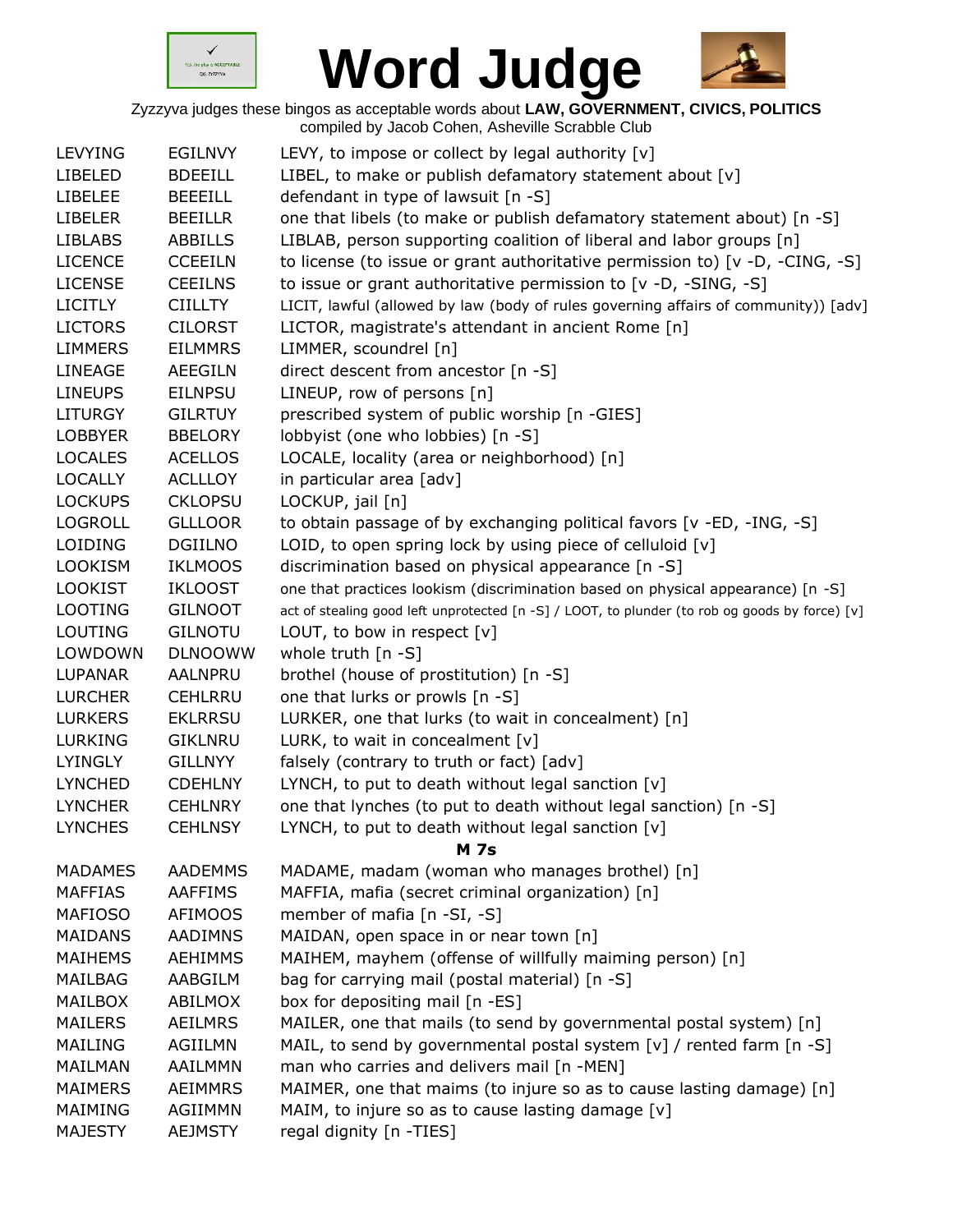# Word Judge

Zyzzyva judges these bingos as acceptable words about **LAW, GOVERNMENT, CIVICS, POLITICS**
compiled by Jacob Cohen, Asheville Scrabble Club

| | | |
|---|---|---|
| LEVYING | EGILNVY | LEVY, to impose or collect by legal authority [v] |
| LIBELED | BDEEILL | LIBEL, to make or publish defamatory statement about [v] |
| LIBELEE | BEEEILL | defendant in type of lawsuit [n -S] |
| LIBELER | BEEILLR | one that libels (to make or publish defamatory statement about) [n -S] |
| LIBLABS | ABBILLS | LIBLAB, person supporting coalition of liberal and labor groups [n] |
| LICENCE | CCEEILN | to license (to issue or grant authoritative permission to) [v -D, -CING, -S] |
| LICENSE | CEEILNS | to issue or grant authoritative permission to [v -D, -SING, -S] |
| LICITLY | CIILLTY | LICIT, lawful (allowed by law (body of rules governing affairs of community)) [adv] |
| LICTORS | CILORST | LICTOR, magistrate's attendant in ancient Rome [n] |
| LIMMERS | EILMMRS | LIMMER, scoundrel [n] |
| LINEAGE | AEEGILN | direct descent from ancestor [n -S] |
| LINEUPS | EILNPSU | LINEUP, row of persons [n] |
| LITURGY | GILRTUY | prescribed system of public worship [n -GIES] |
| LOBBYER | BBELORY | lobbyist (one who lobbies) [n -S] |
| LOCALES | ACELLOS | LOCALE, locality (area or neighborhood) [n] |
| LOCALLY | ACLLLOY | in particular area [adv] |
| LOCKUPS | CKLOPSU | LOCKUP, jail [n] |
| LOGROLL | GLLLOOR | to obtain passage of by exchanging political favors [v -ED, -ING, -S] |
| LOIDING | DGIILNO | LOID, to open spring lock by using piece of celluloid [v] |
| LOOKISM | IKLMOOS | discrimination based on physical appearance [n -S] |
| LOOKIST | IKLOOST | one that practices lookism (discrimination based on physical appearance) [n -S] |
| LOOTING | GILNOOT | act of stealing good left unprotected [n -S] / LOOT, to plunder (to rob og goods by force) [v] |
| LOUTING | GILNOTU | LOUT, to bow in respect [v] |
| LOWDOWN | DLNOOWW | whole truth [n -S] |
| LUPANAR | AALNPRU | brothel (house of prostitution) [n -S] |
| LURCHER | CEHLRRU | one that lurks or prowls [n -S] |
| LURKERS | EKLRRSU | LURKER, one that lurks (to wait in concealment) [n] |
| LURKING | GIKLNRU | LURK, to wait in concealment [v] |
| LYINGLY | GILLNYY | falsely (contrary to truth or fact) [adv] |
| LYNCHED | CDEHLNY | LYNCH, to put to death without legal sanction [v] |
| LYNCHER | CEHLNRY | one that lynches (to put to death without legal sanction) [n -S] |
| LYNCHES | CEHLNSY | LYNCH, to put to death without legal sanction [v] |
| | | **M 7s** |
| MADAMES | AADEMMS | MADAME, madam (woman who manages brothel) [n] |
| MAFFIAS | AAFFIMS | MAFFIA, mafia (secret criminal organization) [n] |
| MAFIOSO | AFIMOOS | member of mafia [n -SI, -S] |
| MAIDANS | AADIMNS | MAIDAN, open space in or near town [n] |
| MAIHEMS | AEHIMMS | MAIHEM, mayhem (offense of willfully maiming person) [n] |
| MAILBAG | AABGILM | bag for carrying mail (postal material) [n -S] |
| MAILBOX | ABILMOX | box for depositing mail [n -ES] |
| MAILERS | AEILMRS | MAILER, one that mails (to send by governmental postal system) [n] |
| MAILING | AGIILMN | MAIL, to send by governmental postal system [v] / rented farm [n -S] |
| MAILMAN | AAILMMN | man who carries and delivers mail [n -MEN] |
| MAIMERS | AEIMMRS | MAIMER, one that maims (to injure so as to cause lasting damage) [n] |
| MAIMING | AGIIMMN | MAIM, to injure so as to cause lasting damage [v] |
| MAJESTY | AEJMSTY | regal dignity [n -TIES] |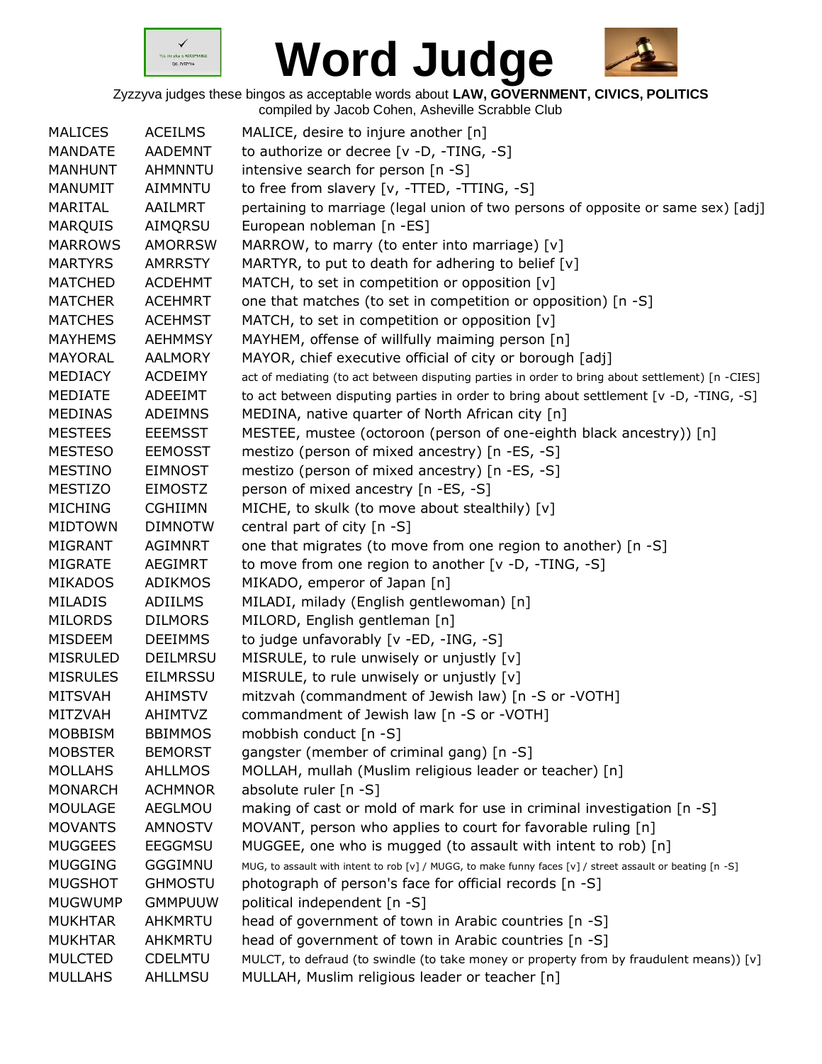# Word Judge

Zyzzyva judges these bingos as acceptable words about **LAW, GOVERNMENT, CIVICS, POLITICS**
compiled by Jacob Cohen, Asheville Scrabble Club

| | | |
|---|---|---|
| MALICES | ACEILMS | MALICE, desire to injure another [n] |
| MANDATE | AADEMNT | to authorize or decree [v -D, -TING, -S] |
| MANHUNT | AHMNNTU | intensive search for person [n -S] |
| MANUMIT | AIMMNTU | to free from slavery [v, -TTED, -TTING, -S] |
| MARITAL | AAILMRT | pertaining to marriage (legal union of two persons of opposite or same sex) [adj] |
| MARQUIS | AIMQRSU | European nobleman [n -ES] |
| MARROWS | AMORRSW | MARROW, to marry (to enter into marriage) [v] |
| MARTYRS | AMRRSTY | MARTYR, to put to death for adhering to belief [v] |
| MATCHED | ACDEHMT | MATCH, to set in competition or opposition [v] |
| MATCHER | ACEHMRT | one that matches (to set in competition or opposition) [n -S] |
| MATCHES | ACEHMST | MATCH, to set in competition or opposition [v] |
| MAYHEMS | AEHMMSY | MAYHEM, offense of willfully maiming person [n] |
| MAYORAL | AALMORY | MAYOR, chief executive official of city or borough [adj] |
| MEDIACY | ACDEIMY | act of mediating (to act between disputing parties in order to bring about settlement) [n -CIES] |
| MEDIATE | ADEEIMT | to act between disputing parties in order to bring about settlement [v -D, -TING, -S] |
| MEDINAS | ADEIMNS | MEDINA, native quarter of North African city [n] |
| MESTEES | EEEMSST | MESTEE, mustee (octoroon (person of one-eighth black ancestry)) [n] |
| MESTESO | EEMOSST | mestizo (person of mixed ancestry) [n -ES, -S] |
| MESTINO | EIMNOST | mestizo (person of mixed ancestry) [n -ES, -S] |
| MESTIZO | EIMOSTZ | person of mixed ancestry [n -ES, -S] |
| MICHING | CGHIIMN | MICHE, to skulk (to move about stealthily) [v] |
| MIDTOWN | DIMNOTW | central part of city [n -S] |
| MIGRANT | AGIMNRT | one that migrates (to move from one region to another) [n -S] |
| MIGRATE | AEGIMRT | to move from one region to another [v -D, -TING, -S] |
| MIKADOS | ADIKMOS | MIKADO, emperor of Japan [n] |
| MILADIS | ADIILMS | MILADI, milady (English gentlewoman) [n] |
| MILORDS | DILMORS | MILORD, English gentleman [n] |
| MISDEEM | DEEIMMS | to judge unfavorably [v -ED, -ING, -S] |
| MISRULED | DEILMRSU | MISRULE, to rule unwisely or unjustly [v] |
| MISRULES | EILMRSSU | MISRULE, to rule unwisely or unjustly [v] |
| MITSVAH | AHIMSTV | mitzvah (commandment of Jewish law) [n -S or -VOTH] |
| MITZVAH | AHIMTVZ | commandment of Jewish law [n -S or -VOTH] |
| MOBBISM | BBIMMOS | mobbish conduct [n -S] |
| MOBSTER | BEMORST | gangster (member of criminal gang) [n -S] |
| MOLLAHS | AHLLMOS | MOLLAH, mullah (Muslim religious leader or teacher) [n] |
| MONARCH | ACHMNOR | absolute ruler [n -S] |
| MOULAGE | AEGLMOU | making of cast or mold of mark for use in criminal investigation [n -S] |
| MOVANTS | AMNOSTV | MOVANT, person who applies to court for favorable ruling [n] |
| MUGGEES | EEGGMSU | MUGGEE, one who is mugged (to assault with intent to rob) [n] |
| MUGGING | GGGIMNU | MUG, to assault with intent to rob [v] / MUGG, to make funny faces [v] / street assault or beating [n -S] |
| MUGSHOT | GHMOSTU | photograph of person's face for official records [n -S] |
| MUGWUMP | GMMPUUW | political independent [n -S] |
| MUKHTAR | AHKMRTU | head of government of town in Arabic countries [n -S] |
| MUKHTAR | AHKMRTU | head of government of town in Arabic countries [n -S] |
| MULCTED | CDELMTU | MULCT, to defraud (to swindle (to take money or property from by fraudulent means)) [v] |
| MULLAHS | AHLLMSU | MULLAH, Muslim religious leader or teacher [n] |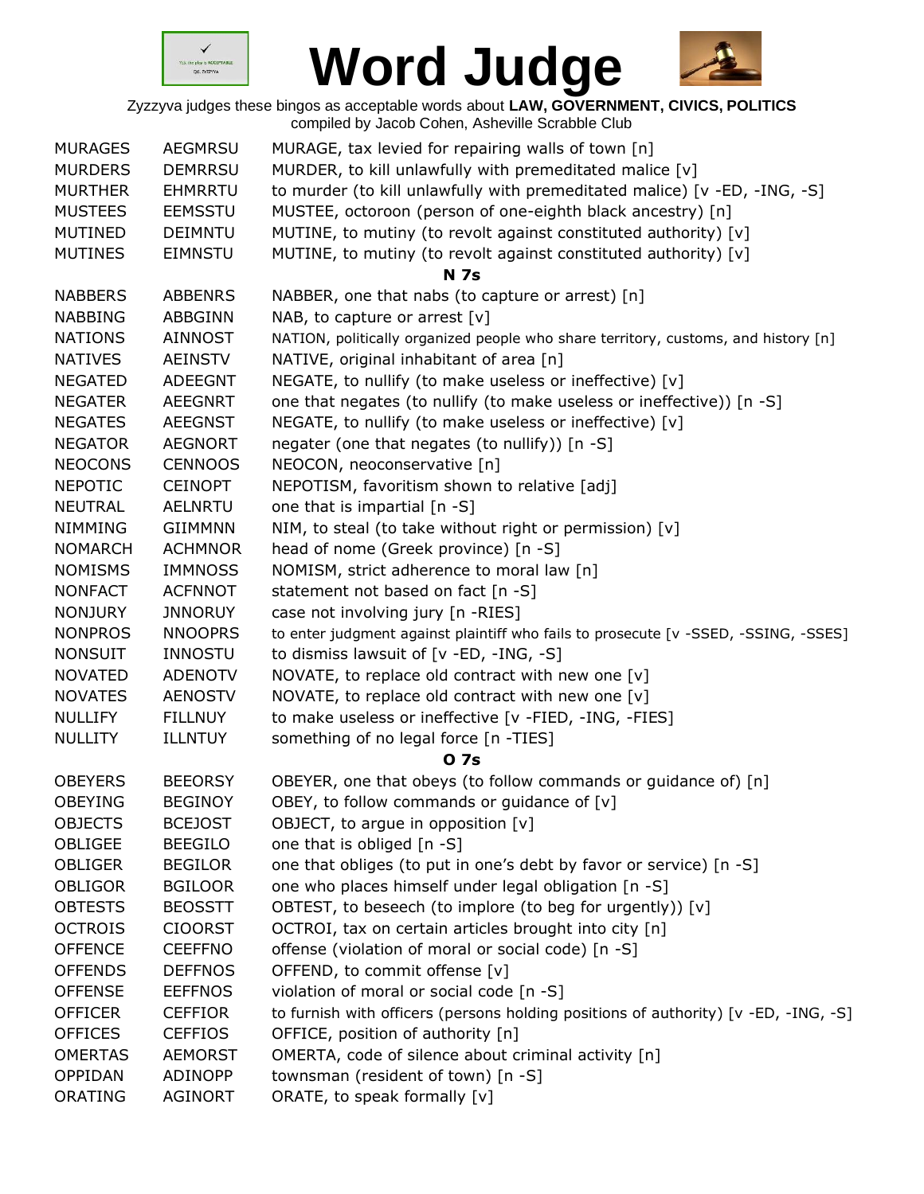# Word Judge

Zyzzyva judges these bingos as acceptable words about **LAW, GOVERNMENT, CIVICS, POLITICS**
compiled by Jacob Cohen, Asheville Scrabble Club

| | | |
|---|---|---|
| MURAGES | AEGMRSU | MURAGE, tax levied for repairing walls of town [n] |
| MURDERS | DEMRRSU | MURDER, to kill unlawfully with premeditated malice [v] |
| MURTHER | EHMRRTU | to murder (to kill unlawfully with premeditated malice) [v -ED, -ING, -S] |
| MUSTEES | EEMSSTU | MUSTEE, octoroon (person of one-eighth black ancestry) [n] |
| MUTINED | DEIMNTU | MUTINE, to mutiny (to revolt against constituted authority) [v] |
| MUTINES | EIMNSTU | MUTINE, to mutiny (to revolt against constituted authority) [v] |
| | | **N 7s** |
| NABBERS | ABBENRS | NABBER, one that nabs (to capture or arrest) [n] |
| NABBING | ABBGINN | NAB, to capture or arrest [v] |
| NATIONS | AINNOST | NATION, politically organized people who share territory, customs, and history [n] |
| NATIVES | AEINSTV | NATIVE, original inhabitant of area [n] |
| NEGATED | ADEEGNT | NEGATE, to nullify (to make useless or ineffective) [v] |
| NEGATER | AEEGNRT | one that negates (to nullify (to make useless or ineffective)) [n -S] |
| NEGATES | AEEGNST | NEGATE, to nullify (to make useless or ineffective) [v] |
| NEGATOR | AEGNORT | negater (one that negates (to nullify)) [n -S] |
| NEOCONS | CENNOOS | NEOCON, neoconservative [n] |
| NEPOTIC | CEINOPT | NEPOTISM, favoritism shown to relative [adj] |
| NEUTRAL | AELNRTU | one that is impartial [n -S] |
| NIMMING | GIIMMNN | NIM, to steal (to take without right or permission) [v] |
| NOMARCH | ACHMNOR | head of nome (Greek province) [n -S] |
| NOMISMS | IMMNOSS | NOMISM, strict adherence to moral law [n] |
| NONFACT | ACFNNOT | statement not based on fact [n -S] |
| NONJURY | JNNORUY | case not involving jury [n -RIES] |
| NONPROS | NNOOPRS | to enter judgment against plaintiff who fails to prosecute [v -SSED, -SSING, -SSES] |
| NONSUIT | INNOSTU | to dismiss lawsuit of [v -ED, -ING, -S] |
| NOVATED | ADENOTV | NOVATE, to replace old contract with new one [v] |
| NOVATES | AENOSTV | NOVATE, to replace old contract with new one [v] |
| NULLIFY | FILLNUY | to make useless or ineffective [v -FIED, -ING, -FIES] |
| NULLITY | ILLNTUY | something of no legal force [n -TIES] |
| | | **O 7s** |
| OBEYERS | BEEORSY | OBEYER, one that obeys (to follow commands or guidance of) [n] |
| OBEYING | BEGINOY | OBEY, to follow commands or guidance of [v] |
| OBJECTS | BCEJOST | OBJECT, to argue in opposition [v] |
| OBLIGEE | BEEGILO | one that is obliged [n -S] |
| OBLIGER | BEGILOR | one that obliges (to put in one's debt by favor or service) [n -S] |
| OBLIGOR | BGILOOR | one who places himself under legal obligation [n -S] |
| OBTESTS | BEOSSTT | OBTEST, to beseech (to implore (to beg for urgently)) [v] |
| OCTROIS | CIOORST | OCTROI, tax on certain articles brought into city [n] |
| OFFENCE | CEEFFNO | offense (violation of moral or social code) [n -S] |
| OFFENDS | DEFFNOS | OFFEND, to commit offense [v] |
| OFFENSE | EEFFNOS | violation of moral or social code [n -S] |
| OFFICER | CEFFIOR | to furnish with officers (persons holding positions of authority) [v -ED, -ING, -S] |
| OFFICES | CEFFIOS | OFFICE, position of authority [n] |
| OMERTAS | AEMORST | OMERTA, code of silence about criminal activity [n] |
| OPPIDAN | ADINOPP | townsman (resident of town) [n -S] |
| ORATING | AGINORT | ORATE, to speak formally [v] |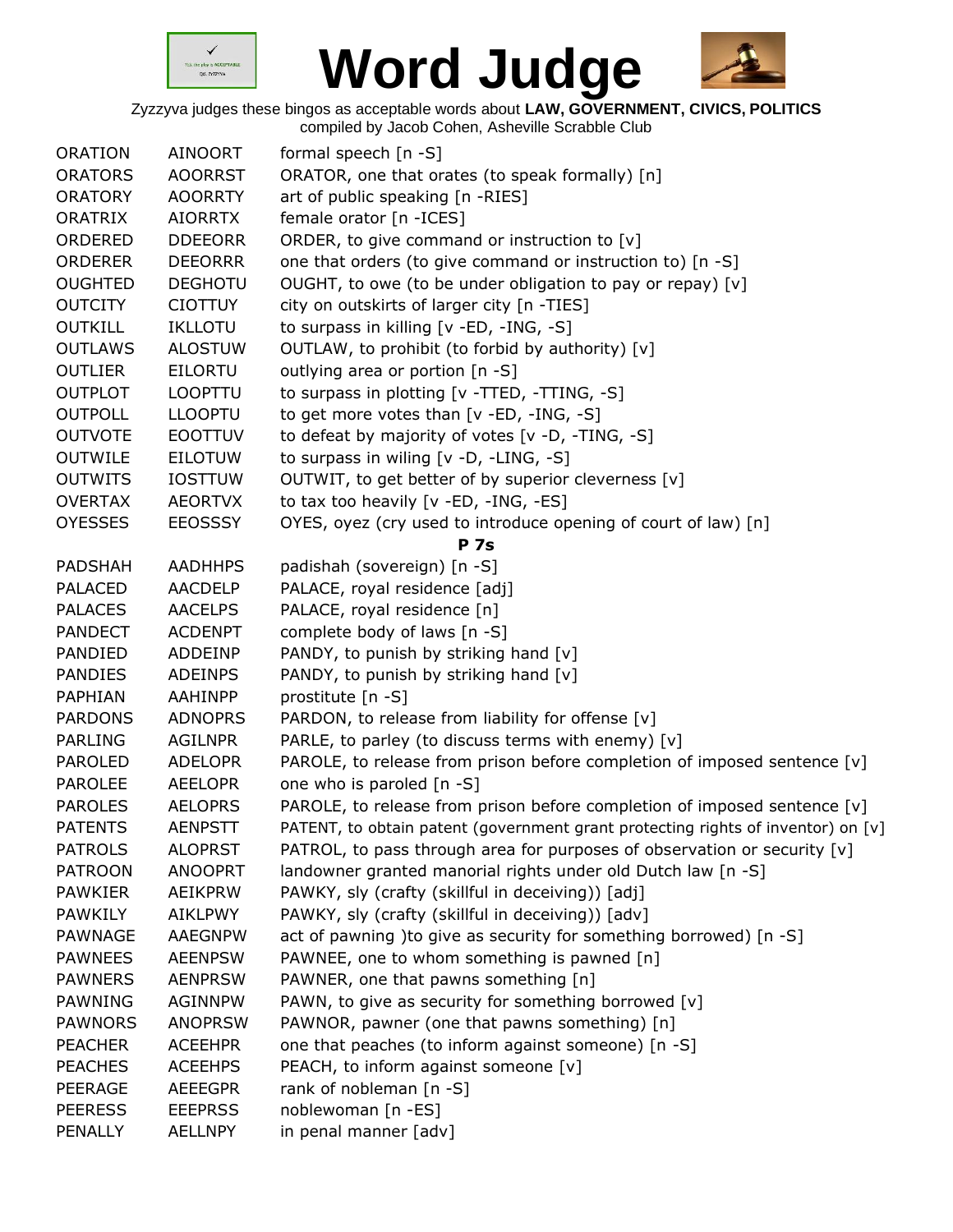# Word Judge

Zyzzyva judges these bingos as acceptable words about **LAW, GOVERNMENT, CIVICS, POLITICS**
compiled by Jacob Cohen, Asheville Scrabble Club

| | | |
|---|---|---|
| ORATION | AINOORT | formal speech [n -S] |
| ORATORS | AOORRST | ORATOR, one that orates (to speak formally) [n] |
| ORATORY | AOORRTY | art of public speaking [n -RIES] |
| ORATRIX | AIORRTX | female orator [n -ICES] |
| ORDERED | DDEEORR | ORDER, to give command or instruction to [v] |
| ORDERER | DEEORRR | one that orders (to give command or instruction to) [n -S] |
| OUGHTED | DEGHOTU | OUGHT, to owe (to be under obligation to pay or repay) [v] |
| OUTCITY | CIOTTUY | city on outskirts of larger city [n -TIES] |
| OUTKILL | IKLLOTU | to surpass in killing [v -ED, -ING, -S] |
| OUTLAWS | ALOSTUW | OUTLAW, to prohibit (to forbid by authority) [v] |
| OUTLIER | EILORTU | outlying area or portion [n -S] |
| OUTPLOT | LOOPTTU | to surpass in plotting [v -TTED, -TTING, -S] |
| OUTPOLL | LLOOPTU | to get more votes than [v -ED, -ING, -S] |
| OUTVOTE | EOOTTUV | to defeat by majority of votes [v -D, -TING, -S] |
| OUTWILE | EILOTUW | to surpass in wiling [v -D, -LING, -S] |
| OUTWITS | IOSTTUW | OUTWIT, to get better of by superior cleverness [v] |
| OVERTAX | AEORTVX | to tax too heavily [v -ED, -ING, -ES] |
| OYESSES | EEOSSSY | OYES, oyez (cry used to introduce opening of court of law) [n] |

**P 7s**

| | | |
|---|---|---|
| PADSHAH | AADHHPS | padishah (sovereign) [n -S] |
| PALACED | AACDELP | PALACE, royal residence [adj] |
| PALACES | AACELPS | PALACE, royal residence [n] |
| PANDECT | ACDENPT | complete body of laws [n -S] |
| PANDIED | ADDEINP | PANDY, to punish by striking hand [v] |
| PANDIES | ADEINPS | PANDY, to punish by striking hand [v] |
| PAPHIAN | AAHINPP | prostitute [n -S] |
| PARDONS | ADNOPRS | PARDON, to release from liability for offense [v] |
| PARLING | AGILNPR | PARLE, to parley (to discuss terms with enemy) [v] |
| PAROLED | ADELOPR | PAROLE, to release from prison before completion of imposed sentence [v] |
| PAROLEE | AEELOPR | one who is paroled [n -S] |
| PAROLES | AELOPRS | PAROLE, to release from prison before completion of imposed sentence [v] |
| PATENTS | AENPSTT | PATENT, to obtain patent (government grant protecting rights of inventor) on [v] |
| PATROLS | ALOPRST | PATROL, to pass through area for purposes of observation or security [v] |
| PATROON | ANOOPRT | landowner granted manorial rights under old Dutch law [n -S] |
| PAWKIER | AEIKPRW | PAWKY, sly (crafty (skillful in deceiving)) [adj] |
| PAWKILY | AIKLPWY | PAWKY, sly (crafty (skillful in deceiving)) [adv] |
| PAWNAGE | AAEGNPW | act of pawning )to give as security for something borrowed) [n -S] |
| PAWNEES | AEENPSW | PAWNEE, one to whom something is pawned [n] |
| PAWNERS | AENPRSW | PAWNER, one that pawns something [n] |
| PAWNING | AGINNPW | PAWN, to give as security for something borrowed [v] |
| PAWNORS | ANOPRSW | PAWNOR, pawner (one that pawns something) [n] |
| PEACHER | ACEEHPR | one that peaches (to inform against someone) [n -S] |
| PEACHES | ACEEHPS | PEACH, to inform against someone [v] |
| PEERAGE | AEEEGPR | rank of nobleman [n -S] |
| PEERESS | EEEPRSS | noblewoman [n -ES] |
| PENALLY | AELLNPY | in penal manner [adv] |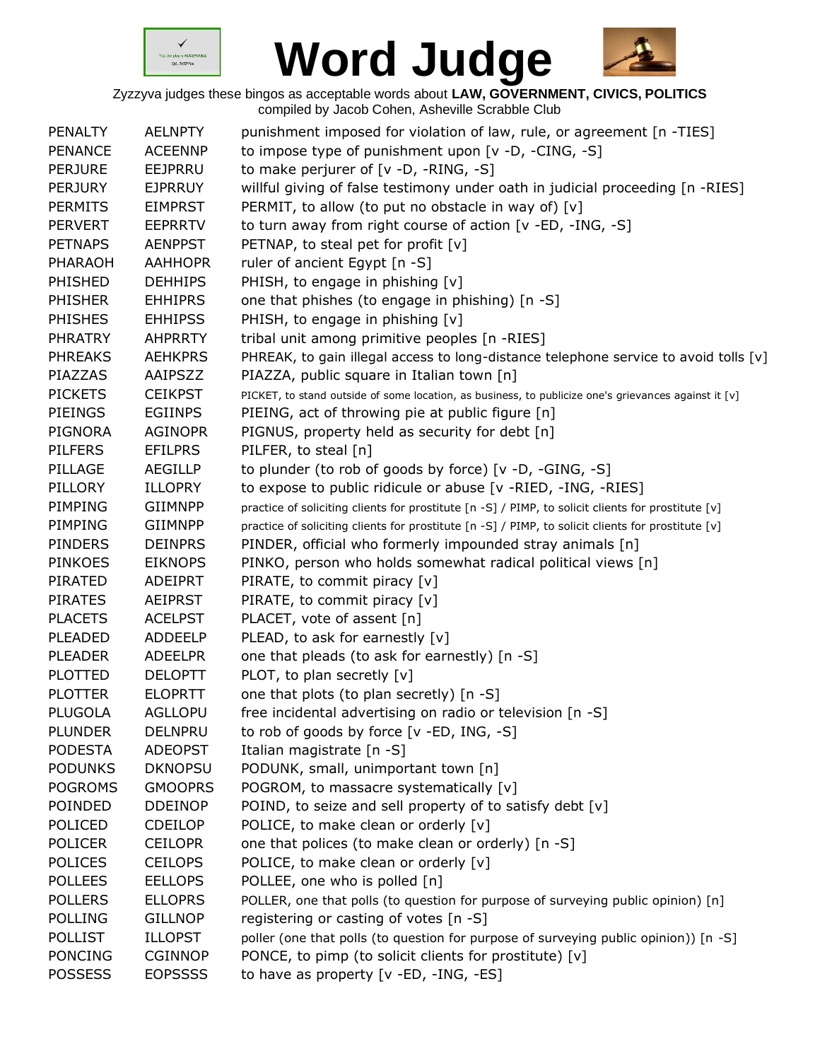# Word Judge

Zyzzyva judges these bingos as acceptable words about **LAW, GOVERNMENT, CIVICS, POLITICS**
compiled by Jacob Cohen, Asheville Scrabble Club

| | | |
|---|---|---|
| PENALTY | AELNPTY | punishment imposed for violation of law, rule, or agreement [n -TIES] |
| PENANCE | ACEENNP | to impose type of punishment upon [v -D, -CING, -S] |
| PERJURE | EEJPRRU | to make perjurer of [v -D, -RING, -S] |
| PERJURY | EJPRRUY | willful giving of false testimony under oath in judicial proceeding [n -RIES] |
| PERMITS | EIMPRST | PERMIT, to allow (to put no obstacle in way of) [v] |
| PERVERT | EEPRRTV | to turn away from right course of action [v -ED, -ING, -S] |
| PETNAPS | AENPPST | PETNAP, to steal pet for profit [v] |
| PHARAOH | AAHHOPR | ruler of ancient Egypt [n -S] |
| PHISHED | DEHHIPS | PHISH, to engage in phishing [v] |
| PHISHER | EHHIPRS | one that phishes (to engage in phishing) [n -S] |
| PHISHES | EHHIPSS | PHISH, to engage in phishing [v] |
| PHRATRY | AHPRRTY | tribal unit among primitive peoples [n -RIES] |
| PHREAKS | AEHKPRS | PHREAK, to gain illegal access to long-distance telephone service to avoid tolls [v] |
| PIAZZAS | AAIPSZZ | PIAZZA, public square in Italian town [n] |
| PICKETS | CEIKPST | PICKET, to stand outside of some location, as business, to publicize one's grievances against it [v] |
| PIEINGS | EGIINPS | PIEING, act of throwing pie at public figure [n] |
| PIGNORA | AGINOPR | PIGNUS, property held as security for debt [n] |
| PILFERS | EFILPRS | PILFER, to steal [n] |
| PILLAGE | AEGILLP | to plunder (to rob of goods by force) [v -D, -GING, -S] |
| PILLORY | ILLOPRY | to expose to public ridicule or abuse [v -RIED, -ING, -RIES] |
| PIMPING | GIIMNPP | practice of soliciting clients for prostitute [n -S] / PIMP, to solicit clients for prostitute [v] |
| PIMPING | GIIMNPP | practice of soliciting clients for prostitute [n -S] / PIMP, to solicit clients for prostitute [v] |
| PINDERS | DEINPRS | PINDER, official who formerly impounded stray animals [n] |
| PINKOES | EIKNOPS | PINKO, person who holds somewhat radical political views [n] |
| PIRATED | ADEIPRT | PIRATE, to commit piracy [v] |
| PIRATES | AEIPRST | PIRATE, to commit piracy [v] |
| PLACETS | ACELPST | PLACET, vote of assent [n] |
| PLEADED | ADDEELP | PLEAD, to ask for earnestly [v] |
| PLEADER | ADEELPR | one that pleads (to ask for earnestly) [n -S] |
| PLOTTED | DELOPTT | PLOT, to plan secretly [v] |
| PLOTTER | ELOPRTT | one that plots (to plan secretly) [n -S] |
| PLUGOLA | AGLLOPU | free incidental advertising on radio or television [n -S] |
| PLUNDER | DELNPRU | to rob of goods by force [v -ED, ING, -S] |
| PODESTA | ADEOPST | Italian magistrate [n -S] |
| PODUNKS | DKNOPSU | PODUNK, small, unimportant town [n] |
| POGROMS | GMOOPRS | POGROM, to massacre systematically [v] |
| POINDED | DDEINOP | POIND, to seize and sell property of to satisfy debt [v] |
| POLICED | CDEILOP | POLICE, to make clean or orderly [v] |
| POLICER | CEILOPR | one that polices (to make clean or orderly) [n -S] |
| POLICES | CEILOPS | POLICE, to make clean or orderly [v] |
| POLLEES | EELLOPS | POLLEE, one who is polled [n] |
| POLLERS | ELLOPRS | POLLER, one that polls (to question for purpose of surveying public opinion) [n] |
| POLLING | GILLNOP | registering or casting of votes [n -S] |
| POLLIST | ILLOPST | poller (one that polls (to question for purpose of surveying public opinion)) [n -S] |
| PONCING | CGINNOP | PONCE, to pimp (to solicit clients for prostitute) [v] |
| POSSESS | EOPSSSS | to have as property [v -ED, -ING, -ES] |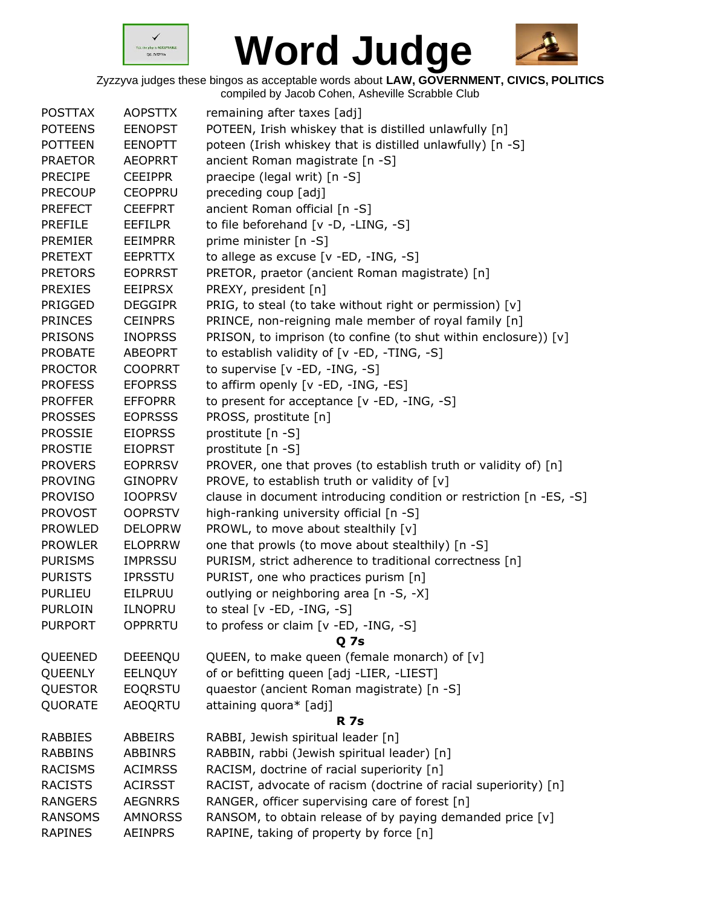# Word Judge

Zyzzyva judges these bingos as acceptable words about **LAW, GOVERNMENT, CIVICS, POLITICS**
compiled by Jacob Cohen, Asheville Scrabble Club

| | | |
|---|---|---|
| POSTTAX | AOPSTTX | remaining after taxes [adj] |
| POTEENS | EENOPST | POTEEN, Irish whiskey that is distilled unlawfully [n] |
| POTTEEN | EENOPTT | poteen (Irish whiskey that is distilled unlawfully) [n -S] |
| PRAETOR | AEOPRRT | ancient Roman magistrate [n -S] |
| PRECIPE | CEEIPPR | praecipe (legal writ) [n -S] |
| PRECOUP | CEOPPRU | preceding coup [adj] |
| PREFECT | CEEFPRT | ancient Roman official [n -S] |
| PREFILE | EEFILPR | to file beforehand [v -D, -LING, -S] |
| PREMIER | EEIMPRR | prime minister [n -S] |
| PRETEXT | EEPRTTX | to allege as excuse [v -ED, -ING, -S] |
| PRETORS | EOPRRST | PRETOR, praetor (ancient Roman magistrate) [n] |
| PREXIES | EEIPRSX | PREXY, president [n] |
| PRIGGED | DEGGIPR | PRIG, to steal (to take without right or permission) [v] |
| PRINCES | CEINPRS | PRINCE, non-reigning male member of royal family [n] |
| PRISONS | INOPRSS | PRISON, to imprison (to confine (to shut within enclosure)) [v] |
| PROBATE | ABEOPRT | to establish validity of [v -ED, -TING, -S] |
| PROCTOR | COOPRRT | to supervise [v -ED, -ING, -S] |
| PROFESS | EFOPRSS | to affirm openly [v -ED, -ING, -ES] |
| PROFFER | EFFOPRR | to present for acceptance [v -ED, -ING, -S] |
| PROSSES | EOPRSSS | PROSS, prostitute [n] |
| PROSSIE | EIOPRSS | prostitute [n -S] |
| PROSTIE | EIOPRST | prostitute [n -S] |
| PROVERS | EOPRRSV | PROVER, one that proves (to establish truth or validity of) [n] |
| PROVING | GINOPRV | PROVE, to establish truth or validity of [v] |
| PROVISO | IOOPRSV | clause in document introducing condition or restriction [n -ES, -S] |
| PROVOST | OOPRSTV | high-ranking university official [n -S] |
| PROWLED | DELOPRW | PROWL, to move about stealthily [v] |
| PROWLER | ELOPRRW | one that prowls (to move about stealthily) [n -S] |
| PURISMS | IMPRSSU | PURISM, strict adherence to traditional correctness [n] |
| PURISTS | IPRSSTU | PURIST, one who practices purism [n] |
| PURLIEU | EILPRUU | outlying or neighboring area [n -S, -X] |
| PURLOIN | ILNOPRU | to steal [v -ED, -ING, -S] |
| PURPORT | OPPRRTU | to profess or claim [v -ED, -ING, -S] |

**Q 7s**

| | | |
|---|---|---|
| QUEENED | DEEENQU | QUEEN, to make queen (female monarch) of [v] |
| QUEENLY | EELNQUY | of or befitting queen [adj -LIER, -LIEST] |
| QUESTOR | EOQRSTU | quaestor (ancient Roman magistrate) [n -S] |
| QUORATE | AEOQRTU | attaining quora* [adj] |

**R 7s**

| | | |
|---|---|---|
| RABBIES | ABBEIRS | RABBI, Jewish spiritual leader [n] |
| RABBINS | ABBINRS | RABBIN, rabbi (Jewish spiritual leader) [n] |
| RACISMS | ACIMRSS | RACISM, doctrine of racial superiority [n] |
| RACISTS | ACIRSST | RACIST, advocate of racism (doctrine of racial superiority) [n] |
| RANGERS | AEGNRRS | RANGER, officer supervising care of forest [n] |
| RANSOMS | AMNORSS | RANSOM, to obtain release of by paying demanded price [v] |
| RAPINES | AEINPRS | RAPINE, taking of property by force [n] |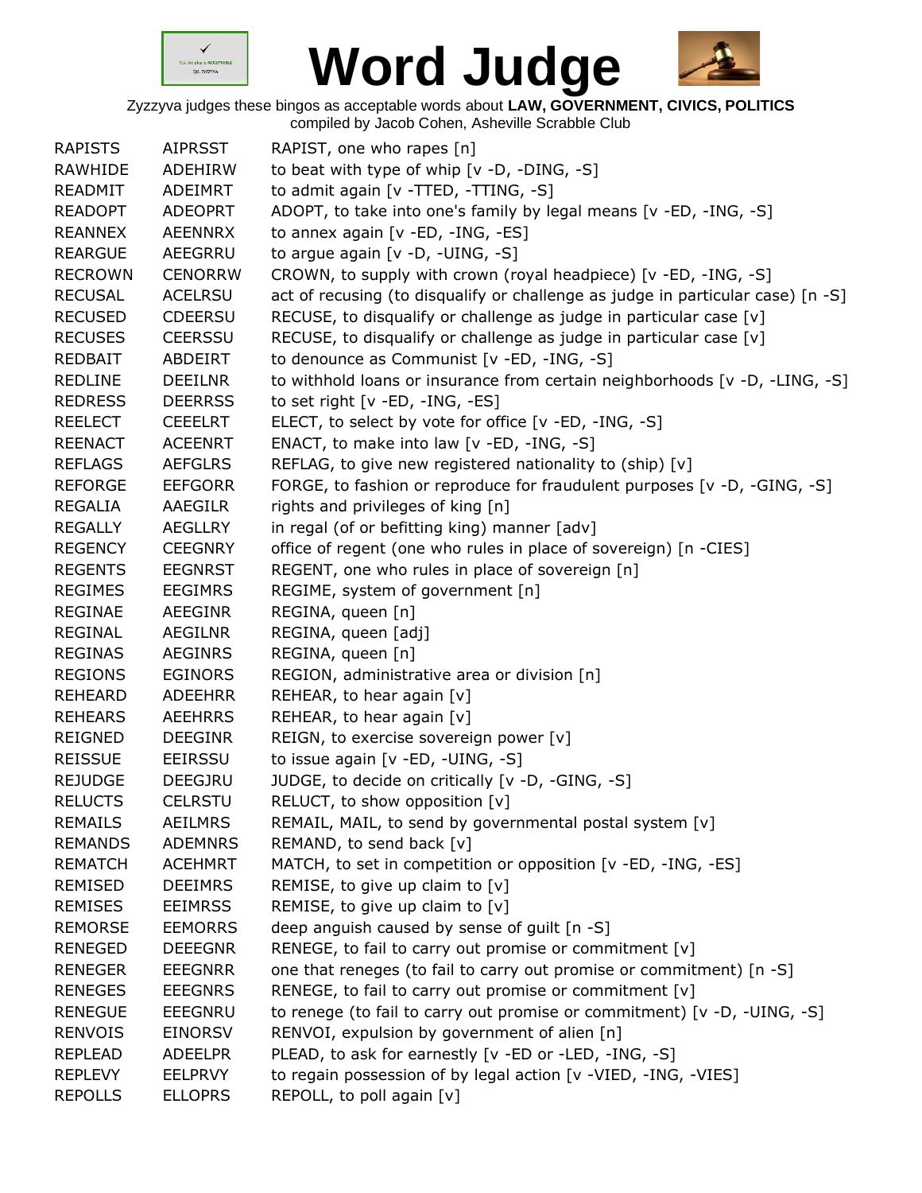# Word Judge

Zyzzyva judges these bingos as acceptable words about **LAW, GOVERNMENT, CIVICS, POLITICS**
compiled by Jacob Cohen, Asheville Scrabble Club

| | | |
|---|---|---|
| RAPISTS | AIPRSST | RAPIST, one who rapes [n] |
| RAWHIDE | ADEHIRW | to beat with type of whip [v -D, -DING, -S] |
| READMIT | ADEIMRT | to admit again [v -TTED, -TTING, -S] |
| READOPT | ADEOPRT | ADOPT, to take into one's family by legal means [v -ED, -ING, -S] |
| REANNEX | AEENNRX | to annex again [v -ED, -ING, -ES] |
| REARGUE | AEEGRRU | to argue again [v -D, -UING, -S] |
| RECROWN | CENORRW | CROWN, to supply with crown (royal headpiece) [v -ED, -ING, -S] |
| RECUSAL | ACELRSU | act of recusing (to disqualify or challenge as judge in particular case) [n -S] |
| RECUSED | CDEERSU | RECUSE, to disqualify or challenge as judge in particular case [v] |
| RECUSES | CEERSSU | RECUSE, to disqualify or challenge as judge in particular case [v] |
| REDBAIT | ABDEIRT | to denounce as Communist [v -ED, -ING, -S] |
| REDLINE | DEEILNR | to withhold loans or insurance from certain neighborhoods [v -D, -LING, -S] |
| REDRESS | DEERRSS | to set right [v -ED, -ING, -ES] |
| REELECT | CEEELRT | ELECT, to select by vote for office [v -ED, -ING, -S] |
| REENACT | ACEENRT | ENACT, to make into law [v -ED, -ING, -S] |
| REFLAGS | AEFGLRS | REFLAG, to give new registered nationality to (ship) [v] |
| REFORGE | EEFGORR | FORGE, to fashion or reproduce for fraudulent purposes [v -D, -GING, -S] |
| REGALIA | AAEGILR | rights and privileges of king [n] |
| REGALLY | AEGLLRY | in regal (of or befitting king) manner [adv] |
| REGENCY | CEEGNRY | office of regent (one who rules in place of sovereign) [n -CIES] |
| REGENTS | EEGNRST | REGENT, one who rules in place of sovereign [n] |
| REGIMES | EEGIMRS | REGIME, system of government [n] |
| REGINAE | AEEGINR | REGINA, queen [n] |
| REGINAL | AEGILNR | REGINA, queen [adj] |
| REGINAS | AEGINRS | REGINA, queen [n] |
| REGIONS | EGINORS | REGION, administrative area or division [n] |
| REHEARD | ADEEHRR | REHEAR, to hear again [v] |
| REHEARS | AEEHRRS | REHEAR, to hear again [v] |
| REIGNED | DEEGINR | REIGN, to exercise sovereign power [v] |
| REISSUE | EEIRSSU | to issue again [v -ED, -UING, -S] |
| REJUDGE | DEEGJRU | JUDGE, to decide on critically [v -D, -GING, -S] |
| RELUCTS | CELRSTU | RELUCT, to show opposition [v] |
| REMAILS | AEILMRS | REMAIL, MAIL, to send by governmental postal system [v] |
| REMANDS | ADEMNRS | REMAND, to send back [v] |
| REMATCH | ACEHMRT | MATCH, to set in competition or opposition [v -ED, -ING, -ES] |
| REMISED | DEEIMRS | REMISE, to give up claim to [v] |
| REMISES | EEIMRSS | REMISE, to give up claim to [v] |
| REMORSE | EEMORRS | deep anguish caused by sense of guilt [n -S] |
| RENEGED | DEEEGNR | RENEGE, to fail to carry out promise or commitment [v] |
| RENEGER | EEEGNRR | one that reneges (to fail to carry out promise or commitment) [n -S] |
| RENEGES | EEEGNRS | RENEGE, to fail to carry out promise or commitment [v] |
| RENEGUE | EEEGNRU | to renege (to fail to carry out promise or commitment) [v -D, -UING, -S] |
| RENVOIS | EINORSV | RENVOI, expulsion by government of alien [n] |
| REPLEAD | ADEELPR | PLEAD, to ask for earnestly [v -ED or -LED, -ING, -S] |
| REPLEVY | EELPRVY | to regain possession of by legal action [v -VIED, -ING, -VIES] |
| REPOLLS | ELLOPRS | REPOLL, to poll again [v] |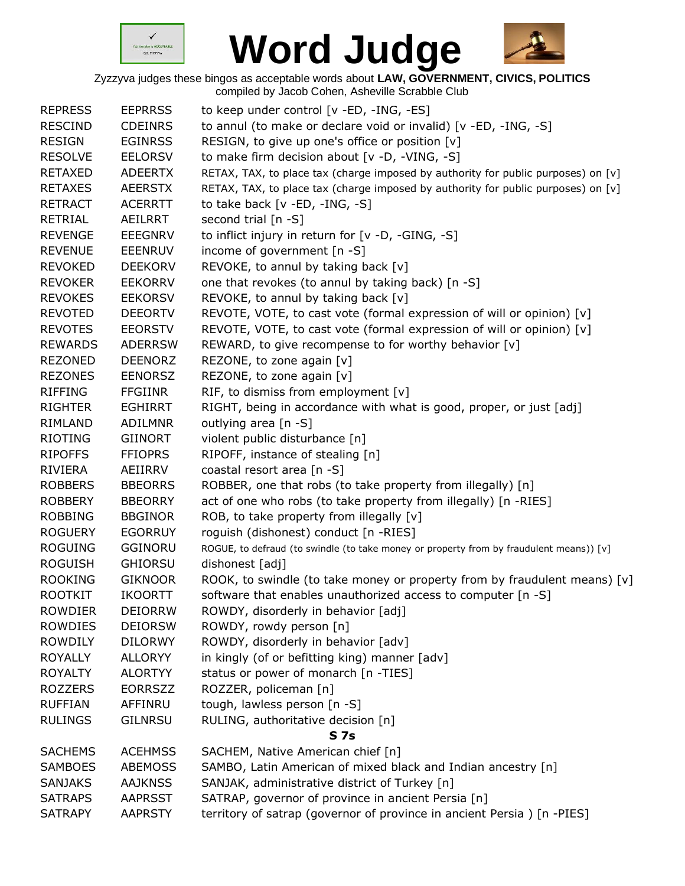# Word Judge

Zyzzyva judges these bingos as acceptable words about **LAW, GOVERNMENT, CIVICS, POLITICS**
compiled by Jacob Cohen, Asheville Scrabble Club

| | | |
|---|---|---|
| REPRESS | EEPRRSS | to keep under control [v -ED, -ING, -ES] |
| RESCIND | CDEINRS | to annul (to make or declare void or invalid) [v -ED, -ING, -S] |
| RESIGN | EGINRSS | RESIGN, to give up one's office or position [v] |
| RESOLVE | EELORSV | to make firm decision about [v -D, -VING, -S] |
| RETAXED | ADEERTX | RETAX, TAX, to place tax (charge imposed by authority for public purposes) on [v] |
| RETAXES | AEERSTX | RETAX, TAX, to place tax (charge imposed by authority for public purposes) on [v] |
| RETRACT | ACERRTT | to take back [v -ED, -ING, -S] |
| RETRIAL | AEILRRT | second trial [n -S] |
| REVENGE | EEEGNRV | to inflict injury in return for [v -D, -GING, -S] |
| REVENUE | EEENRUV | income of government [n -S] |
| REVOKED | DEEKORV | REVOKE, to annul by taking back [v] |
| REVOKER | EEKORRV | one that revokes (to annul by taking back) [n -S] |
| REVOKES | EEKORSV | REVOKE, to annul by taking back [v] |
| REVOTED | DEEORTV | REVOTE, VOTE, to cast vote (formal expression of will or opinion) [v] |
| REVOTES | EEORSTV | REVOTE, VOTE, to cast vote (formal expression of will or opinion) [v] |
| REWARDS | ADERRSW | REWARD, to give recompense to for worthy behavior [v] |
| REZONED | DEENORZ | REZONE, to zone again [v] |
| REZONES | EENORSZ | REZONE, to zone again [v] |
| RIFFING | FFGIINR | RIF, to dismiss from employment [v] |
| RIGHTER | EGHIRRT | RIGHT, being in accordance with what is good, proper, or just [adj] |
| RIMLAND | ADILMNR | outlying area [n -S] |
| RIOTING | GIINORT | violent public disturbance [n] |
| RIPOFFS | FFIOPRS | RIPOFF, instance of stealing [n] |
| RIVIERA | AEIIRRV | coastal resort area [n -S] |
| ROBBERS | BBEORRS | ROBBER, one that robs (to take property from illegally) [n] |
| ROBBERY | BBEORRY | act of one who robs (to take property from illegally) [n -RIES] |
| ROBBING | BBGINOR | ROB, to take property from illegally [v] |
| ROGUERY | EGORRUY | roguish (dishonest) conduct [n -RIES] |
| ROGUING | GGINORU | ROGUE, to defraud (to swindle (to take money or property from by fraudulent means)) [v] |
| ROGUISH | GHIORSU | dishonest [adj] |
| ROOKING | GIKNOOR | ROOK, to swindle (to take money or property from by fraudulent means) [v] |
| ROOTKIT | IKOORTT | software that enables unauthorized access to computer [n -S] |
| ROWDIER | DEIORRW | ROWDY, disorderly in behavior [adj] |
| ROWDIES | DEIORSW | ROWDY, rowdy person [n] |
| ROWDILY | DILORWY | ROWDY, disorderly in behavior [adv] |
| ROYALLY | ALLORYY | in kingly (of or befitting king) manner [adv] |
| ROYALTY | ALORTYY | status or power of monarch [n -TIES] |
| ROZZERS | EORRSZZ | ROZZER, policeman [n] |
| RUFFIAN | AFFINRU | tough, lawless person [n -S] |
| RULINGS | GILNRSU | RULING, authoritative decision [n] |
| | | **S 7s** |
| SACHEMS | ACEHMSS | SACHEM, Native American chief [n] |
| SAMBOES | ABEMOSS | SAMBO, Latin American of mixed black and Indian ancestry [n] |
| SANJAKS | AAJKNSS | SANJAK, administrative district of Turkey [n] |
| SATRAPS | AAPRSST | SATRAP, governor of province in ancient Persia [n] |
| SATRAPY | AAPRSTY | territory of satrap (governor of province in ancient Persia ) [n -PIES] |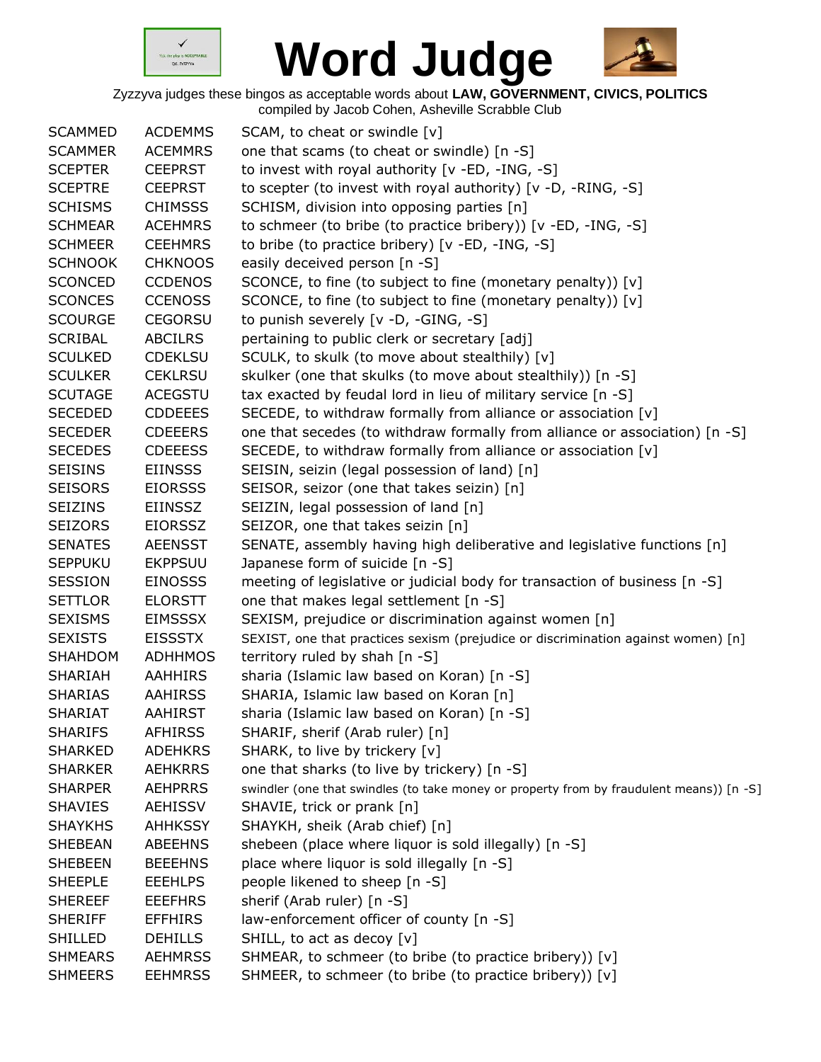# Word Judge

Zyzzyva judges these bingos as acceptable words about **LAW, GOVERNMENT, CIVICS, POLITICS**
compiled by Jacob Cohen, Asheville Scrabble Club

| | | |
|---|---|---|
| SCAMMED | ACDEMMS | SCAM, to cheat or swindle [v] |
| SCAMMER | ACEMMRS | one that scams (to cheat or swindle) [n -S] |
| SCEPTER | CEEPRST | to invest with royal authority [v -ED, -ING, -S] |
| SCEPTRE | CEEPRST | to scepter (to invest with royal authority) [v -D, -RING, -S] |
| SCHISMS | CHIMSSS | SCHISM, division into opposing parties [n] |
| SCHMEAR | ACEHMRS | to schmeer (to bribe (to practice bribery)) [v -ED, -ING, -S] |
| SCHMEER | CEEHMRS | to bribe (to practice bribery) [v -ED, -ING, -S] |
| SCHNOOK | CHKNOOS | easily deceived person [n -S] |
| SCONCED | CCDENOS | SCONCE, to fine (to subject to fine (monetary penalty)) [v] |
| SCONCES | CCENOSS | SCONCE, to fine (to subject to fine (monetary penalty)) [v] |
| SCOURGE | CEGORSU | to punish severely [v -D, -GING, -S] |
| SCRIBAL | ABCILRS | pertaining to public clerk or secretary [adj] |
| SCULKED | CDEKLSU | SCULK, to skulk (to move about stealthily) [v] |
| SCULKER | CEKLRSU | skulker (one that skulks (to move about stealthily)) [n -S] |
| SCUTAGE | ACEGSTU | tax exacted by feudal lord in lieu of military service [n -S] |
| SECEDED | CDDEEES | SECEDE, to withdraw formally from alliance or association [v] |
| SECEDER | CDEEERS | one that secedes (to withdraw formally from alliance or association) [n -S] |
| SECEDES | CDEEESS | SECEDE, to withdraw formally from alliance or association [v] |
| SEISINS | EIINSSS | SEISIN, seizin (legal possession of land) [n] |
| SEISORS | EIORSSS | SEISOR, seizor (one that takes seizin) [n] |
| SEIZINS | EIINSSZ | SEIZIN, legal possession of land [n] |
| SEIZORS | EIORSSZ | SEIZOR, one that takes seizin [n] |
| SENATES | AEENSST | SENATE, assembly having high deliberative and legislative functions [n] |
| SEPPUKU | EKPPSUU | Japanese form of suicide [n -S] |
| SESSION | EINOSSS | meeting of legislative or judicial body for transaction of business [n -S] |
| SETTLOR | ELORSTT | one that makes legal settlement [n -S] |
| SEXISMS | EIMSSSX | SEXISM, prejudice or discrimination against women [n] |
| SEXISTS | EISSSTX | SEXIST, one that practices sexism (prejudice or discrimination against women) [n] |
| SHAHDOM | ADHHMOS | territory ruled by shah [n -S] |
| SHARIAH | AAHHIRS | sharia (Islamic law based on Koran) [n -S] |
| SHARIAS | AAHIRSS | SHARIA, Islamic law based on Koran [n] |
| SHARIAT | AAHIRST | sharia (Islamic law based on Koran) [n -S] |
| SHARIFS | AFHIRSS | SHARIF, sherif (Arab ruler) [n] |
| SHARKED | ADEHKRS | SHARK, to live by trickery [v] |
| SHARKER | AEHKRRS | one that sharks (to live by trickery) [n -S] |
| SHARPER | AEHPRRS | swindler (one that swindles (to take money or property from by fraudulent means)) [n -S] |
| SHAVIES | AEHISSV | SHAVIE, trick or prank [n] |
| SHAYKHS | AHHKSSY | SHAYKH, sheik (Arab chief) [n] |
| SHEBEAN | ABEEHNS | shebeen (place where liquor is sold illegally) [n -S] |
| SHEBEEN | BEEEHNS | place where liquor is sold illegally [n -S] |
| SHEEPLE | EEEHLPS | people likened to sheep [n -S] |
| SHEREEF | EEEFHRS | sherif (Arab ruler) [n -S] |
| SHERIFF | EFFHIRS | law-enforcement officer of county [n -S] |
| SHILLED | DEHILLS | SHILL, to act as decoy [v] |
| SHMEARS | AEHMRSS | SHMEAR, to schmeer (to bribe (to practice bribery)) [v] |
| SHMEERS | EEHMRSS | SHMEER, to schmeer (to bribe (to practice bribery)) [v] |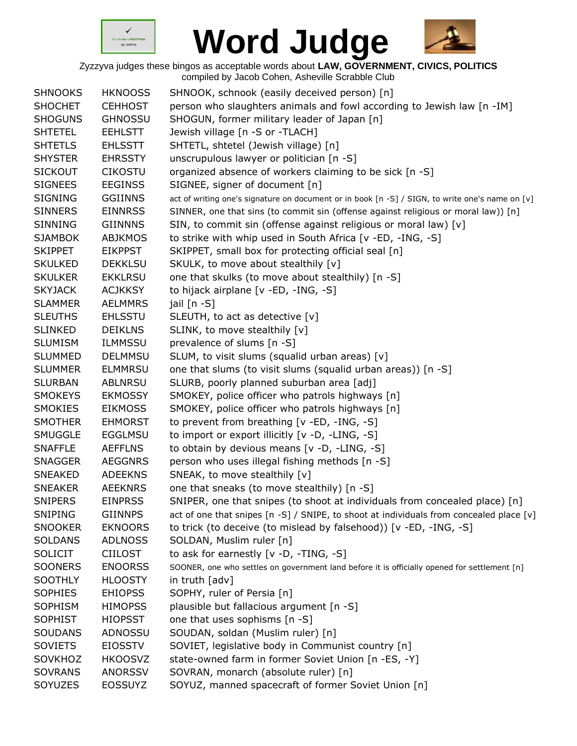# Word Judge

Zyzzyva judges these bingos as acceptable words about **LAW, GOVERNMENT, CIVICS, POLITICS**
compiled by Jacob Cohen, Asheville Scrabble Club

| | | |
|---|---|---|
| SHNOOKS | HKNOOSS | SHNOOK, schnook (easily deceived person) [n] |
| SHOCHET | CEHHOST | person who slaughters animals and fowl according to Jewish law [n -IM] |
| SHOGUNS | GHNOSSU | SHOGUN, former military leader of Japan [n] |
| SHTETEL | EEHLSTT | Jewish village [n -S or -TLACH] |
| SHTETLS | EHLSSTT | SHTETL, shtetel (Jewish village) [n] |
| SHYSTER | EHRSSTY | unscrupulous lawyer or politician [n -S] |
| SICKOUT | CIKOSTU | organized absence of workers claiming to be sick [n -S] |
| SIGNEES | EEGINSS | SIGNEE, signer of document [n] |
| SIGNING | GGIINNS | act of writing one's signature on document or in book [n -S] / SIGN, to write one's name on [v] |
| SINNERS | EINNRSS | SINNER, one that sins (to commit sin (offense against religious or moral law)) [n] |
| SINNING | GIINNNS | SIN, to commit sin (offense against religious or moral law) [v] |
| SJAMBOK | ABJKMOS | to strike with whip used in South Africa [v -ED, -ING, -S] |
| SKIPPET | EIKPPST | SKIPPET, small box for protecting official seal [n] |
| SKULKED | DEKKLSU | SKULK, to move about stealthily [v] |
| SKULKER | EKKLRSU | one that skulks (to move about stealthily) [n -S] |
| SKYJACK | ACJKKSY | to hijack airplane [v -ED, -ING, -S] |
| SLAMMER | AELMMRS | jail [n -S] |
| SLEUTHS | EHLSSTU | SLEUTH, to act as detective [v] |
| SLINKED | DEIKLNS | SLINK, to move stealthily [v] |
| SLUMISM | ILMMSSU | prevalence of slums [n -S] |
| SLUMMED | DELMMSU | SLUM, to visit slums (squalid urban areas) [v] |
| SLUMMER | ELMMRSU | one that slums (to visit slums (squalid urban areas)) [n -S] |
| SLURBAN | ABLNRSU | SLURB, poorly planned suburban area [adj] |
| SMOKEYS | EKMOSSY | SMOKEY, police officer who patrols highways [n] |
| SMOKIES | EIKMOSS | SMOKEY, police officer who patrols highways [n] |
| SMOTHER | EHMORST | to prevent from breathing [v -ED, -ING, -S] |
| SMUGGLE | EGGLMSU | to import or export illicitly [v -D, -LING, -S] |
| SNAFFLE | AEFFLNS | to obtain by devious means [v -D, -LING, -S] |
| SNAGGER | AEGGNRS | person who uses illegal fishing methods [n -S] |
| SNEAKED | ADEEKNS | SNEAK, to move stealthily [v] |
| SNEAKER | AEEKNRS | one that sneaks (to move stealthily) [n -S] |
| SNIPERS | EINPRSS | SNIPER, one that snipes (to shoot at individuals from concealed place) [n] |
| SNIPING | GIINNPS | act of one that snipes [n -S] / SNIPE, to shoot at individuals from concealed place [v] |
| SNOOKER | EKNOORS | to trick (to deceive (to mislead by falsehood)) [v -ED, -ING, -S] |
| SOLDANS | ADLNOSS | SOLDAN, Muslim ruler [n] |
| SOLICIT | CIILOST | to ask for earnestly [v -D, -TING, -S] |
| SOONERS | ENOORSS | SOONER, one who settles on government land before it is officially opened for settlement [n] |
| SOOTHLY | HLOOSTY | in truth [adv] |
| SOPHIES | EHIOPSS | SOPHY, ruler of Persia [n] |
| SOPHISM | HIMOPSS | plausible but fallacious argument [n -S] |
| SOPHIST | HIOPSST | one that uses sophisms [n -S] |
| SOUDANS | ADNOSSU | SOUDAN, soldan (Muslim ruler) [n] |
| SOVIETS | EIOSSTV | SOVIET, legislative body in Communist country [n] |
| SOVKHOZ | HKOOSVZ | state-owned farm in former Soviet Union [n -ES, -Y] |
| SOVRANS | ANORSSV | SOVRAN, monarch (absolute ruler) [n] |
| SOYUZES | EOSSUYZ | SOYUZ, manned spacecraft of former Soviet Union [n] |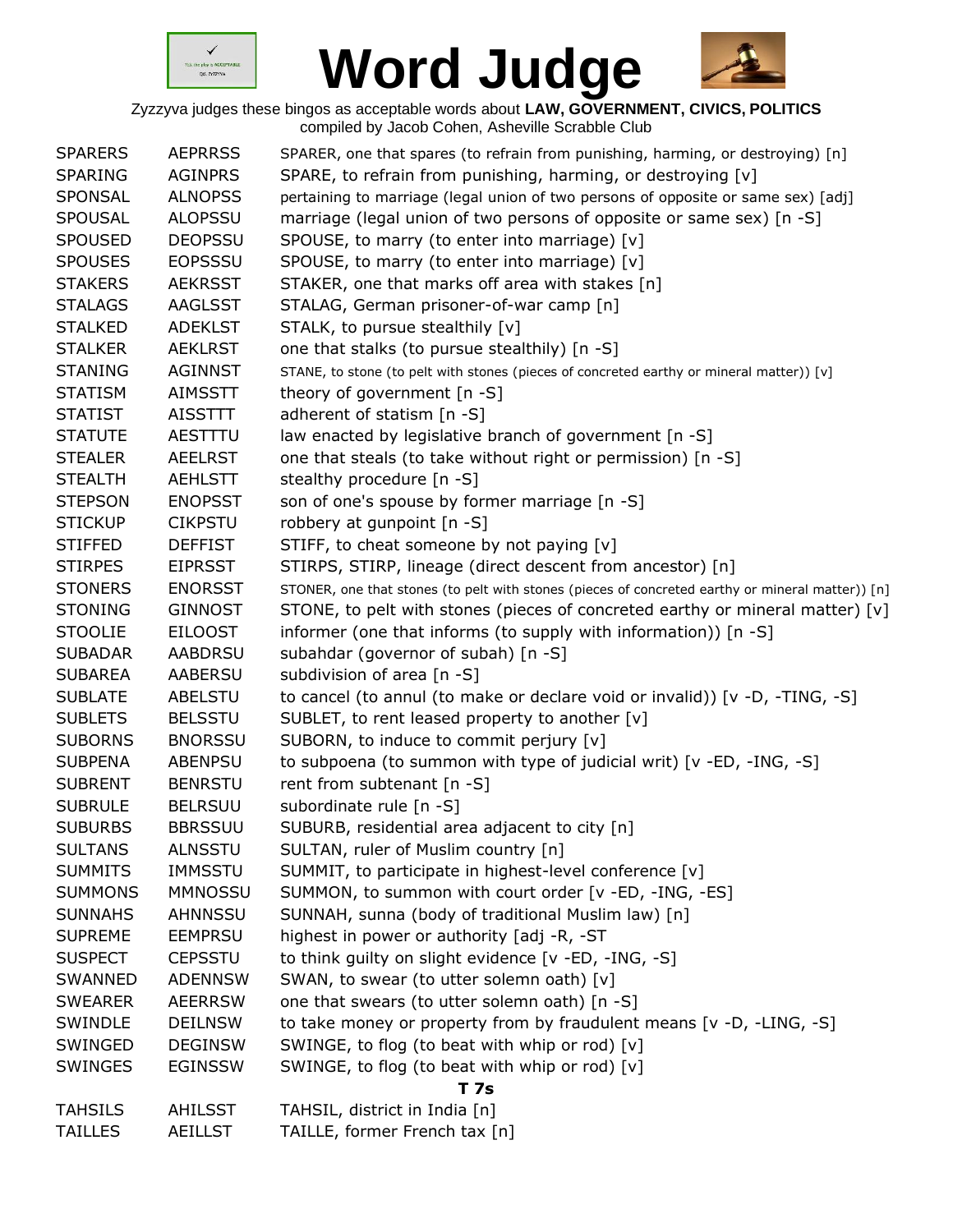# Word Judge

Zyzzyva judges these bingos as acceptable words about **LAW, GOVERNMENT, CIVICS, POLITICS**
compiled by Jacob Cohen, Asheville Scrabble Club

| | | |
|---|---|---|
| SPARERS | AEPRRSS | SPARER, one that spares (to refrain from punishing, harming, or destroying) [n] |
| SPARING | AGINPRS | SPARE, to refrain from punishing, harming, or destroying [v] |
| SPONSAL | ALNOPSS | pertaining to marriage (legal union of two persons of opposite or same sex) [adj] |
| SPOUSAL | ALOPSSU | marriage (legal union of two persons of opposite or same sex) [n -S] |
| SPOUSED | DEOPSSU | SPOUSE, to marry (to enter into marriage) [v] |
| SPOUSES | EOPSSSU | SPOUSE, to marry (to enter into marriage) [v] |
| STAKERS | AEKRSST | STAKER, one that marks off area with stakes [n] |
| STALAGS | AAGLSST | STALAG, German prisoner-of-war camp [n] |
| STALKED | ADEKLST | STALK, to pursue stealthily [v] |
| STALKER | AEKLRST | one that stalks (to pursue stealthily) [n -S] |
| STANING | AGINNST | STANE, to stone (to pelt with stones (pieces of concreted earthy or mineral matter)) [v] |
| STATISM | AIMSSTT | theory of government [n -S] |
| STATIST | AISSTTT | adherent of statism [n -S] |
| STATUTE | AESTTTU | law enacted by legislative branch of government [n -S] |
| STEALER | AEELRST | one that steals (to take without right or permission) [n -S] |
| STEALTH | AEHLSTT | stealthy procedure [n -S] |
| STEPSON | ENOPSST | son of one's spouse by former marriage [n -S] |
| STICKUP | CIKPSTU | robbery at gunpoint [n -S] |
| STIFFED | DEFFIST | STIFF, to cheat someone by not paying [v] |
| STIRPES | EIPRSST | STIRPS, STIRP, lineage (direct descent from ancestor) [n] |
| STONERS | ENORSST | STONER, one that stones (to pelt with stones (pieces of concreted earthy or mineral matter)) [n] |
| STONING | GINNOST | STONE, to pelt with stones (pieces of concreted earthy or mineral matter) [v] |
| STOOLIE | EILOOST | informer (one that informs (to supply with information)) [n -S] |
| SUBADAR | AABDRSU | subahdar (governor of subah) [n -S] |
| SUBAREA | AABERSU | subdivision of area [n -S] |
| SUBLATE | ABELSTU | to cancel (to annul (to make or declare void or invalid)) [v -D, -TING, -S] |
| SUBLETS | BELSSTU | SUBLET, to rent leased property to another [v] |
| SUBORNS | BNORSSU | SUBORN, to induce to commit perjury [v] |
| SUBPENA | ABENPSU | to subpoena (to summon with type of judicial writ) [v -ED, -ING, -S] |
| SUBRENT | BENRSTU | rent from subtenant [n -S] |
| SUBRULE | BELRSUU | subordinate rule [n -S] |
| SUBURBS | BBRSSUU | SUBURB, residential area adjacent to city [n] |
| SULTANS | ALNSSTU | SULTAN, ruler of Muslim country [n] |
| SUMMITS | IMMSSTU | SUMMIT, to participate in highest-level conference [v] |
| SUMMONS | MMNOSSU | SUMMON, to summon with court order [v -ED, -ING, -ES] |
| SUNNAHS | AHNNSSU | SUNNAH, sunna (body of traditional Muslim law) [n] |
| SUPREME | EEMPRSU | highest in power or authority [adj -R, -ST |
| SUSPECT | CEPSSTU | to think guilty on slight evidence [v -ED, -ING, -S] |
| SWANNED | ADENNSW | SWAN, to swear (to utter solemn oath) [v] |
| SWEARER | AEERRSW | one that swears (to utter solemn oath) [n -S] |
| SWINDLE | DEILNSW | to take money or property from by fraudulent means [v -D, -LING, -S] |
| SWINGED | DEGINSW | SWINGE, to flog (to beat with whip or rod) [v] |
| SWINGES | EGINSSW | SWINGE, to flog (to beat with whip or rod) [v] |

**T 7s**

| | | |
|---|---|---|
| TAHSILS | AHILSST | TAHSIL, district in India [n] |
| TAILLES | AEILLST | TAILLE, former French tax [n] |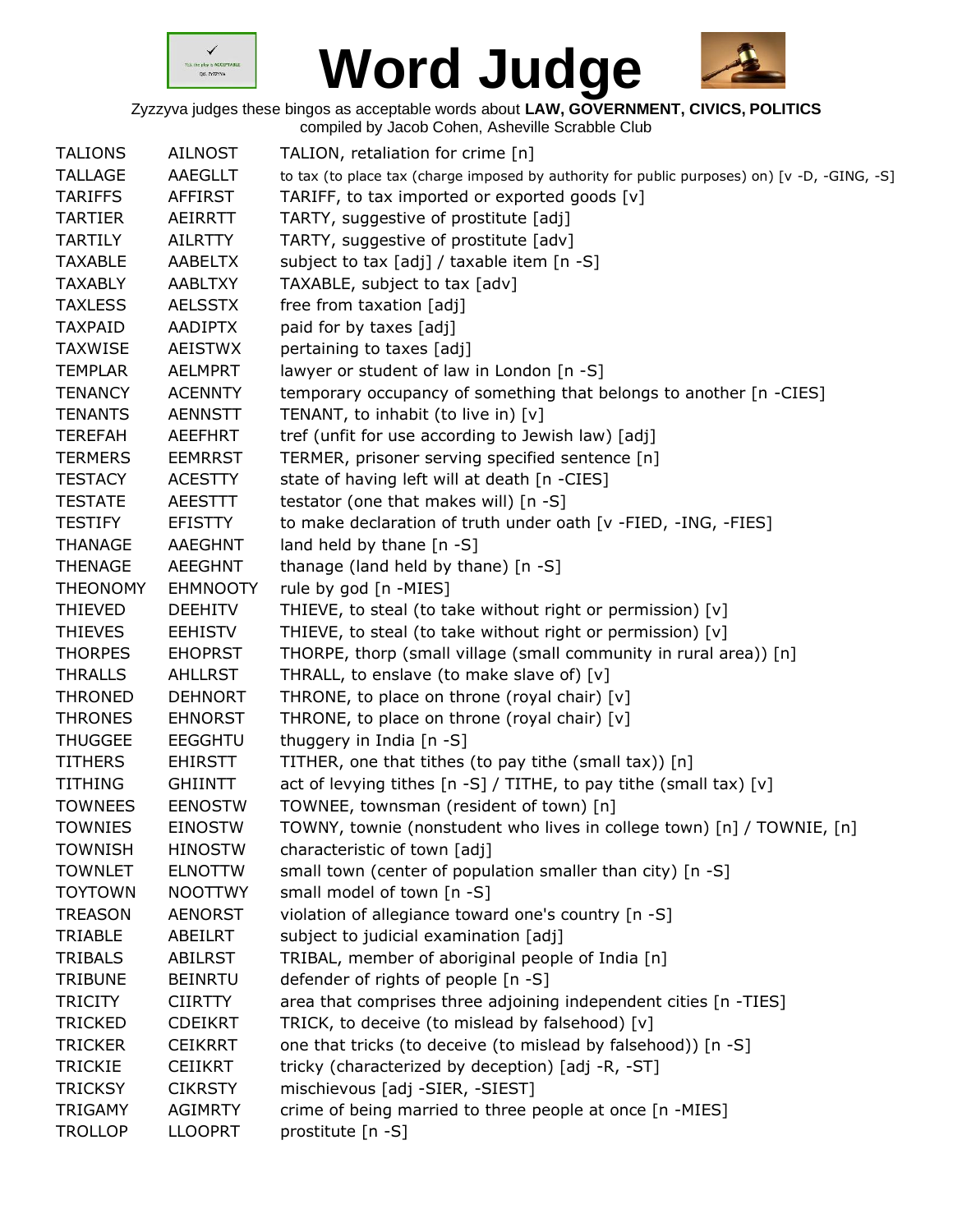# Word Judge

Zyzzyva judges these bingos as acceptable words about **LAW, GOVERNMENT, CIVICS, POLITICS**
compiled by Jacob Cohen, Asheville Scrabble Club

| | | |
|---|---|---|
| TALIONS | AILNOST | TALION, retaliation for crime [n] |
| TALLAGE | AAEGLLT | to tax (to place tax (charge imposed by authority for public purposes) on) [v -D, -GING, -S] |
| TARIFFS | AFFIRST | TARIFF, to tax imported or exported goods [v] |
| TARTIER | AEIRRTT | TARTY, suggestive of prostitute [adj] |
| TARTILY | AILRTTY | TARTY, suggestive of prostitute [adv] |
| TAXABLE | AABELTX | subject to tax [adj] / taxable item [n -S] |
| TAXABLY | AABLTXY | TAXABLE, subject to tax [adv] |
| TAXLESS | AELSSTX | free from taxation [adj] |
| TAXPAID | AADIPTX | paid for by taxes [adj] |
| TAXWISE | AEISTWX | pertaining to taxes [adj] |
| TEMPLAR | AELMPRT | lawyer or student of law in London [n -S] |
| TENANCY | ACENNTY | temporary occupancy of something that belongs to another [n -CIES] |
| TENANTS | AENNSTT | TENANT, to inhabit (to live in) [v] |
| TEREFAH | AEEFHRT | tref (unfit for use according to Jewish law) [adj] |
| TERMERS | EEMRRST | TERMER, prisoner serving specified sentence [n] |
| TESTACY | ACESTTY | state of having left will at death [n -CIES] |
| TESTATE | AEESTTT | testator (one that makes will) [n -S] |
| TESTIFY | EFISTTY | to make declaration of truth under oath [v -FIED, -ING, -FIES] |
| THANAGE | AAEGHNT | land held by thane [n -S] |
| THENAGE | AEEGHNT | thanage (land held by thane) [n -S] |
| THEONOMY | EHMNOOTY | rule by god [n -MIES] |
| THIEVED | DEEHITV | THIEVE, to steal (to take without right or permission) [v] |
| THIEVES | EEHISTV | THIEVE, to steal (to take without right or permission) [v] |
| THORPES | EHOPRST | THORPE, thorp (small village (small community in rural area)) [n] |
| THRALLS | AHLLRST | THRALL, to enslave (to make slave of) [v] |
| THRONED | DEHNORT | THRONE, to place on throne (royal chair) [v] |
| THRONES | EHNORST | THRONE, to place on throne (royal chair) [v] |
| THUGGEE | EEGGHTU | thuggery in India [n -S] |
| TITHERS | EHIRSTT | TITHER, one that tithes (to pay tithe (small tax)) [n] |
| TITHING | GHIINTT | act of levying tithes [n -S] / TITHE, to pay tithe (small tax) [v] |
| TOWNEES | EENOSTW | TOWNEE, townsman (resident of town) [n] |
| TOWNIES | EINOSTW | TOWNY, townie (nonstudent who lives in college town) [n] / TOWNIE, [n] |
| TOWNISH | HINOSTW | characteristic of town [adj] |
| TOWNLET | ELNOTTW | small town (center of population smaller than city) [n -S] |
| TOYTOWN | NOOTTWY | small model of town [n -S] |
| TREASON | AENORST | violation of allegiance toward one's country [n -S] |
| TRIABLE | ABEILRT | subject to judicial examination [adj] |
| TRIBALS | ABILRST | TRIBAL, member of aboriginal people of India [n] |
| TRIBUNE | BEINRTU | defender of rights of people [n -S] |
| TRICITY | CIIRTTY | area that comprises three adjoining independent cities [n -TIES] |
| TRICKED | CDEIKRT | TRICK, to deceive (to mislead by falsehood) [v] |
| TRICKER | CEIKRRT | one that tricks (to deceive (to mislead by falsehood)) [n -S] |
| TRICKIE | CEIIKRT | tricky (characterized by deception) [adj -R, -ST] |
| TRICKSY | CIKRSTY | mischievous [adj -SIER, -SIEST] |
| TRIGAMY | AGIMRTY | crime of being married to three people at once [n -MIES] |
| TROLLOP | LLOOPRT | prostitute [n -S] |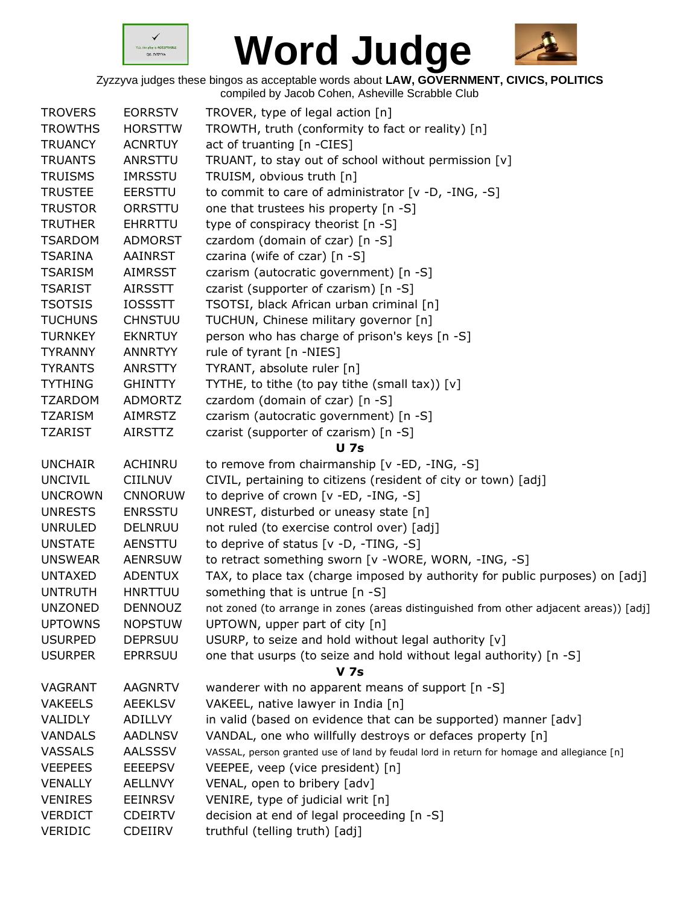# Word Judge

Zyzzyva judges these bingos as acceptable words about **LAW, GOVERNMENT, CIVICS, POLITICS**
compiled by Jacob Cohen, Asheville Scrabble Club

| | | |
|---|---|---|
| TROVERS | EORRSTV | TROVER, type of legal action [n] |
| TROWTHS | HORSTTW | TROWTH, truth (conformity to fact or reality) [n] |
| TRUANCY | ACNRTUY | act of truanting [n -CIES] |
| TRUANTS | ANRSTTU | TRUANT, to stay out of school without permission [v] |
| TRUISMS | IMRSSTU | TRUISM, obvious truth [n] |
| TRUSTEE | EERSTTU | to commit to care of administrator [v -D, -ING, -S] |
| TRUSTOR | ORRSTTU | one that trustees his property [n -S] |
| TRUTHER | EHRRTTU | type of conspiracy theorist [n -S] |
| TSARDOM | ADMORST | czardom (domain of czar) [n -S] |
| TSARINA | AAINRST | czarina (wife of czar) [n -S] |
| TSARISM | AIMRSST | czarism (autocratic government) [n -S] |
| TSARIST | AIRSSTT | czarist (supporter of czarism) [n -S] |
| TSOTSIS | IOSSSTT | TSOTSI, black African urban criminal [n] |
| TUCHUNS | CHNSTUU | TUCHUN, Chinese military governor [n] |
| TURNKEY | EKNRTUY | person who has charge of prison's keys [n -S] |
| TYRANNY | ANNRTYY | rule of tyrant [n -NIES] |
| TYRANTS | ANRSTTY | TYRANT, absolute ruler [n] |
| TYTHING | GHINTTY | TYTHE, to tithe (to pay tithe (small tax)) [v] |
| TZARDOM | ADMORTZ | czardom (domain of czar) [n -S] |
| TZARISM | AIMRSTZ | czarism (autocratic government) [n -S] |
| TZARIST | AIRSTTZ | czarist (supporter of czarism) [n -S] |

**U 7s**

| | | |
|---|---|---|
| UNCHAIR | ACHINRU | to remove from chairmanship [v -ED, -ING, -S] |
| UNCIVIL | CIILNUV | CIVIL, pertaining to citizens (resident of city or town) [adj] |
| UNCROWN | CNNORUW | to deprive of crown [v -ED, -ING, -S] |
| UNRESTS | ENRSSTU | UNREST, disturbed or uneasy state [n] |
| UNRULED | DELNRUU | not ruled (to exercise control over) [adj] |
| UNSTATE | AENSTTU | to deprive of status [v -D, -TING, -S] |
| UNSWEAR | AENRSUW | to retract something sworn [v -WORE, WORN, -ING, -S] |
| UNTAXED | ADENTUX | TAX, to place tax (charge imposed by authority for public purposes) on [adj] |
| UNTRUTH | HNRTTUU | something that is untrue [n -S] |
| UNZONED | DENNOUZ | not zoned (to arrange in zones (areas distinguished from other adjacent areas)) [adj] |
| UPTOWNS | NOPSTUW | UPTOWN, upper part of city [n] |
| USURPED | DEPRSUU | USURP, to seize and hold without legal authority [v] |
| USURPER | EPRRSUU | one that usurps (to seize and hold without legal authority) [n -S] |

**V 7s**

| | | |
|---|---|---|
| VAGRANT | AAGNRTV | wanderer with no apparent means of support [n -S] |
| VAKEELS | AEEKLSV | VAKEEL, native lawyer in India [n] |
| VALIDLY | ADILLVY | in valid (based on evidence that can be supported) manner [adv] |
| VANDALS | AADLNSV | VANDAL, one who willfully destroys or defaces property [n] |
| VASSALS | AALSSSV | VASSAL, person granted use of land by feudal lord in return for homage and allegiance [n] |
| VEEPEES | EEEEPSV | VEEPEE, veep (vice president) [n] |
| VENALLY | AELLNVY | VENAL, open to bribery [adv] |
| VENIRES | EEINRSV | VENIRE, type of judicial writ [n] |
| VERDICT | CDEIRTV | decision at end of legal proceeding [n -S] |
| VERIDIC | CDEIIRV | truthful (telling truth) [adj] |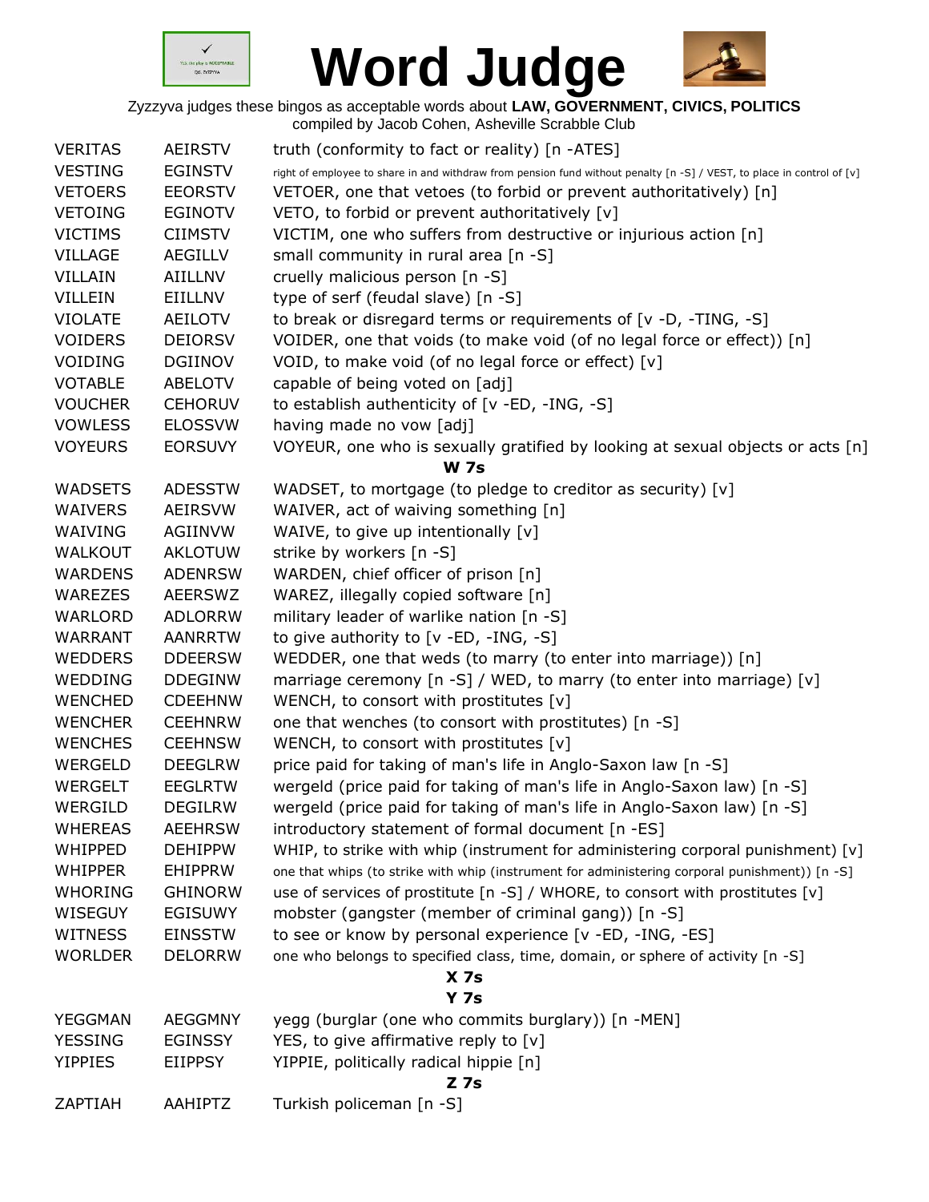# Word Judge

Zyzzyva judges these bingos as acceptable words about **LAW, GOVERNMENT, CIVICS, POLITICS**
compiled by Jacob Cohen, Asheville Scrabble Club

| | | |
|---|---|---|
| VERITAS | AEIRSTV | truth (conformity to fact or reality) [n -ATES] |
| VESTING | EGINSTV | right of employee to share in and withdraw from pension fund without penalty [n -S] / VEST, to place in control of [v] |
| VETOERS | EEORSTV | VETOER, one that vetoes (to forbid or prevent authoritatively) [n] |
| VETOING | EGINOTV | VETO, to forbid or prevent authoritatively [v] |
| VICTIMS | CIIMSTV | VICTIM, one who suffers from destructive or injurious action [n] |
| VILLAGE | AEGILLV | small community in rural area [n -S] |
| VILLAIN | AIILLNV | cruelly malicious person [n -S] |
| VILLEIN | EIILLNV | type of serf (feudal slave) [n -S] |
| VIOLATE | AEILOTV | to break or disregard terms or requirements of [v -D, -TING, -S] |
| VOIDERS | DEIORSV | VOIDER, one that voids (to make void (of no legal force or effect)) [n] |
| VOIDING | DGIINOV | VOID, to make void (of no legal force or effect) [v] |
| VOTABLE | ABELOTV | capable of being voted on [adj] |
| VOUCHER | CEHORUV | to establish authenticity of [v -ED, -ING, -S] |
| VOWLESS | ELOSSVW | having made no vow [adj] |
| VOYEURS | EORSUVY | VOYEUR, one who is sexually gratified by looking at sexual objects or acts [n] |

**W 7s**

| | | |
|---|---|---|
| WADSETS | ADESSTW | WADSET, to mortgage (to pledge to creditor as security) [v] |
| WAIVERS | AEIRSVW | WAIVER, act of waiving something [n] |
| WAIVING | AGIINVW | WAIVE, to give up intentionally [v] |
| WALKOUT | AKLOTUW | strike by workers [n -S] |
| WARDENS | ADENRSW | WARDEN, chief officer of prison [n] |
| WAREZES | AEERSWZ | WAREZ, illegally copied software [n] |
| WARLORD | ADLORRW | military leader of warlike nation [n -S] |
| WARRANT | AANRRTW | to give authority to [v -ED, -ING, -S] |
| WEDDERS | DDEERSW | WEDDER, one that weds (to marry (to enter into marriage)) [n] |
| WEDDING | DDEGINW | marriage ceremony [n -S] / WED, to marry (to enter into marriage) [v] |
| WENCHED | CDEEHNW | WENCH, to consort with prostitutes [v] |
| WENCHER | CEEHNRW | one that wenches (to consort with prostitutes) [n -S] |
| WENCHES | CEEHNSW | WENCH, to consort with prostitutes [v] |
| WERGELD | DEEGLRW | price paid for taking of man's life in Anglo-Saxon law [n -S] |
| WERGELT | EEGLRTW | wergeld (price paid for taking of man's life in Anglo-Saxon law) [n -S] |
| WERGILD | DEGILRW | wergeld (price paid for taking of man's life in Anglo-Saxon law) [n -S] |
| WHEREAS | AEEHRSW | introductory statement of formal document [n -ES] |
| WHIPPED | DEHIPPW | WHIP, to strike with whip (instrument for administering corporal punishment) [v] |
| WHIPPER | EHIPPRW | one that whips (to strike with whip (instrument for administering corporal punishment)) [n -S] |
| WHORING | GHINORW | use of services of prostitute [n -S] / WHORE, to consort with prostitutes [v] |
| WISEGUY | EGISUWY | mobster (gangster (member of criminal gang)) [n -S] |
| WITNESS | EINSSTW | to see or know by personal experience [v -ED, -ING, -ES] |
| WORLDER | DELORRW | one who belongs to specified class, time, domain, or sphere of activity [n -S] |

**X 7s**

**Y 7s**

| | | |
|---|---|---|
| YEGGMAN | AEGGMNY | yegg (burglar (one who commits burglary)) [n -MEN] |
| YESSING | EGINSSY | YES, to give affirmative reply to [v] |
| YIPPIES | EIIPPSY | YIPPIE, politically radical hippie [n] |

**Z 7s**

| | | |
|---|---|---|
| ZAPTIAH | AAHIPTZ | Turkish policeman [n -S] |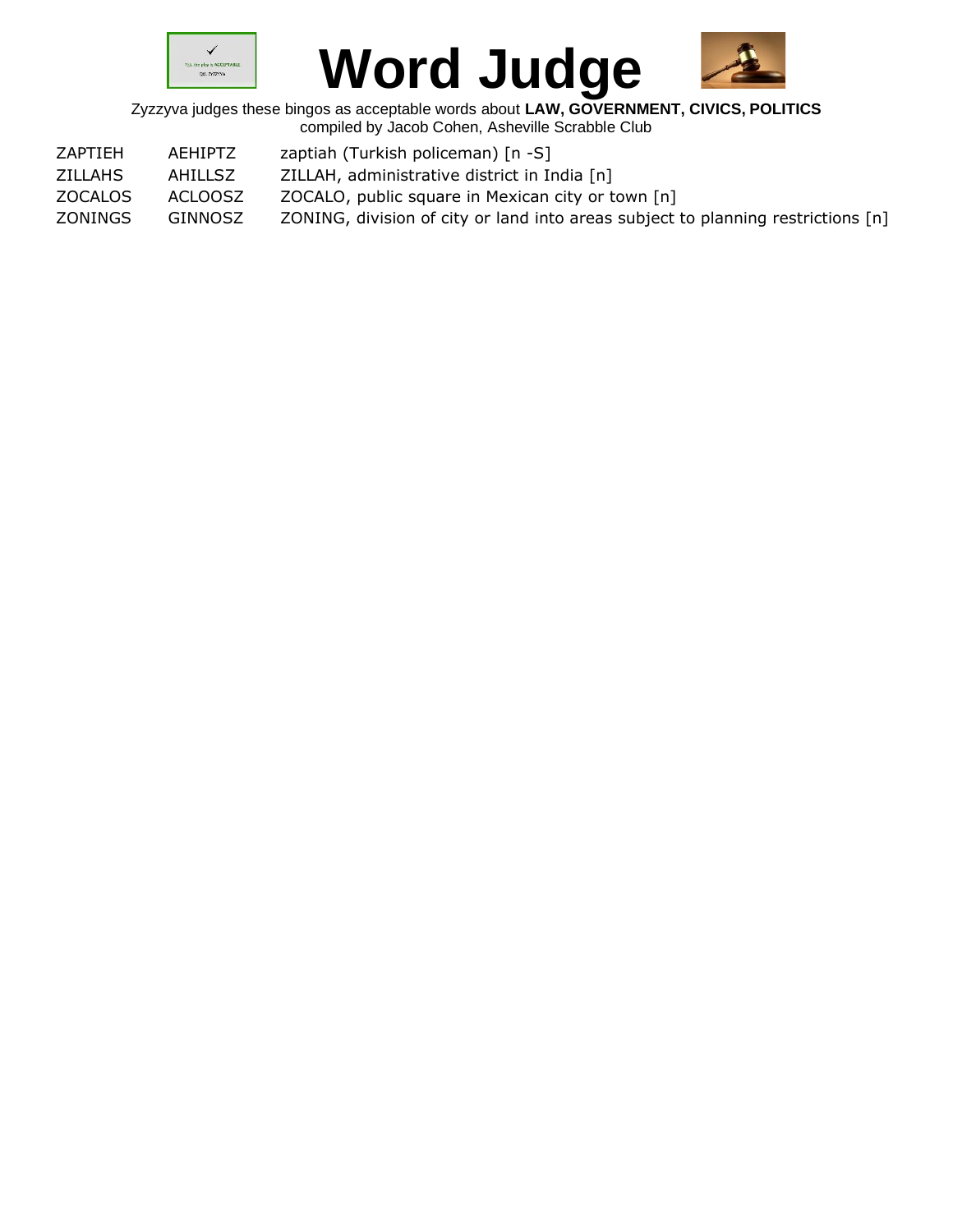# Word Judge

Zyzzyva judges these bingos as acceptable words about **LAW, GOVERNMENT, CIVICS, POLITICS**
compiled by Jacob Cohen, Asheville Scrabble Club

| | | |
|---|---|---|
| ZAPTIEH | AEHIPTZ | zaptiah (Turkish policeman) [n -S] |
| ZILLAHS | AHILLSZ | ZILLAH, administrative district in India [n] |
| ZOCALOS | ACLOOSZ | ZOCALO, public square in Mexican city or town [n] |
| ZONINGS | GINNOSZ | ZONING, division of city or land into areas subject to planning restrictions [n] |